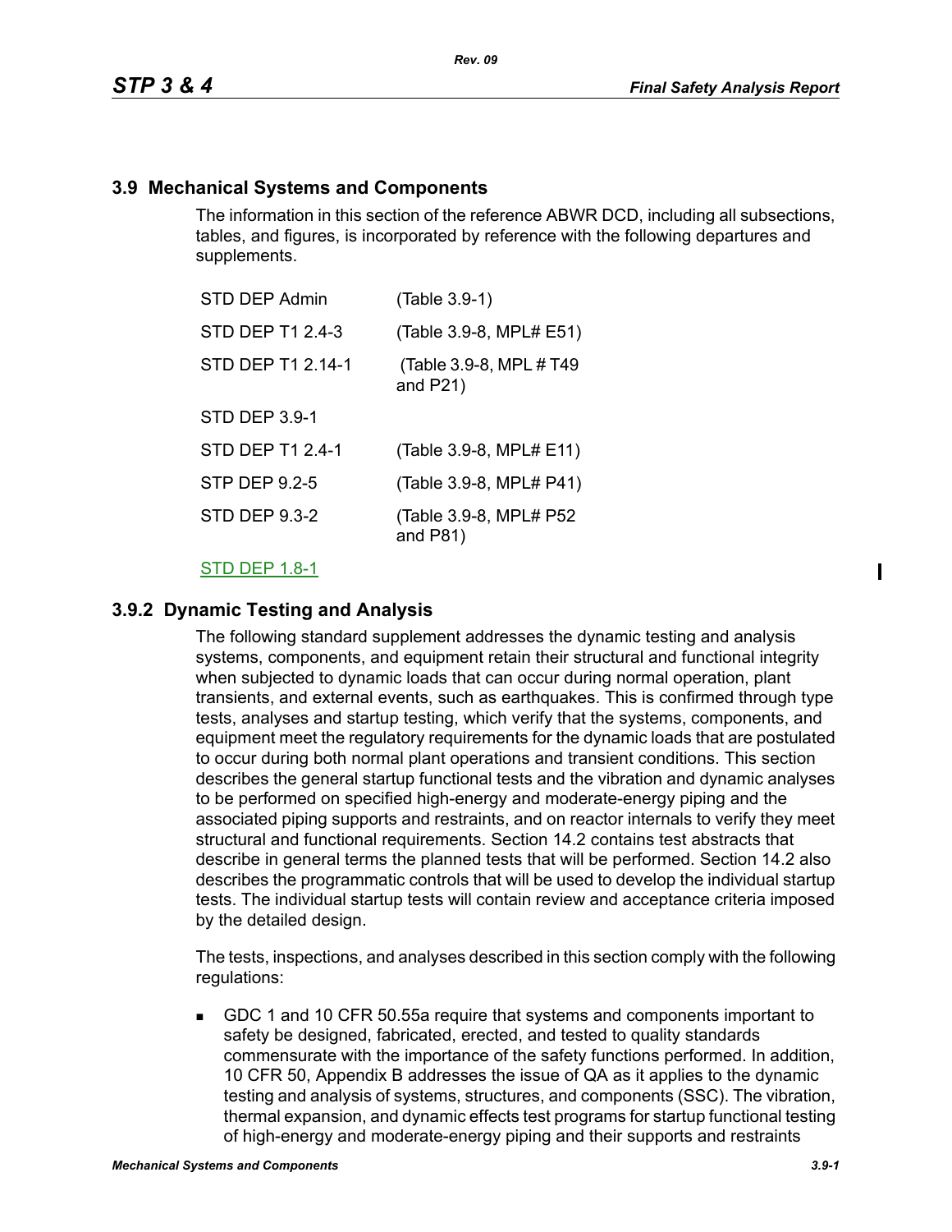## 3.9 Mechanical Systems and Components

The information in this section of the reference ABWR DCD, including all subsections, tables, and figures, is incorporated by reference with the following departures and supplements.

| | |
|---|---|
| STD DEP Admin | (Table 3.9-1) |
| STD DEP T1 2.4-3 | (Table 3.9-8, MPL# E51) |
| STD DEP T1 2.14-1 | (Table 3.9-8, MPL # T49 and P21) |
| STD DEP 3.9-1 | |
| STD DEP T1 2.4-1 | (Table 3.9-8, MPL# E11) |
| STP DEP 9.2-5 | (Table 3.9-8, MPL# P41) |
| STD DEP 9.3-2 | (Table 3.9-8, MPL# P52 and P81) |

STD DEP 1.8-1

### 3.9.2 Dynamic Testing and Analysis

The following standard supplement addresses the dynamic testing and analysis systems, components, and equipment retain their structural and functional integrity when subjected to dynamic loads that can occur during normal operation, plant transients, and external events, such as earthquakes. This is confirmed through type tests, analyses and startup testing, which verify that the systems, components, and equipment meet the regulatory requirements for the dynamic loads that are postulated to occur during both normal plant operations and transient conditions. This section describes the general startup functional tests and the vibration and dynamic analyses to be performed on specified high-energy and moderate-energy piping and the associated piping supports and restraints, and on reactor internals to verify they meet structural and functional requirements. Section 14.2 contains test abstracts that describe in general terms the planned tests that will be performed. Section 14.2 also describes the programmatic controls that will be used to develop the individual startup tests. The individual startup tests will contain review and acceptance criteria imposed by the detailed design.

The tests, inspections, and analyses described in this section comply with the following regulations:

- GDC 1 and 10 CFR 50.55a require that systems and components important to safety be designed, fabricated, erected, and tested to quality standards commensurate with the importance of the safety functions performed. In addition, 10 CFR 50, Appendix B addresses the issue of QA as it applies to the dynamic testing and analysis of systems, structures, and components (SSC). The vibration, thermal expansion, and dynamic effects test programs for startup functional testing of high-energy and moderate-energy piping and their supports and restraints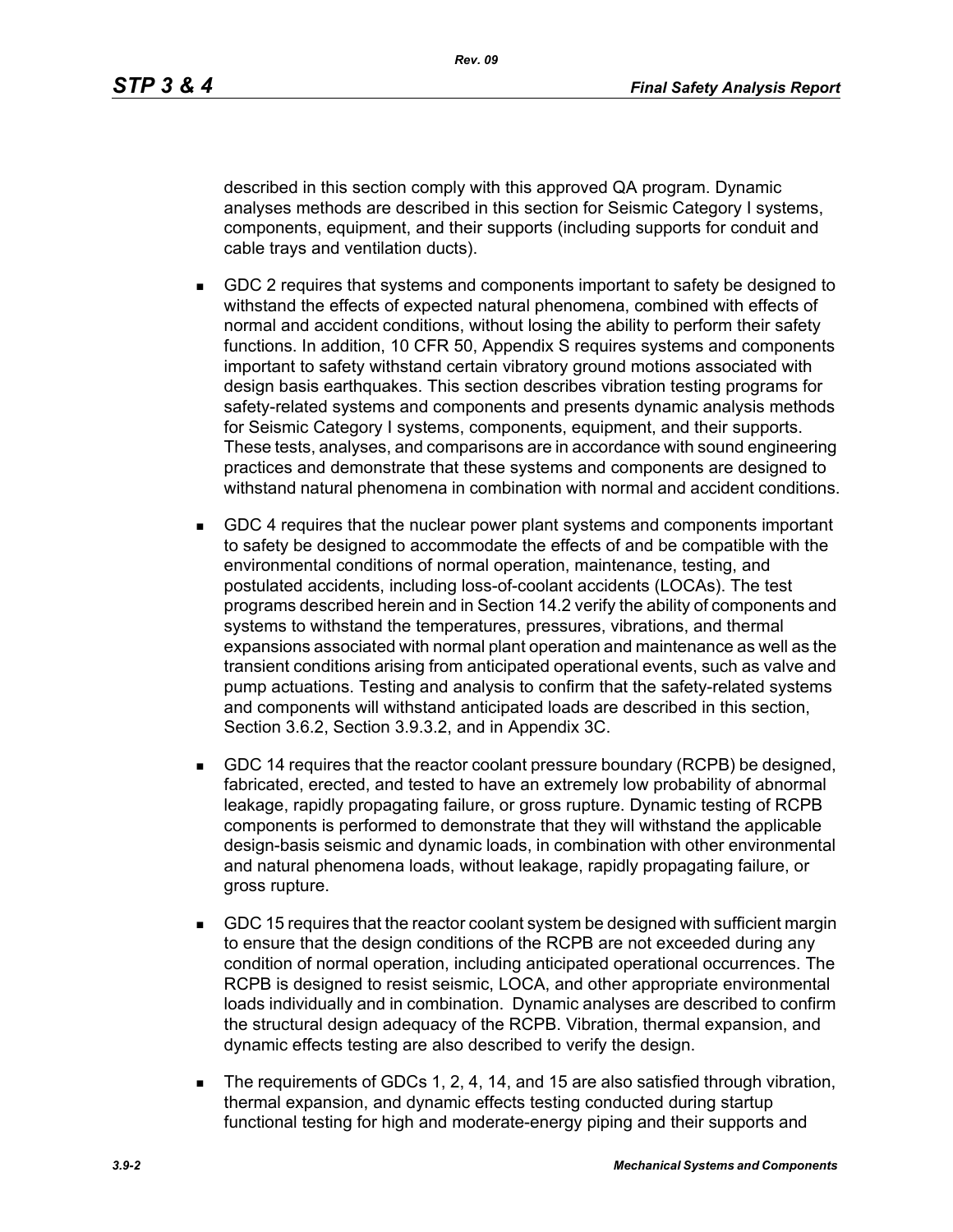described in this section comply with this approved QA program. Dynamic analyses methods are described in this section for Seismic Category I systems, components, equipment, and their supports (including supports for conduit and cable trays and ventilation ducts).

- GDC 2 requires that systems and components important to safety be designed to withstand the effects of expected natural phenomena, combined with effects of normal and accident conditions, without losing the ability to perform their safety functions. In addition, 10 CFR 50, Appendix S requires systems and components important to safety withstand certain vibratory ground motions associated with design basis earthquakes. This section describes vibration testing programs for safety-related systems and components and presents dynamic analysis methods for Seismic Category I systems, components, equipment, and their supports. These tests, analyses, and comparisons are in accordance with sound engineering practices and demonstrate that these systems and components are designed to withstand natural phenomena in combination with normal and accident conditions.

- GDC 4 requires that the nuclear power plant systems and components important to safety be designed to accommodate the effects of and be compatible with the environmental conditions of normal operation, maintenance, testing, and postulated accidents, including loss-of-coolant accidents (LOCAs). The test programs described herein and in Section 14.2 verify the ability of components and systems to withstand the temperatures, pressures, vibrations, and thermal expansions associated with normal plant operation and maintenance as well as the transient conditions arising from anticipated operational events, such as valve and pump actuations. Testing and analysis to confirm that the safety-related systems and components will withstand anticipated loads are described in this section, Section 3.6.2, Section 3.9.3.2, and in Appendix 3C.

- GDC 14 requires that the reactor coolant pressure boundary (RCPB) be designed, fabricated, erected, and tested to have an extremely low probability of abnormal leakage, rapidly propagating failure, or gross rupture. Dynamic testing of RCPB components is performed to demonstrate that they will withstand the applicable design-basis seismic and dynamic loads, in combination with other environmental and natural phenomena loads, without leakage, rapidly propagating failure, or gross rupture.

- GDC 15 requires that the reactor coolant system be designed with sufficient margin to ensure that the design conditions of the RCPB are not exceeded during any condition of normal operation, including anticipated operational occurrences. The RCPB is designed to resist seismic, LOCA, and other appropriate environmental loads individually and in combination. Dynamic analyses are described to confirm the structural design adequacy of the RCPB. Vibration, thermal expansion, and dynamic effects testing are also described to verify the design.

- The requirements of GDCs 1, 2, 4, 14, and 15 are also satisfied through vibration, thermal expansion, and dynamic effects testing conducted during startup functional testing for high and moderate-energy piping and their supports and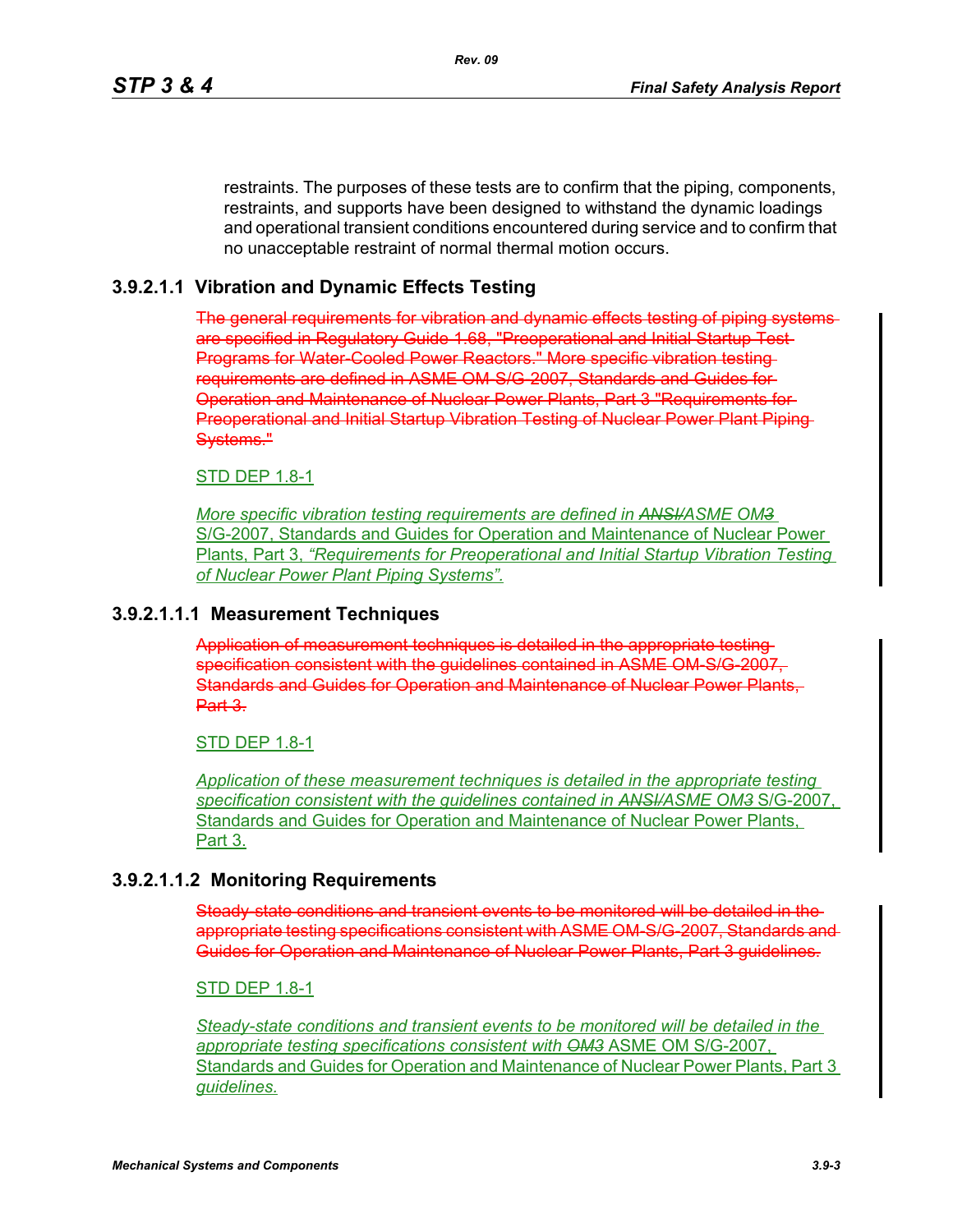restraints. The purposes of these tests are to confirm that the piping, components, restraints, and supports have been designed to withstand the dynamic loadings and operational transient conditions encountered during service and to confirm that no unacceptable restraint of normal thermal motion occurs.

### 3.9.2.1.1 Vibration and Dynamic Effects Testing

~~The general requirements for vibration and dynamic effects testing of piping systems are specified in Regulatory Guide 1.68, "Preoperational and Initial Startup Test Programs for Water-Cooled Power Reactors." More specific vibration testing requirements are defined in ASME OM-S/G-2007, Standards and Guides for Operation and Maintenance of Nuclear Power Plants, Part 3 "Requirements for Preoperational and Initial Startup Vibration Testing of Nuclear Power Plant Piping Systems."~~

STD DEP 1.8-1

*More specific vibration testing requirements are defined in ~~ANSI/~~ASME OM~~3~~* S/G-2007, Standards and Guides for Operation and Maintenance of Nuclear Power Plants, Part 3, *"Requirements for Preoperational and Initial Startup Vibration Testing of Nuclear Power Plant Piping Systems".*

#### 3.9.2.1.1.1 Measurement Techniques

~~Application of measurement techniques is detailed in the appropriate testing specification consistent with the guidelines contained in ASME OM-S/G-2007, Standards and Guides for Operation and Maintenance of Nuclear Power Plants, Part 3.~~

STD DEP 1.8-1

*Application of these measurement techniques is detailed in the appropriate testing specification consistent with the guidelines contained in ~~ANSI/~~ASME OM~~3~~* S/G-2007, Standards and Guides for Operation and Maintenance of Nuclear Power Plants, Part 3.

#### 3.9.2.1.1.2 Monitoring Requirements

~~Steady-state conditions and transient events to be monitored will be detailed in the appropriate testing specifications consistent with ASME OM-S/G-2007, Standards and Guides for Operation and Maintenance of Nuclear Power Plants, Part 3 guidelines.~~

STD DEP 1.8-1

*Steady-state conditions and transient events to be monitored will be detailed in the appropriate testing specifications consistent with ~~OM3~~* ASME OM S/G-2007, Standards and Guides for Operation and Maintenance of Nuclear Power Plants, Part 3 *guidelines.*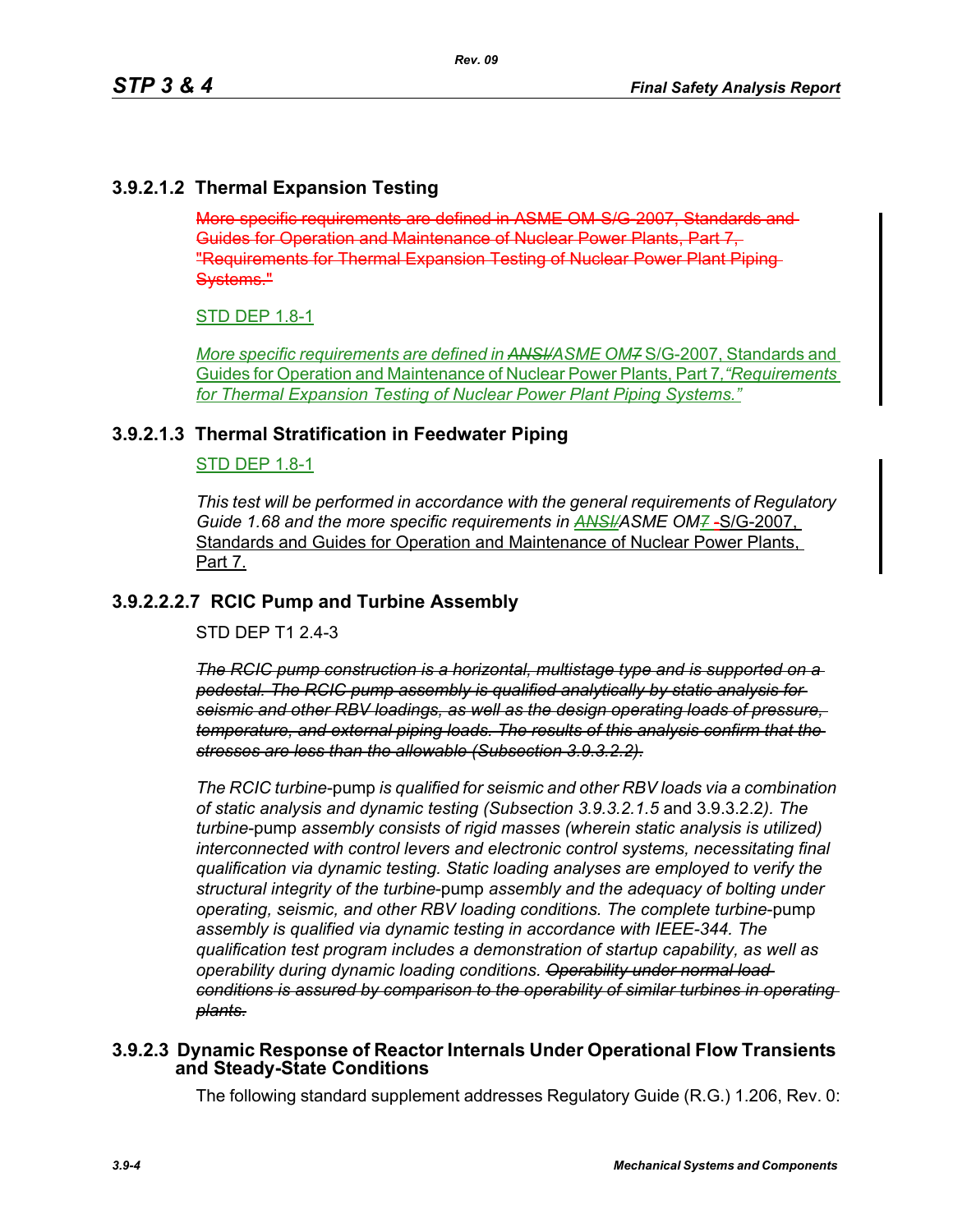## 3.9.2.1.2 Thermal Expansion Testing

~~More specific requirements are defined in ASME OM-S/G-2007, Standards and Guides for Operation and Maintenance of Nuclear Power Plants, Part 7, "Requirements for Thermal Expansion Testing of Nuclear Power Plant Piping Systems."~~

STD DEP 1.8-1

*More specific requirements are defined in ~~ANSI/~~ASME OM~~7~~* S/G-2007, Standards and Guides for Operation and Maintenance of Nuclear Power Plants, Part 7, *"Requirements for Thermal Expansion Testing of Nuclear Power Plant Piping Systems."*

## 3.9.2.1.3 Thermal Stratification in Feedwater Piping

STD DEP 1.8-1

*This test will be performed in accordance with the general requirements of Regulatory Guide 1.68 and the more specific requirements in ~~ANSI/~~ASME OM~~7~~* ~~-~~S/G-2007, Standards and Guides for Operation and Maintenance of Nuclear Power Plants, Part 7.

## 3.9.2.2.2.7 RCIC Pump and Turbine Assembly

STD DEP T1 2.4-3

~~*The RCIC pump construction is a horizontal, multistage type and is supported on a pedestal. The RCIC pump assembly is qualified analytically by static analysis for seismic and other RBV loadings, as well as the design operating loads of pressure, temperature, and external piping loads. The results of this analysis confirm that the stresses are less than the allowable (Subsection 3.9.3.2.2).*~~

*The RCIC turbine*-pump *is qualified for seismic and other RBV loads via a combination of static analysis and dynamic testing (Subsection 3.9.3.2.1.5* and 3.9.3.2.2*). The turbine*-pump *assembly consists of rigid masses (wherein static analysis is utilized) interconnected with control levers and electronic control systems, necessitating final qualification via dynamic testing. Static loading analyses are employed to verify the structural integrity of the turbine*-pump *assembly and the adequacy of bolting under operating, seismic, and other RBV loading conditions. The complete turbine*-pump *assembly is qualified via dynamic testing in accordance with IEEE-344. The qualification test program includes a demonstration of startup capability, as well as operability during dynamic loading conditions.* ~~*Operability under normal load conditions is assured by comparison to the operability of similar turbines in operating plants.*~~

## 3.9.2.3 Dynamic Response of Reactor Internals Under Operational Flow Transients and Steady-State Conditions

The following standard supplement addresses Regulatory Guide (R.G.) 1.206, Rev. 0: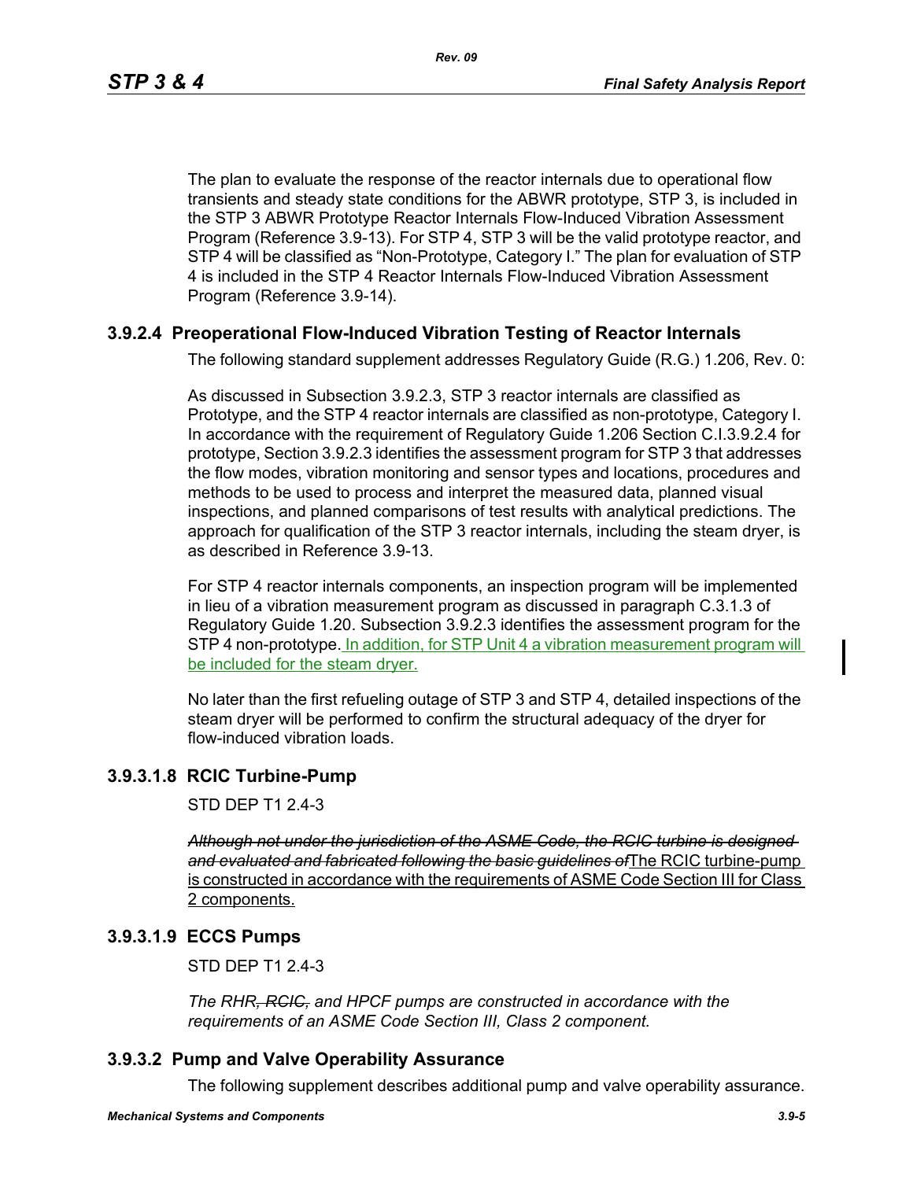The plan to evaluate the response of the reactor internals due to operational flow transients and steady state conditions for the ABWR prototype, STP 3, is included in the STP 3 ABWR Prototype Reactor Internals Flow-Induced Vibration Assessment Program (Reference 3.9-13). For STP 4, STP 3 will be the valid prototype reactor, and STP 4 will be classified as "Non-Prototype, Category I." The plan for evaluation of STP 4 is included in the STP 4 Reactor Internals Flow-Induced Vibration Assessment Program (Reference 3.9-14).

### 3.9.2.4 Preoperational Flow-Induced Vibration Testing of Reactor Internals

The following standard supplement addresses Regulatory Guide (R.G.) 1.206, Rev. 0:

As discussed in Subsection 3.9.2.3, STP 3 reactor internals are classified as Prototype, and the STP 4 reactor internals are classified as non-prototype, Category I. In accordance with the requirement of Regulatory Guide 1.206 Section C.I.3.9.2.4 for prototype, Section 3.9.2.3 identifies the assessment program for STP 3 that addresses the flow modes, vibration monitoring and sensor types and locations, procedures and methods to be used to process and interpret the measured data, planned visual inspections, and planned comparisons of test results with analytical predictions. The approach for qualification of the STP 3 reactor internals, including the steam dryer, is as described in Reference 3.9-13.

For STP 4 reactor internals components, an inspection program will be implemented in lieu of a vibration measurement program as discussed in paragraph C.3.1.3 of Regulatory Guide 1.20. Subsection 3.9.2.3 identifies the assessment program for the STP 4 non-prototype. In addition, for STP Unit 4 a vibration measurement program will be included for the steam dryer.

No later than the first refueling outage of STP 3 and STP 4, detailed inspections of the steam dryer will be performed to confirm the structural adequacy of the dryer for flow-induced vibration loads.

### 3.9.3.1.8 RCIC Turbine-Pump

STD DEP T1 2.4-3

~~*Although not under the jurisdiction of the ASME Code, the RCIC turbine is designed and evaluated and fabricated following the basic guidelines of*~~The RCIC turbine-pump is constructed in accordance with the requirements of ASME Code Section III for Class 2 components.

### 3.9.3.1.9 ECCS Pumps

STD DEP T1 2.4-3

*The RHR~~, RCIC,~~ and HPCF pumps are constructed in accordance with the requirements of an ASME Code Section III, Class 2 component.*

### 3.9.3.2 Pump and Valve Operability Assurance

The following supplement describes additional pump and valve operability assurance.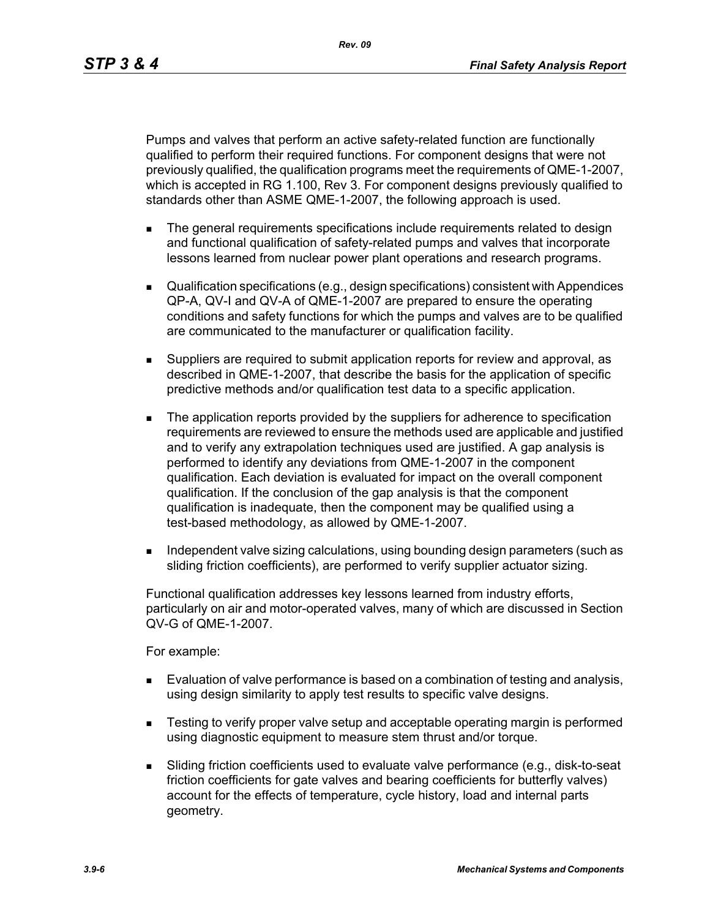Pumps and valves that perform an active safety-related function are functionally qualified to perform their required functions. For component designs that were not previously qualified, the qualification programs meet the requirements of QME-1-2007, which is accepted in RG 1.100, Rev 3. For component designs previously qualified to standards other than ASME QME-1-2007, the following approach is used.

- The general requirements specifications include requirements related to design and functional qualification of safety-related pumps and valves that incorporate lessons learned from nuclear power plant operations and research programs.
- Qualification specifications (e.g., design specifications) consistent with Appendices QP-A, QV-I and QV-A of QME-1-2007 are prepared to ensure the operating conditions and safety functions for which the pumps and valves are to be qualified are communicated to the manufacturer or qualification facility.
- Suppliers are required to submit application reports for review and approval, as described in QME-1-2007, that describe the basis for the application of specific predictive methods and/or qualification test data to a specific application.
- The application reports provided by the suppliers for adherence to specification requirements are reviewed to ensure the methods used are applicable and justified and to verify any extrapolation techniques used are justified. A gap analysis is performed to identify any deviations from QME-1-2007 in the component qualification. Each deviation is evaluated for impact on the overall component qualification. If the conclusion of the gap analysis is that the component qualification is inadequate, then the component may be qualified using a test-based methodology, as allowed by QME-1-2007.
- Independent valve sizing calculations, using bounding design parameters (such as sliding friction coefficients), are performed to verify supplier actuator sizing.

Functional qualification addresses key lessons learned from industry efforts, particularly on air and motor-operated valves, many of which are discussed in Section QV-G of QME-1-2007.

For example:

- Evaluation of valve performance is based on a combination of testing and analysis, using design similarity to apply test results to specific valve designs.
- Testing to verify proper valve setup and acceptable operating margin is performed using diagnostic equipment to measure stem thrust and/or torque.
- Sliding friction coefficients used to evaluate valve performance (e.g., disk-to-seat friction coefficients for gate valves and bearing coefficients for butterfly valves) account for the effects of temperature, cycle history, load and internal parts geometry.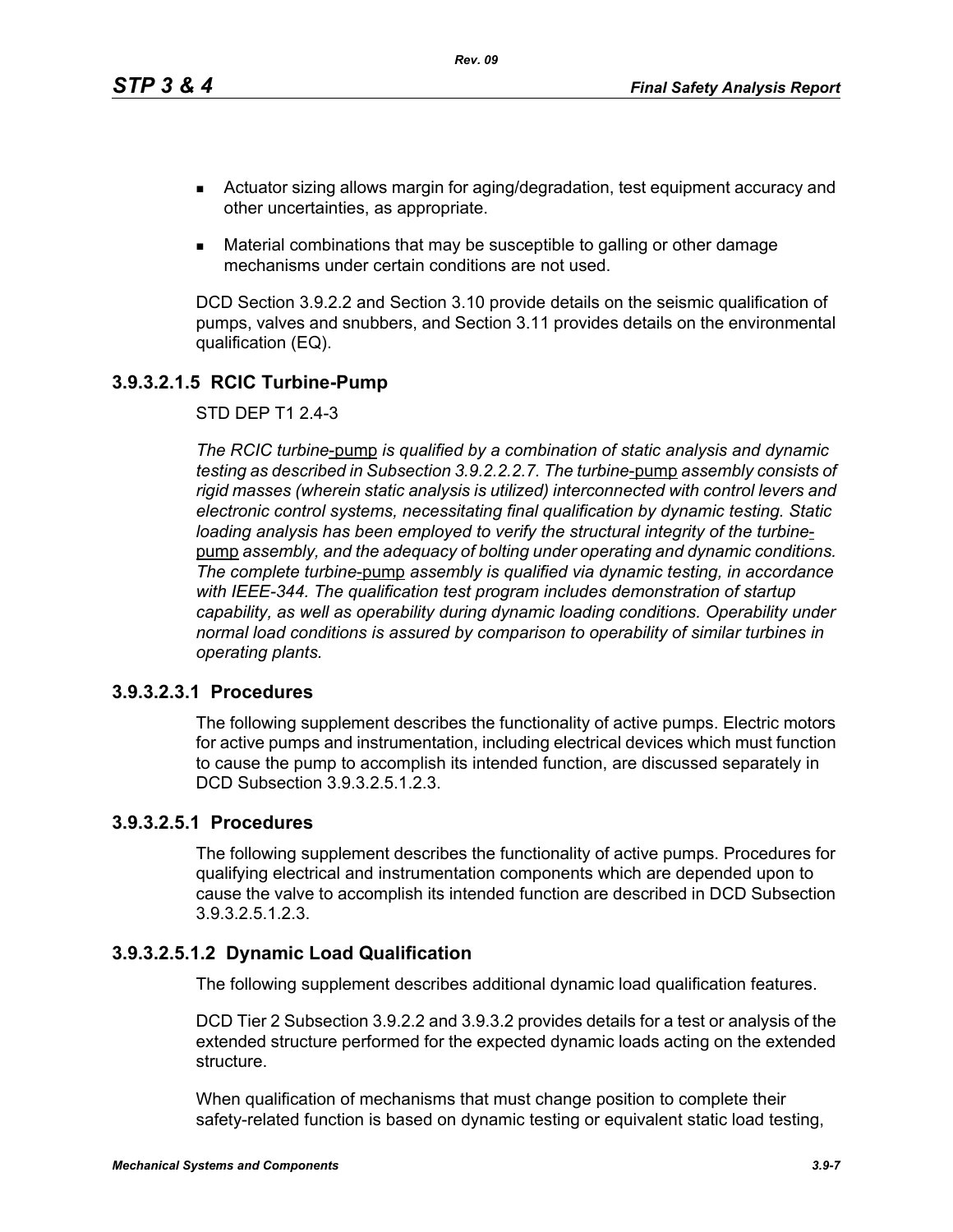- Actuator sizing allows margin for aging/degradation, test equipment accuracy and other uncertainties, as appropriate.
- Material combinations that may be susceptible to galling or other damage mechanisms under certain conditions are not used.

DCD Section 3.9.2.2 and Section 3.10 provide details on the seismic qualification of pumps, valves and snubbers, and Section 3.11 provides details on the environmental qualification (EQ).

### 3.9.3.2.1.5 RCIC Turbine-Pump

STD DEP T1 2.4-3

*The RCIC turbine*-pump *is qualified by a combination of static analysis and dynamic testing as described in Subsection 3.9.2.2.2.7. The turbine*-pump *assembly consists of rigid masses (wherein static analysis is utilized) interconnected with control levers and electronic control systems, necessitating final qualification by dynamic testing. Static loading analysis has been employed to verify the structural integrity of the turbine*-pump *assembly, and the adequacy of bolting under operating and dynamic conditions. The complete turbine*-pump *assembly is qualified via dynamic testing, in accordance with IEEE-344. The qualification test program includes demonstration of startup capability, as well as operability during dynamic loading conditions. Operability under normal load conditions is assured by comparison to operability of similar turbines in operating plants.*

### 3.9.3.2.3.1 Procedures

The following supplement describes the functionality of active pumps. Electric motors for active pumps and instrumentation, including electrical devices which must function to cause the pump to accomplish its intended function, are discussed separately in DCD Subsection 3.9.3.2.5.1.2.3.

### 3.9.3.2.5.1 Procedures

The following supplement describes the functionality of active pumps. Procedures for qualifying electrical and instrumentation components which are depended upon to cause the valve to accomplish its intended function are described in DCD Subsection 3.9.3.2.5.1.2.3.

### 3.9.3.2.5.1.2 Dynamic Load Qualification

The following supplement describes additional dynamic load qualification features.

DCD Tier 2 Subsection 3.9.2.2 and 3.9.3.2 provides details for a test or analysis of the extended structure performed for the expected dynamic loads acting on the extended structure.

When qualification of mechanisms that must change position to complete their safety-related function is based on dynamic testing or equivalent static load testing,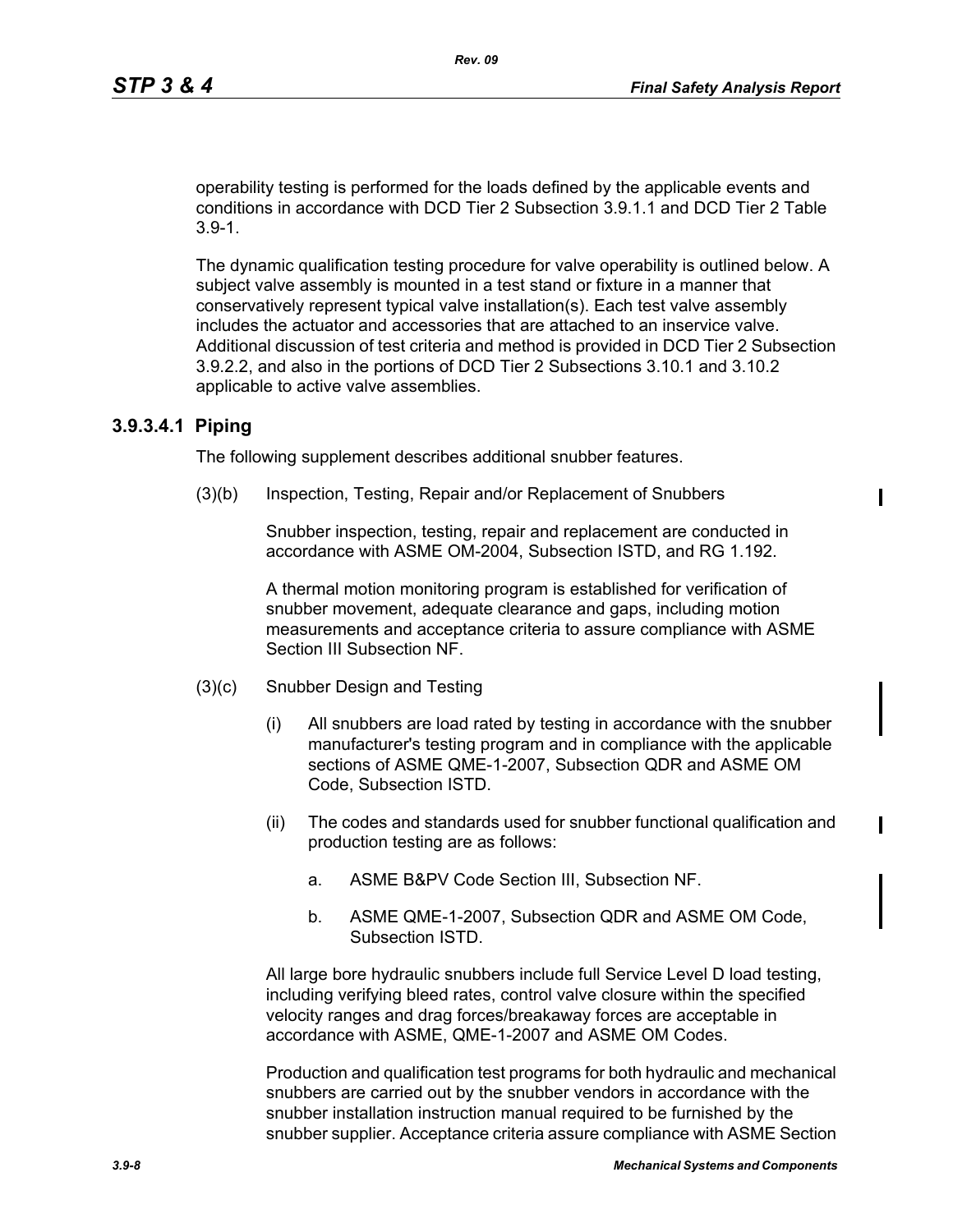operability testing is performed for the loads defined by the applicable events and conditions in accordance with DCD Tier 2 Subsection 3.9.1.1 and DCD Tier 2 Table 3.9-1.

The dynamic qualification testing procedure for valve operability is outlined below. A subject valve assembly is mounted in a test stand or fixture in a manner that conservatively represent typical valve installation(s). Each test valve assembly includes the actuator and accessories that are attached to an inservice valve. Additional discussion of test criteria and method is provided in DCD Tier 2 Subsection 3.9.2.2, and also in the portions of DCD Tier 2 Subsections 3.10.1 and 3.10.2 applicable to active valve assemblies.

### 3.9.3.4.1 Piping

The following supplement describes additional snubber features.

(3)(b) Inspection, Testing, Repair and/or Replacement of Snubbers

Snubber inspection, testing, repair and replacement are conducted in accordance with ASME OM-2004, Subsection ISTD, and RG 1.192.

A thermal motion monitoring program is established for verification of snubber movement, adequate clearance and gaps, including motion measurements and acceptance criteria to assure compliance with ASME Section III Subsection NF.

(3)(c) Snubber Design and Testing

(i) All snubbers are load rated by testing in accordance with the snubber manufacturer's testing program and in compliance with the applicable sections of ASME QME-1-2007, Subsection QDR and ASME OM Code, Subsection ISTD.

(ii) The codes and standards used for snubber functional qualification and production testing are as follows:

a. ASME B&PV Code Section III, Subsection NF.

b. ASME QME-1-2007, Subsection QDR and ASME OM Code, Subsection ISTD.

All large bore hydraulic snubbers include full Service Level D load testing, including verifying bleed rates, control valve closure within the specified velocity ranges and drag forces/breakaway forces are acceptable in accordance with ASME, QME-1-2007 and ASME OM Codes.

Production and qualification test programs for both hydraulic and mechanical snubbers are carried out by the snubber vendors in accordance with the snubber installation instruction manual required to be furnished by the snubber supplier. Acceptance criteria assure compliance with ASME Section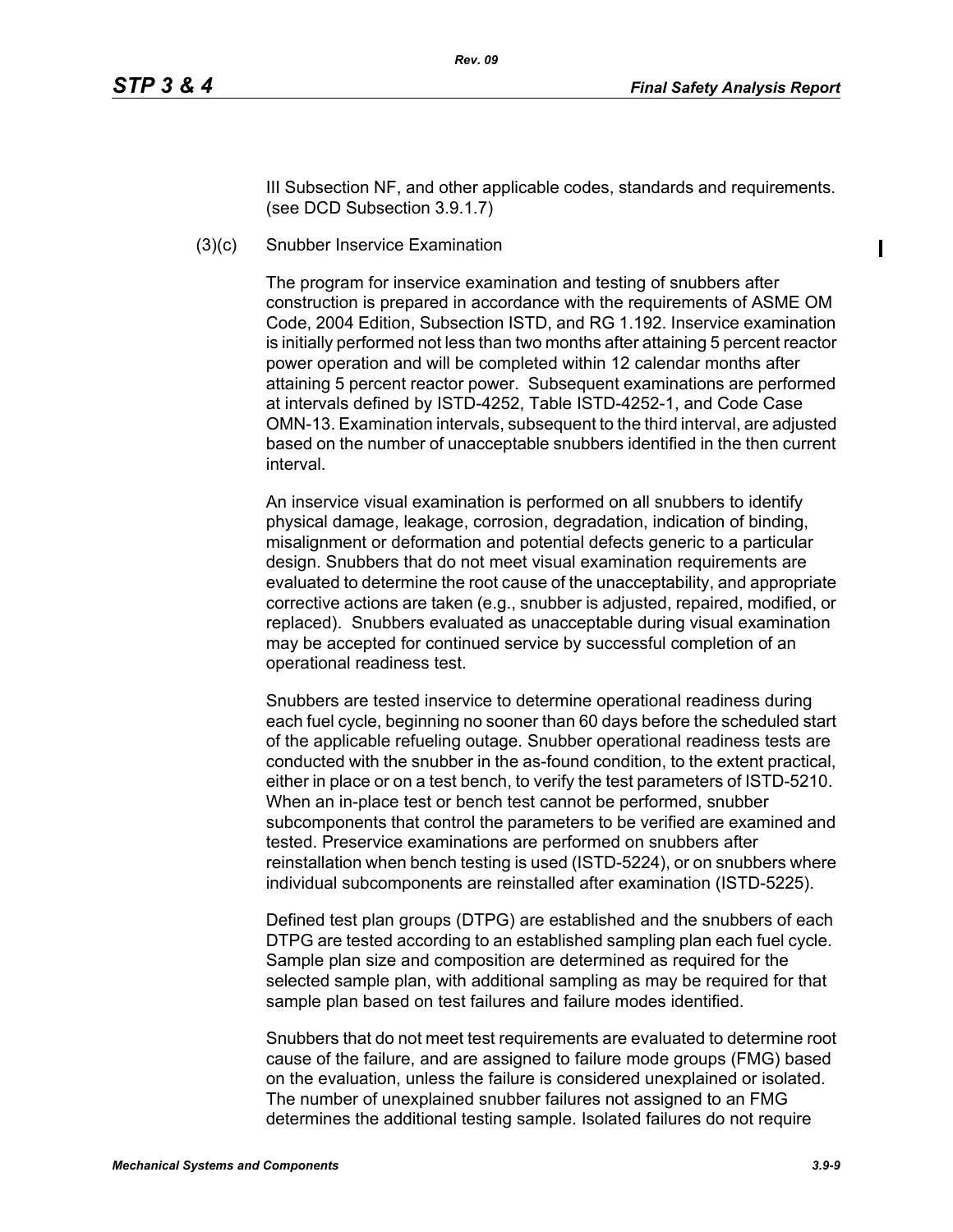III Subsection NF, and other applicable codes, standards and requirements. (see DCD Subsection 3.9.1.7)

(3)(c) Snubber Inservice Examination

The program for inservice examination and testing of snubbers after construction is prepared in accordance with the requirements of ASME OM Code, 2004 Edition, Subsection ISTD, and RG 1.192. Inservice examination is initially performed not less than two months after attaining 5 percent reactor power operation and will be completed within 12 calendar months after attaining 5 percent reactor power. Subsequent examinations are performed at intervals defined by ISTD-4252, Table ISTD-4252-1, and Code Case OMN-13. Examination intervals, subsequent to the third interval, are adjusted based on the number of unacceptable snubbers identified in the then current interval.

An inservice visual examination is performed on all snubbers to identify physical damage, leakage, corrosion, degradation, indication of binding, misalignment or deformation and potential defects generic to a particular design. Snubbers that do not meet visual examination requirements are evaluated to determine the root cause of the unacceptability, and appropriate corrective actions are taken (e.g., snubber is adjusted, repaired, modified, or replaced). Snubbers evaluated as unacceptable during visual examination may be accepted for continued service by successful completion of an operational readiness test.

Snubbers are tested inservice to determine operational readiness during each fuel cycle, beginning no sooner than 60 days before the scheduled start of the applicable refueling outage. Snubber operational readiness tests are conducted with the snubber in the as-found condition, to the extent practical, either in place or on a test bench, to verify the test parameters of ISTD-5210. When an in-place test or bench test cannot be performed, snubber subcomponents that control the parameters to be verified are examined and tested. Preservice examinations are performed on snubbers after reinstallation when bench testing is used (ISTD-5224), or on snubbers where individual subcomponents are reinstalled after examination (ISTD-5225).

Defined test plan groups (DTPG) are established and the snubbers of each DTPG are tested according to an established sampling plan each fuel cycle. Sample plan size and composition are determined as required for the selected sample plan, with additional sampling as may be required for that sample plan based on test failures and failure modes identified.

Snubbers that do not meet test requirements are evaluated to determine root cause of the failure, and are assigned to failure mode groups (FMG) based on the evaluation, unless the failure is considered unexplained or isolated. The number of unexplained snubber failures not assigned to an FMG determines the additional testing sample. Isolated failures do not require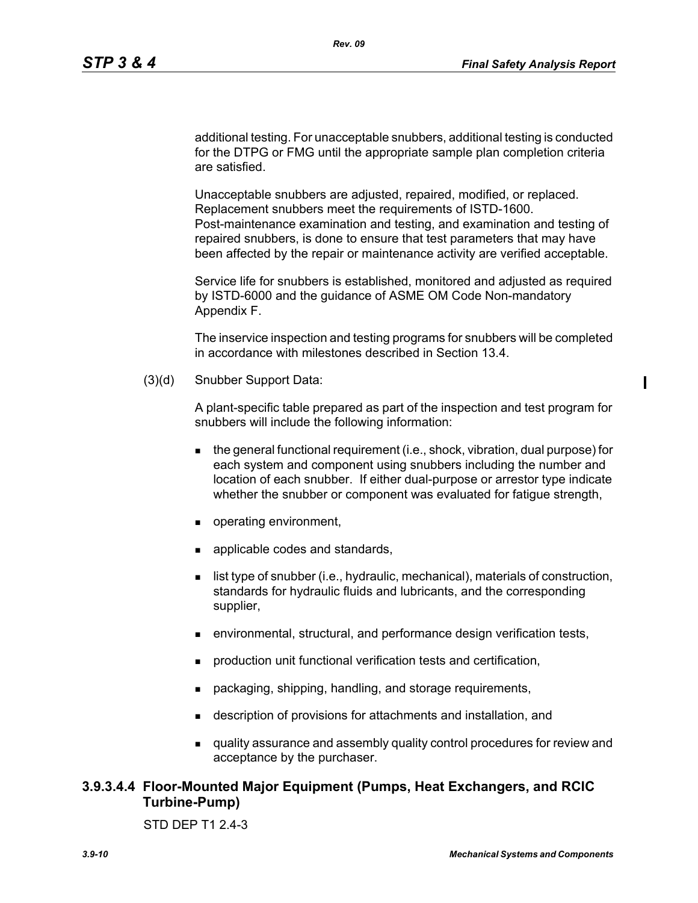additional testing. For unacceptable snubbers, additional testing is conducted for the DTPG or FMG until the appropriate sample plan completion criteria are satisfied.

Unacceptable snubbers are adjusted, repaired, modified, or replaced. Replacement snubbers meet the requirements of ISTD-1600. Post-maintenance examination and testing, and examination and testing of repaired snubbers, is done to ensure that test parameters that may have been affected by the repair or maintenance activity are verified acceptable.

Service life for snubbers is established, monitored and adjusted as required by ISTD-6000 and the guidance of ASME OM Code Non-mandatory Appendix F.

The inservice inspection and testing programs for snubbers will be completed in accordance with milestones described in Section 13.4.

(3)(d) Snubber Support Data:

A plant-specific table prepared as part of the inspection and test program for snubbers will include the following information:

- the general functional requirement (i.e., shock, vibration, dual purpose) for each system and component using snubbers including the number and location of each snubber. If either dual-purpose or arrestor type indicate whether the snubber or component was evaluated for fatigue strength,
- operating environment,
- applicable codes and standards,
- list type of snubber (i.e., hydraulic, mechanical), materials of construction, standards for hydraulic fluids and lubricants, and the corresponding supplier,
- environmental, structural, and performance design verification tests,
- production unit functional verification tests and certification,
- packaging, shipping, handling, and storage requirements,
- description of provisions for attachments and installation, and
- quality assurance and assembly quality control procedures for review and acceptance by the purchaser.

### 3.9.3.4.4 Floor-Mounted Major Equipment (Pumps, Heat Exchangers, and RCIC Turbine-Pump)

STD DEP T1 2.4-3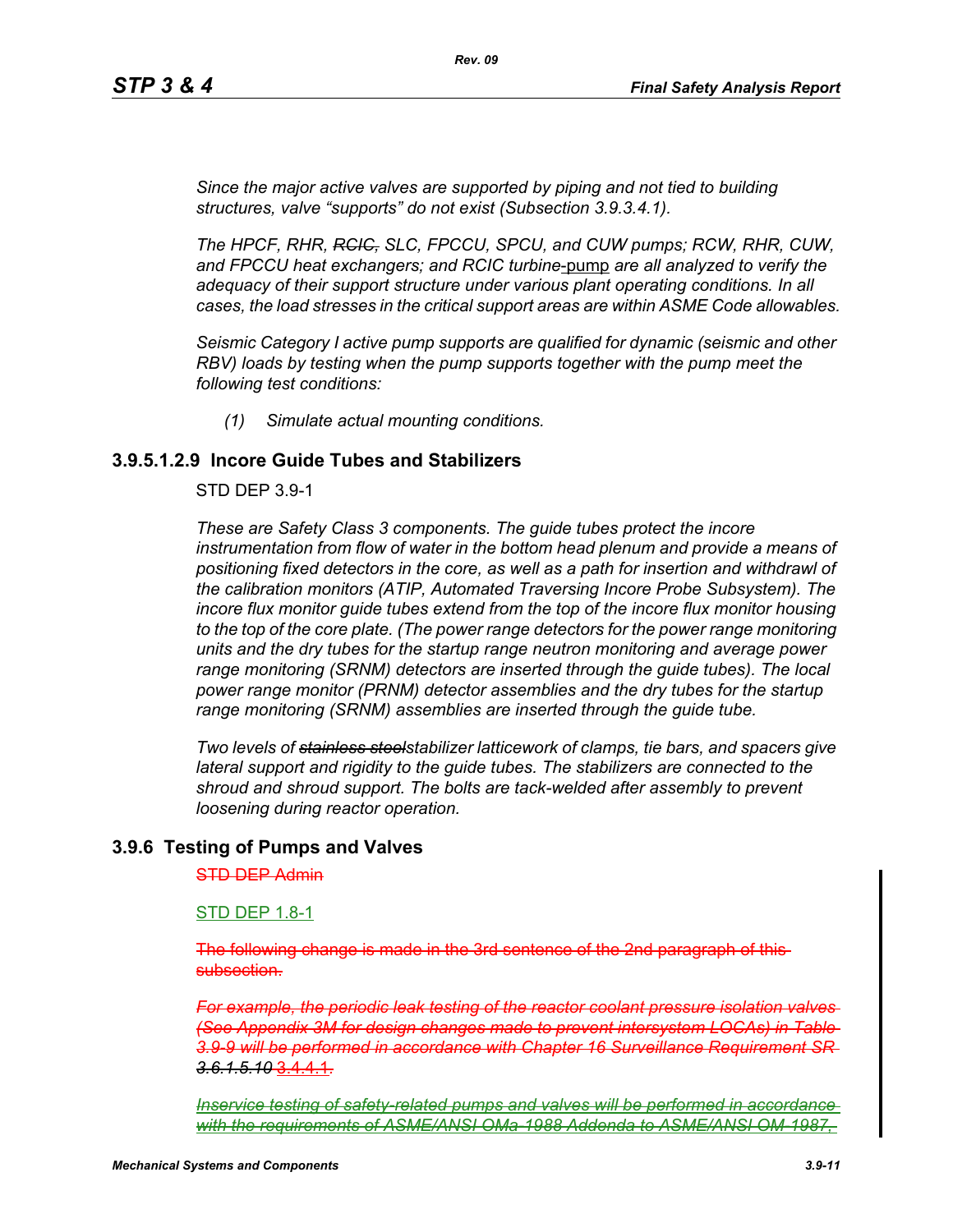*Since the major active valves are supported by piping and not tied to building structures, valve "supports" do not exist (Subsection 3.9.3.4.1).*

*The HPCF, RHR, ~~RCIC,~~ SLC, FPCCU, SPCU, and CUW pumps; RCW, RHR, CUW, and FPCCU heat exchangers; and RCIC turbine*~~-~~pump *are all analyzed to verify the adequacy of their support structure under various plant operating conditions. In all cases, the load stresses in the critical support areas are within ASME Code allowables.*

*Seismic Category I active pump supports are qualified for dynamic (seismic and other RBV) loads by testing when the pump supports together with the pump meet the following test conditions:*

*(1) Simulate actual mounting conditions.*

### 3.9.5.1.2.9 Incore Guide Tubes and Stabilizers

STD DEP 3.9-1

*These are Safety Class 3 components. The guide tubes protect the incore instrumentation from flow of water in the bottom head plenum and provide a means of positioning fixed detectors in the core, as well as a path for insertion and withdrawl of the calibration monitors (ATIP, Automated Traversing Incore Probe Subsystem). The incore flux monitor guide tubes extend from the top of the incore flux monitor housing to the top of the core plate. (The power range detectors for the power range monitoring units and the dry tubes for the startup range neutron monitoring and average power range monitoring (SRNM) detectors are inserted through the guide tubes). The local power range monitor (PRNM) detector assemblies and the dry tubes for the startup range monitoring (SRNM) assemblies are inserted through the guide tube.*

*Two levels of ~~stainless steel~~stabilizer latticework of clamps, tie bars, and spacers give lateral support and rigidity to the guide tubes. The stabilizers are connected to the shroud and shroud support. The bolts are tack-welded after assembly to prevent loosening during reactor operation.*

## 3.9.6 Testing of Pumps and Valves

~~STD DEP Admin~~

STD DEP 1.8-1

~~The following change is made in the 3rd sentence of the 2nd paragraph of this subsection.~~

~~*For example, the periodic leak testing of the reactor coolant pressure isolation valves (See Appendix 3M for design changes made to prevent intersystem LOCAs) in Table 3.9-9 will be performed in accordance with Chapter 16 Surveillance Requirement SR 3.6.1.5.10* 3.4.4.1.~~

~~*Inservice testing of safety-related pumps and valves will be performed in accordance with the requirements of ASME/ANSI OMa-1988 Addenda to ASME/ANSI OM-1987,*~~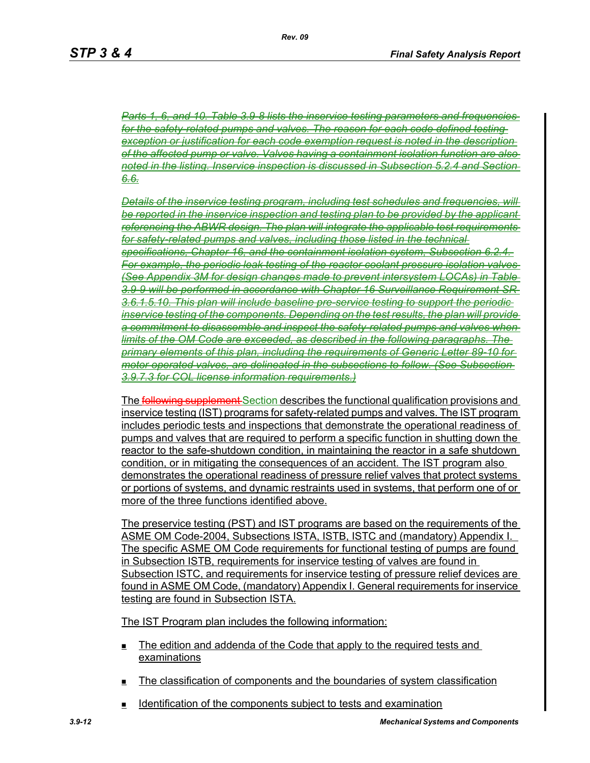~~*Parts 1, 6, and 10. Table 3.9-8 lists the inservice testing parameters and frequencies for the safety-related pumps and valves. The reason for each code defined testing exception or justification for each code exemption request is noted in the description of the affected pump or valve. Valves having a containment isolation function are also noted in the listing. Inservice inspection is discussed in Subsection 5.2.4 and Section 6.6.*~~

~~*Details of the inservice testing program, including test schedules and frequencies, will be reported in the inservice inspection and testing plan to be provided by the applicant referencing the ABWR design. The plan will integrate the applicable test requirements for safety-related pumps and valves, including those listed in the technical specifications, Chapter 16, and the containment isolation system, Subsection 6.2.4. For example, the periodic leak testing of the reactor coolant pressure isolation valves (See Appendix 3M for design changes made to prevent intersystem LOCAs) in Table 3.9-9 will be performed in accordance with Chapter 16 Surveillance Requirement SR 3.6.1.5.10. This plan will include baseline pre-service testing to support the periodic inservice testing of the components. Depending on the test results, the plan will provide a commitment to disassemble and inspect the safety-related pumps and valves when limits of the OM Code are exceeded, as described in the following paragraphs. The primary elements of this plan, including the requirements of Generic Letter 89-10 for motor operated valves, are delineated in the subsections to follow. (See Subsection 3.9.7.3 for COL license information requirements.)*~~

The ~~following supplement~~ Section describes the functional qualification provisions and inservice testing (IST) programs for safety-related pumps and valves. The IST program includes periodic tests and inspections that demonstrate the operational readiness of pumps and valves that are required to perform a specific function in shutting down the reactor to the safe-shutdown condition, in maintaining the reactor in a safe shutdown condition, or in mitigating the consequences of an accident. The IST program also demonstrates the operational readiness of pressure relief valves that protect systems or portions of systems, and dynamic restraints used in systems, that perform one of or more of the three functions identified above.

The preservice testing (PST) and IST programs are based on the requirements of the ASME OM Code-2004, Subsections ISTA, ISTB, ISTC and (mandatory) Appendix I. The specific ASME OM Code requirements for functional testing of pumps are found in Subsection ISTB, requirements for inservice testing of valves are found in Subsection ISTC, and requirements for inservice testing of pressure relief devices are found in ASME OM Code, (mandatory) Appendix I. General requirements for inservice testing are found in Subsection ISTA.

The IST Program plan includes the following information:

- The edition and addenda of the Code that apply to the required tests and examinations
- The classification of components and the boundaries of system classification
- Identification of the components subject to tests and examination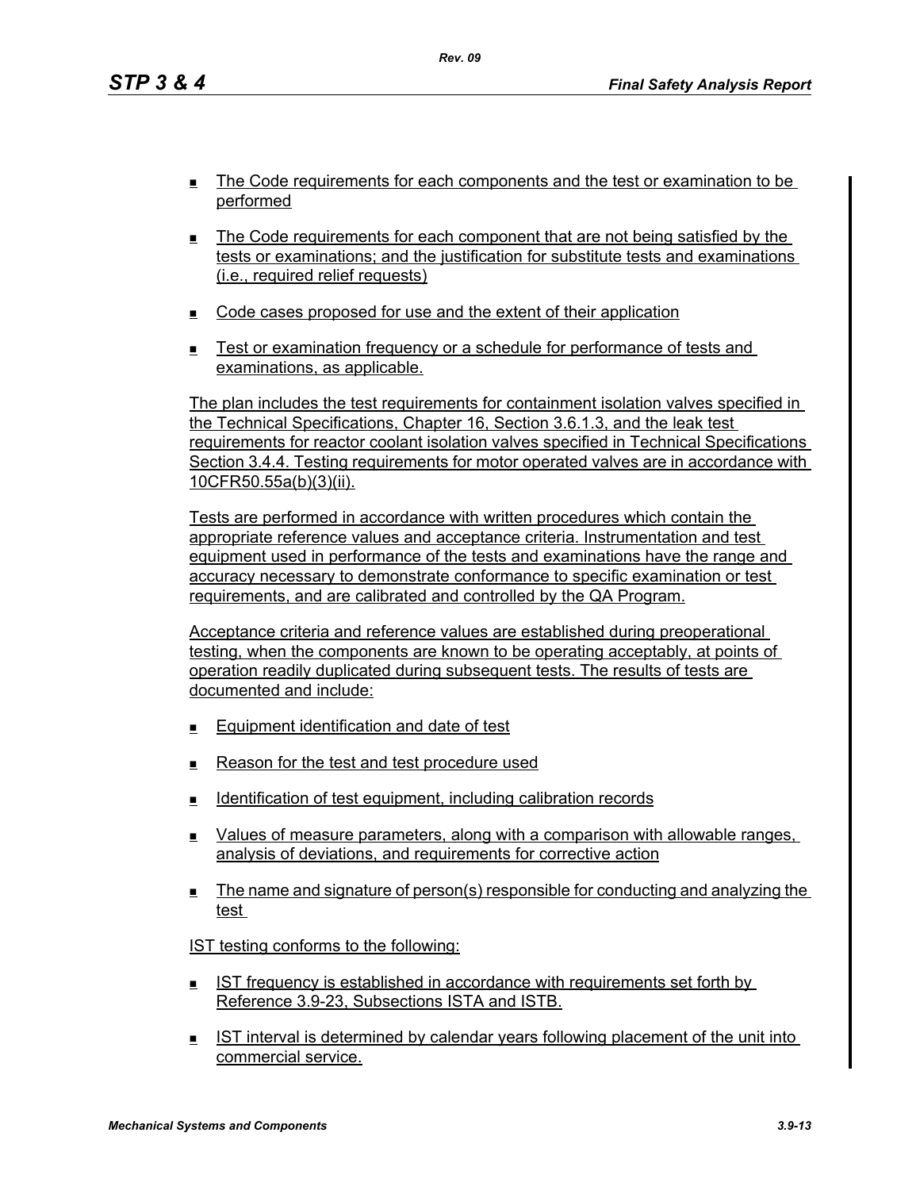- The Code requirements for each components and the test or examination to be performed
- The Code requirements for each component that are not being satisfied by the tests or examinations; and the justification for substitute tests and examinations (i.e., required relief requests)
- Code cases proposed for use and the extent of their application
- Test or examination frequency or a schedule for performance of tests and examinations, as applicable.

The plan includes the test requirements for containment isolation valves specified in the Technical Specifications, Chapter 16, Section 3.6.1.3, and the leak test requirements for reactor coolant isolation valves specified in Technical Specifications Section 3.4.4. Testing requirements for motor operated valves are in accordance with 10CFR50.55a(b)(3)(ii).

Tests are performed in accordance with written procedures which contain the appropriate reference values and acceptance criteria. Instrumentation and test equipment used in performance of the tests and examinations have the range and accuracy necessary to demonstrate conformance to specific examination or test requirements, and are calibrated and controlled by the QA Program.

Acceptance criteria and reference values are established during preoperational testing, when the components are known to be operating acceptably, at points of operation readily duplicated during subsequent tests. The results of tests are documented and include:

- Equipment identification and date of test
- Reason for the test and test procedure used
- Identification of test equipment, including calibration records
- Values of measure parameters, along with a comparison with allowable ranges, analysis of deviations, and requirements for corrective action
- The name and signature of person(s) responsible for conducting and analyzing the test

IST testing conforms to the following:

- IST frequency is established in accordance with requirements set forth by Reference 3.9-23, Subsections ISTA and ISTB.
- IST interval is determined by calendar years following placement of the unit into commercial service.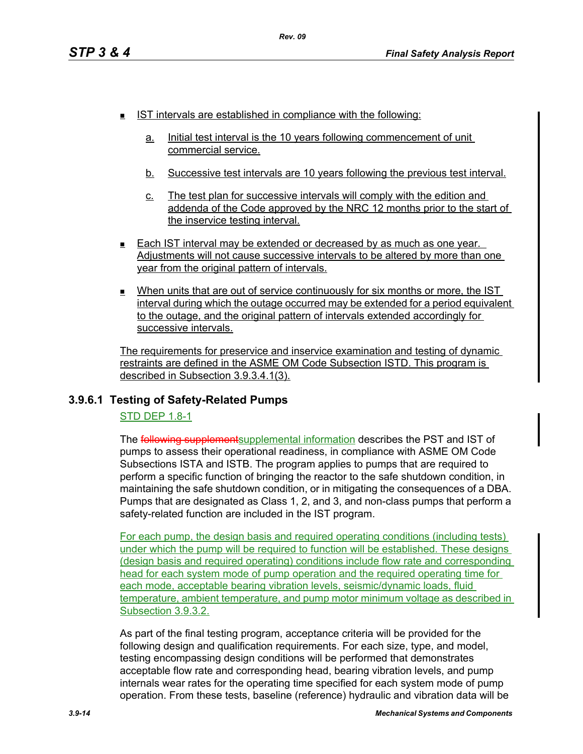- IST intervals are established in compliance with the following:

  a. Initial test interval is the 10 years following commencement of unit commercial service.

  b. Successive test intervals are 10 years following the previous test interval.

  c. The test plan for successive intervals will comply with the edition and addenda of the Code approved by the NRC 12 months prior to the start of the inservice testing interval.

- Each IST interval may be extended or decreased by as much as one year. Adjustments will not cause successive intervals to be altered by more than one year from the original pattern of intervals.

- When units that are out of service continuously for six months or more, the IST interval during which the outage occurred may be extended for a period equivalent to the outage, and the original pattern of intervals extended accordingly for successive intervals.

The requirements for preservice and inservice examination and testing of dynamic restraints are defined in the ASME OM Code Subsection ISTD. This program is described in Subsection 3.9.3.4.1(3).

### 3.9.6.1 Testing of Safety-Related Pumps

STD DEP 1.8-1

The ~~following supplement~~supplemental information describes the PST and IST of pumps to assess their operational readiness, in compliance with ASME OM Code Subsections ISTA and ISTB. The program applies to pumps that are required to perform a specific function of bringing the reactor to the safe shutdown condition, in maintaining the safe shutdown condition, or in mitigating the consequences of a DBA. Pumps that are designated as Class 1, 2, and 3, and non-class pumps that perform a safety-related function are included in the IST program.

For each pump, the design basis and required operating conditions (including tests) under which the pump will be required to function will be established. These designs (design basis and required operating) conditions include flow rate and corresponding head for each system mode of pump operation and the required operating time for each mode, acceptable bearing vibration levels, seismic/dynamic loads, fluid temperature, ambient temperature, and pump motor minimum voltage as described in Subsection 3.9.3.2.

As part of the final testing program, acceptance criteria will be provided for the following design and qualification requirements. For each size, type, and model, testing encompassing design conditions will be performed that demonstrates acceptable flow rate and corresponding head, bearing vibration levels, and pump internals wear rates for the operating time specified for each system mode of pump operation. From these tests, baseline (reference) hydraulic and vibration data will be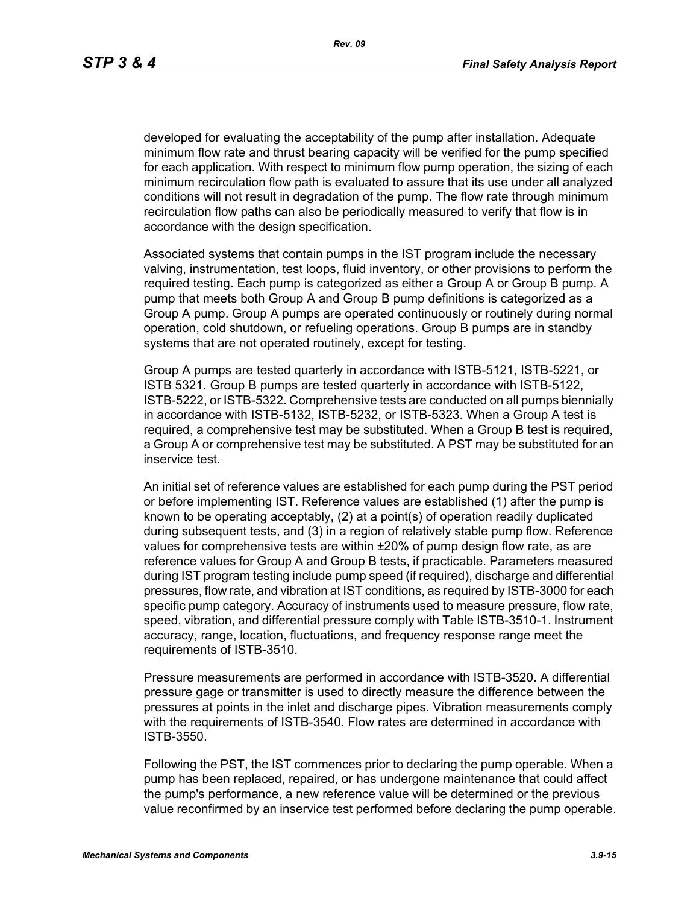developed for evaluating the acceptability of the pump after installation. Adequate minimum flow rate and thrust bearing capacity will be verified for the pump specified for each application. With respect to minimum flow pump operation, the sizing of each minimum recirculation flow path is evaluated to assure that its use under all analyzed conditions will not result in degradation of the pump. The flow rate through minimum recirculation flow paths can also be periodically measured to verify that flow is in accordance with the design specification.

Associated systems that contain pumps in the IST program include the necessary valving, instrumentation, test loops, fluid inventory, or other provisions to perform the required testing. Each pump is categorized as either a Group A or Group B pump. A pump that meets both Group A and Group B pump definitions is categorized as a Group A pump. Group A pumps are operated continuously or routinely during normal operation, cold shutdown, or refueling operations. Group B pumps are in standby systems that are not operated routinely, except for testing.

Group A pumps are tested quarterly in accordance with ISTB-5121, ISTB-5221, or ISTB 5321. Group B pumps are tested quarterly in accordance with ISTB-5122, ISTB-5222, or ISTB-5322. Comprehensive tests are conducted on all pumps biennially in accordance with ISTB-5132, ISTB-5232, or ISTB-5323. When a Group A test is required, a comprehensive test may be substituted. When a Group B test is required, a Group A or comprehensive test may be substituted. A PST may be substituted for an inservice test.

An initial set of reference values are established for each pump during the PST period or before implementing IST. Reference values are established (1) after the pump is known to be operating acceptably, (2) at a point(s) of operation readily duplicated during subsequent tests, and (3) in a region of relatively stable pump flow. Reference values for comprehensive tests are within ±20% of pump design flow rate, as are reference values for Group A and Group B tests, if practicable. Parameters measured during IST program testing include pump speed (if required), discharge and differential pressures, flow rate, and vibration at IST conditions, as required by ISTB-3000 for each specific pump category. Accuracy of instruments used to measure pressure, flow rate, speed, vibration, and differential pressure comply with Table ISTB-3510-1. Instrument accuracy, range, location, fluctuations, and frequency response range meet the requirements of ISTB-3510.

Pressure measurements are performed in accordance with ISTB-3520. A differential pressure gage or transmitter is used to directly measure the difference between the pressures at points in the inlet and discharge pipes. Vibration measurements comply with the requirements of ISTB-3540. Flow rates are determined in accordance with ISTB-3550.

Following the PST, the IST commences prior to declaring the pump operable. When a pump has been replaced, repaired, or has undergone maintenance that could affect the pump's performance, a new reference value will be determined or the previous value reconfirmed by an inservice test performed before declaring the pump operable.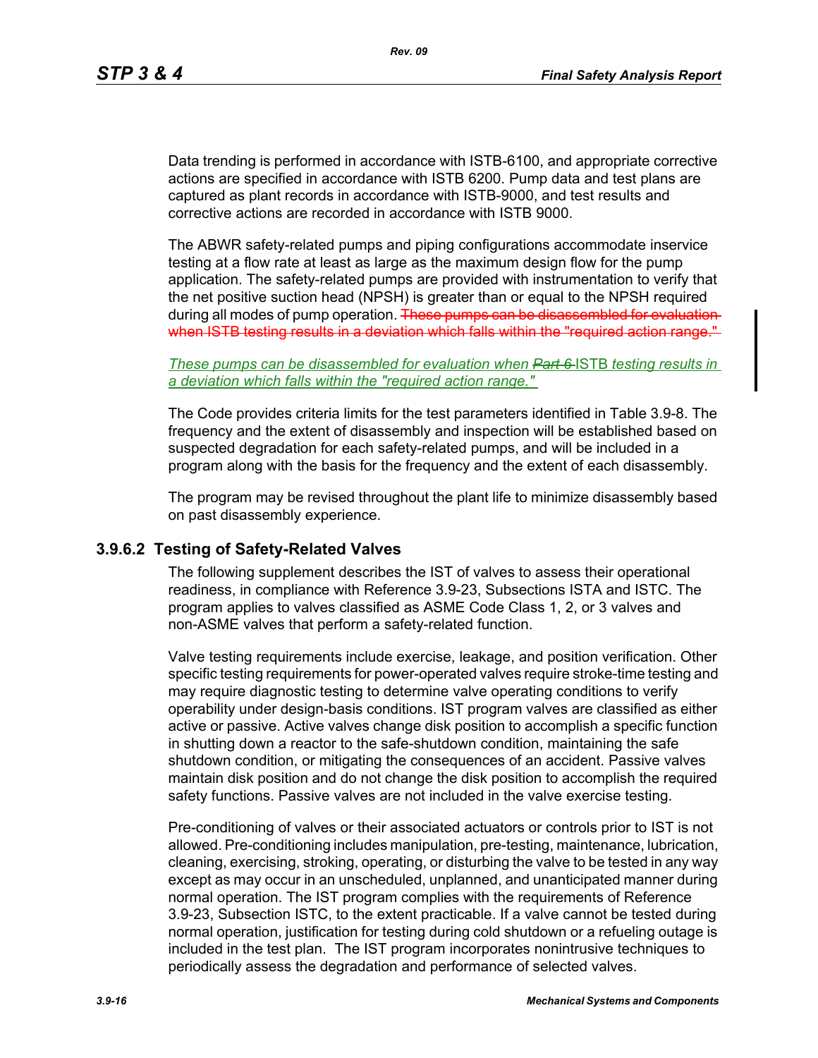Data trending is performed in accordance with ISTB-6100, and appropriate corrective actions are specified in accordance with ISTB 6200. Pump data and test plans are captured as plant records in accordance with ISTB-9000, and test results and corrective actions are recorded in accordance with ISTB 9000.

The ABWR safety-related pumps and piping configurations accommodate inservice testing at a flow rate at least as large as the maximum design flow for the pump application. The safety-related pumps are provided with instrumentation to verify that the net positive suction head (NPSH) is greater than or equal to the NPSH required during all modes of pump operation. ~~These pumps can be disassembled for evaluation when ISTB testing results in a deviation which falls within the "required action range."~~

*These pumps can be disassembled for evaluation when ~~Part 6~~ ISTB testing results in a deviation which falls within the "required action range."*

The Code provides criteria limits for the test parameters identified in Table 3.9-8. The frequency and the extent of disassembly and inspection will be established based on suspected degradation for each safety-related pumps, and will be included in a program along with the basis for the frequency and the extent of each disassembly.

The program may be revised throughout the plant life to minimize disassembly based on past disassembly experience.

### 3.9.6.2 Testing of Safety-Related Valves

The following supplement describes the IST of valves to assess their operational readiness, in compliance with Reference 3.9-23, Subsections ISTA and ISTC. The program applies to valves classified as ASME Code Class 1, 2, or 3 valves and non-ASME valves that perform a safety-related function.

Valve testing requirements include exercise, leakage, and position verification. Other specific testing requirements for power-operated valves require stroke-time testing and may require diagnostic testing to determine valve operating conditions to verify operability under design-basis conditions. IST program valves are classified as either active or passive. Active valves change disk position to accomplish a specific function in shutting down a reactor to the safe-shutdown condition, maintaining the safe shutdown condition, or mitigating the consequences of an accident. Passive valves maintain disk position and do not change the disk position to accomplish the required safety functions. Passive valves are not included in the valve exercise testing.

Pre-conditioning of valves or their associated actuators or controls prior to IST is not allowed. Pre-conditioning includes manipulation, pre-testing, maintenance, lubrication, cleaning, exercising, stroking, operating, or disturbing the valve to be tested in any way except as may occur in an unscheduled, unplanned, and unanticipated manner during normal operation. The IST program complies with the requirements of Reference 3.9-23, Subsection ISTC, to the extent practicable. If a valve cannot be tested during normal operation, justification for testing during cold shutdown or a refueling outage is included in the test plan. The IST program incorporates nonintrusive techniques to periodically assess the degradation and performance of selected valves.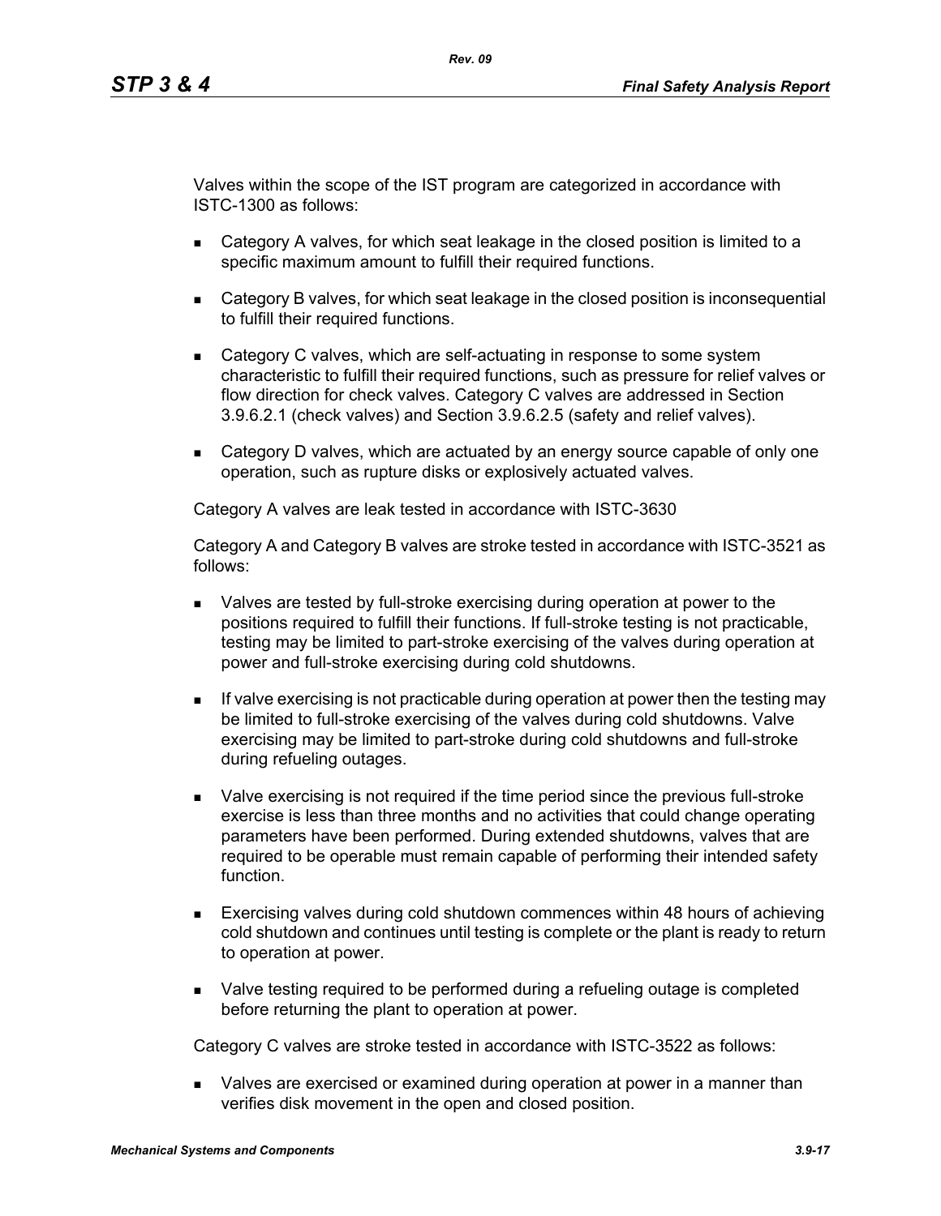Valves within the scope of the IST program are categorized in accordance with ISTC-1300 as follows:

- Category A valves, for which seat leakage in the closed position is limited to a specific maximum amount to fulfill their required functions.
- Category B valves, for which seat leakage in the closed position is inconsequential to fulfill their required functions.
- Category C valves, which are self-actuating in response to some system characteristic to fulfill their required functions, such as pressure for relief valves or flow direction for check valves. Category C valves are addressed in Section 3.9.6.2.1 (check valves) and Section 3.9.6.2.5 (safety and relief valves).
- Category D valves, which are actuated by an energy source capable of only one operation, such as rupture disks or explosively actuated valves.

Category A valves are leak tested in accordance with ISTC-3630

Category A and Category B valves are stroke tested in accordance with ISTC-3521 as follows:

- Valves are tested by full-stroke exercising during operation at power to the positions required to fulfill their functions. If full-stroke testing is not practicable, testing may be limited to part-stroke exercising of the valves during operation at power and full-stroke exercising during cold shutdowns.
- If valve exercising is not practicable during operation at power then the testing may be limited to full-stroke exercising of the valves during cold shutdowns. Valve exercising may be limited to part-stroke during cold shutdowns and full-stroke during refueling outages.
- Valve exercising is not required if the time period since the previous full-stroke exercise is less than three months and no activities that could change operating parameters have been performed. During extended shutdowns, valves that are required to be operable must remain capable of performing their intended safety function.
- Exercising valves during cold shutdown commences within 48 hours of achieving cold shutdown and continues until testing is complete or the plant is ready to return to operation at power.
- Valve testing required to be performed during a refueling outage is completed before returning the plant to operation at power.

Category C valves are stroke tested in accordance with ISTC-3522 as follows:

- Valves are exercised or examined during operation at power in a manner than verifies disk movement in the open and closed position.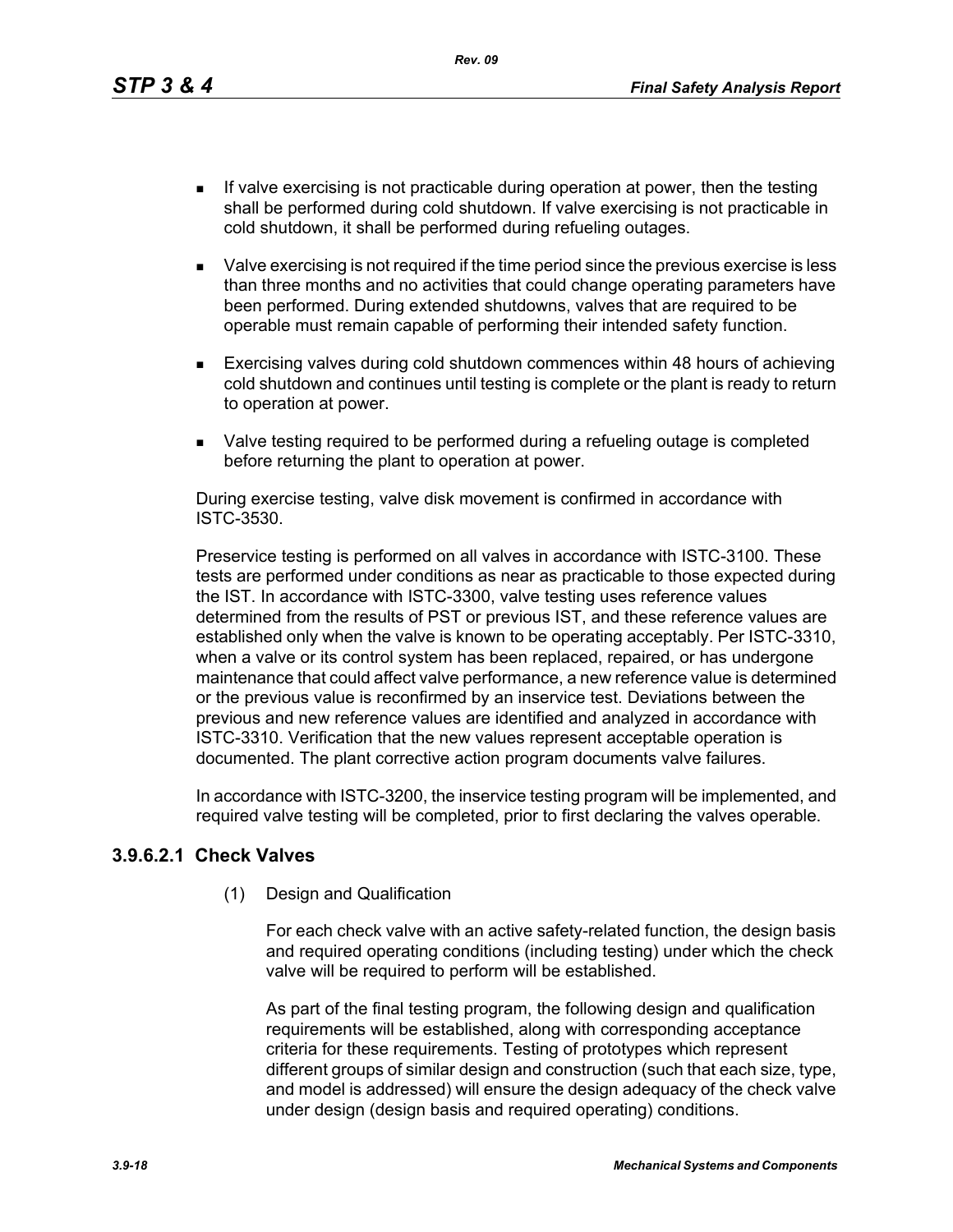- If valve exercising is not practicable during operation at power, then the testing shall be performed during cold shutdown. If valve exercising is not practicable in cold shutdown, it shall be performed during refueling outages.
- Valve exercising is not required if the time period since the previous exercise is less than three months and no activities that could change operating parameters have been performed. During extended shutdowns, valves that are required to be operable must remain capable of performing their intended safety function.
- Exercising valves during cold shutdown commences within 48 hours of achieving cold shutdown and continues until testing is complete or the plant is ready to return to operation at power.
- Valve testing required to be performed during a refueling outage is completed before returning the plant to operation at power.

During exercise testing, valve disk movement is confirmed in accordance with ISTC-3530.

Preservice testing is performed on all valves in accordance with ISTC-3100. These tests are performed under conditions as near as practicable to those expected during the IST. In accordance with ISTC-3300, valve testing uses reference values determined from the results of PST or previous IST, and these reference values are established only when the valve is known to be operating acceptably. Per ISTC-3310, when a valve or its control system has been replaced, repaired, or has undergone maintenance that could affect valve performance, a new reference value is determined or the previous value is reconfirmed by an inservice test. Deviations between the previous and new reference values are identified and analyzed in accordance with ISTC-3310. Verification that the new values represent acceptable operation is documented. The plant corrective action program documents valve failures.

In accordance with ISTC-3200, the inservice testing program will be implemented, and required valve testing will be completed, prior to first declaring the valves operable.

#### 3.9.6.2.1 Check Valves

(1) Design and Qualification

For each check valve with an active safety-related function, the design basis and required operating conditions (including testing) under which the check valve will be required to perform will be established.

As part of the final testing program, the following design and qualification requirements will be established, along with corresponding acceptance criteria for these requirements. Testing of prototypes which represent different groups of similar design and construction (such that each size, type, and model is addressed) will ensure the design adequacy of the check valve under design (design basis and required operating) conditions.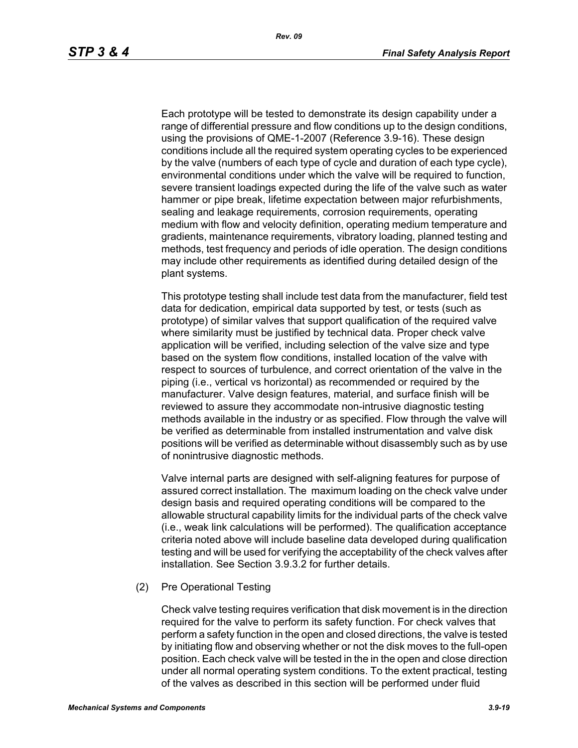Each prototype will be tested to demonstrate its design capability under a range of differential pressure and flow conditions up to the design conditions, using the provisions of QME-1-2007 (Reference 3.9-16). These design conditions include all the required system operating cycles to be experienced by the valve (numbers of each type of cycle and duration of each type cycle), environmental conditions under which the valve will be required to function, severe transient loadings expected during the life of the valve such as water hammer or pipe break, lifetime expectation between major refurbishments, sealing and leakage requirements, corrosion requirements, operating medium with flow and velocity definition, operating medium temperature and gradients, maintenance requirements, vibratory loading, planned testing and methods, test frequency and periods of idle operation. The design conditions may include other requirements as identified during detailed design of the plant systems.

This prototype testing shall include test data from the manufacturer, field test data for dedication, empirical data supported by test, or tests (such as prototype) of similar valves that support qualification of the required valve where similarity must be justified by technical data. Proper check valve application will be verified, including selection of the valve size and type based on the system flow conditions, installed location of the valve with respect to sources of turbulence, and correct orientation of the valve in the piping (i.e., vertical vs horizontal) as recommended or required by the manufacturer. Valve design features, material, and surface finish will be reviewed to assure they accommodate non-intrusive diagnostic testing methods available in the industry or as specified. Flow through the valve will be verified as determinable from installed instrumentation and valve disk positions will be verified as determinable without disassembly such as by use of nonintrusive diagnostic methods.

Valve internal parts are designed with self-aligning features for purpose of assured correct installation. The maximum loading on the check valve under design basis and required operating conditions will be compared to the allowable structural capability limits for the individual parts of the check valve (i.e., weak link calculations will be performed). The qualification acceptance criteria noted above will include baseline data developed during qualification testing and will be used for verifying the acceptability of the check valves after installation. See Section 3.9.3.2 for further details.

(2) Pre Operational Testing

Check valve testing requires verification that disk movement is in the direction required for the valve to perform its safety function. For check valves that perform a safety function in the open and closed directions, the valve is tested by initiating flow and observing whether or not the disk moves to the full-open position. Each check valve will be tested in the in the open and close direction under all normal operating system conditions. To the extent practical, testing of the valves as described in this section will be performed under fluid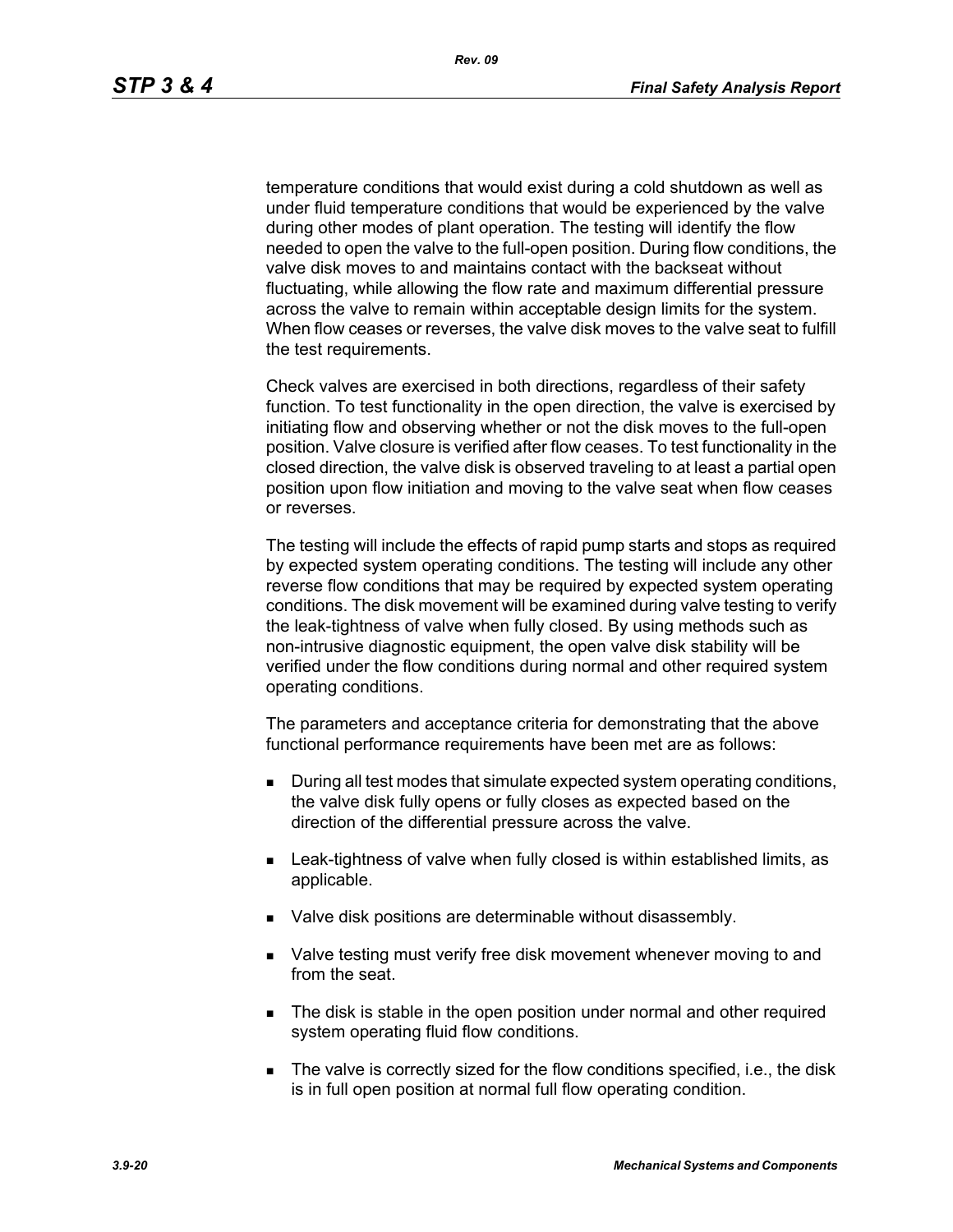temperature conditions that would exist during a cold shutdown as well as under fluid temperature conditions that would be experienced by the valve during other modes of plant operation. The testing will identify the flow needed to open the valve to the full-open position. During flow conditions, the valve disk moves to and maintains contact with the backseat without fluctuating, while allowing the flow rate and maximum differential pressure across the valve to remain within acceptable design limits for the system. When flow ceases or reverses, the valve disk moves to the valve seat to fulfill the test requirements.

Check valves are exercised in both directions, regardless of their safety function. To test functionality in the open direction, the valve is exercised by initiating flow and observing whether or not the disk moves to the full-open position. Valve closure is verified after flow ceases. To test functionality in the closed direction, the valve disk is observed traveling to at least a partial open position upon flow initiation and moving to the valve seat when flow ceases or reverses.

The testing will include the effects of rapid pump starts and stops as required by expected system operating conditions. The testing will include any other reverse flow conditions that may be required by expected system operating conditions. The disk movement will be examined during valve testing to verify the leak-tightness of valve when fully closed. By using methods such as non-intrusive diagnostic equipment, the open valve disk stability will be verified under the flow conditions during normal and other required system operating conditions.

The parameters and acceptance criteria for demonstrating that the above functional performance requirements have been met are as follows:

- During all test modes that simulate expected system operating conditions, the valve disk fully opens or fully closes as expected based on the direction of the differential pressure across the valve.
- Leak-tightness of valve when fully closed is within established limits, as applicable.
- Valve disk positions are determinable without disassembly.
- Valve testing must verify free disk movement whenever moving to and from the seat.
- The disk is stable in the open position under normal and other required system operating fluid flow conditions.
- The valve is correctly sized for the flow conditions specified, i.e., the disk is in full open position at normal full flow operating condition.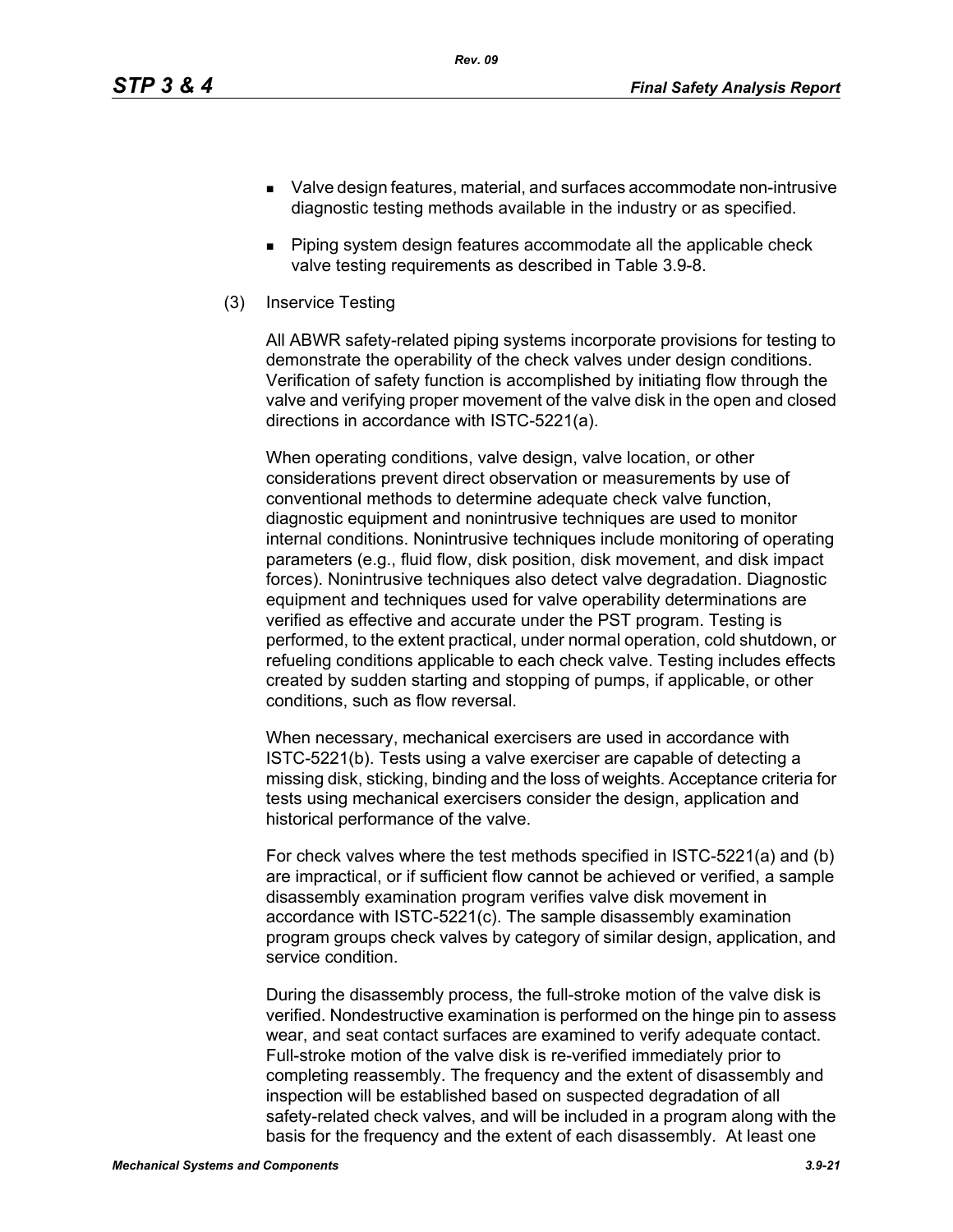- Valve design features, material, and surfaces accommodate non-intrusive diagnostic testing methods available in the industry or as specified.
- Piping system design features accommodate all the applicable check valve testing requirements as described in Table 3.9-8.

(3) Inservice Testing

All ABWR safety-related piping systems incorporate provisions for testing to demonstrate the operability of the check valves under design conditions. Verification of safety function is accomplished by initiating flow through the valve and verifying proper movement of the valve disk in the open and closed directions in accordance with ISTC-5221(a).

When operating conditions, valve design, valve location, or other considerations prevent direct observation or measurements by use of conventional methods to determine adequate check valve function, diagnostic equipment and nonintrusive techniques are used to monitor internal conditions. Nonintrusive techniques include monitoring of operating parameters (e.g., fluid flow, disk position, disk movement, and disk impact forces). Nonintrusive techniques also detect valve degradation. Diagnostic equipment and techniques used for valve operability determinations are verified as effective and accurate under the PST program. Testing is performed, to the extent practical, under normal operation, cold shutdown, or refueling conditions applicable to each check valve. Testing includes effects created by sudden starting and stopping of pumps, if applicable, or other conditions, such as flow reversal.

When necessary, mechanical exercisers are used in accordance with ISTC-5221(b). Tests using a valve exerciser are capable of detecting a missing disk, sticking, binding and the loss of weights. Acceptance criteria for tests using mechanical exercisers consider the design, application and historical performance of the valve.

For check valves where the test methods specified in ISTC-5221(a) and (b) are impractical, or if sufficient flow cannot be achieved or verified, a sample disassembly examination program verifies valve disk movement in accordance with ISTC-5221(c). The sample disassembly examination program groups check valves by category of similar design, application, and service condition.

During the disassembly process, the full-stroke motion of the valve disk is verified. Nondestructive examination is performed on the hinge pin to assess wear, and seat contact surfaces are examined to verify adequate contact. Full-stroke motion of the valve disk is re-verified immediately prior to completing reassembly. The frequency and the extent of disassembly and inspection will be established based on suspected degradation of all safety-related check valves, and will be included in a program along with the basis for the frequency and the extent of each disassembly. At least one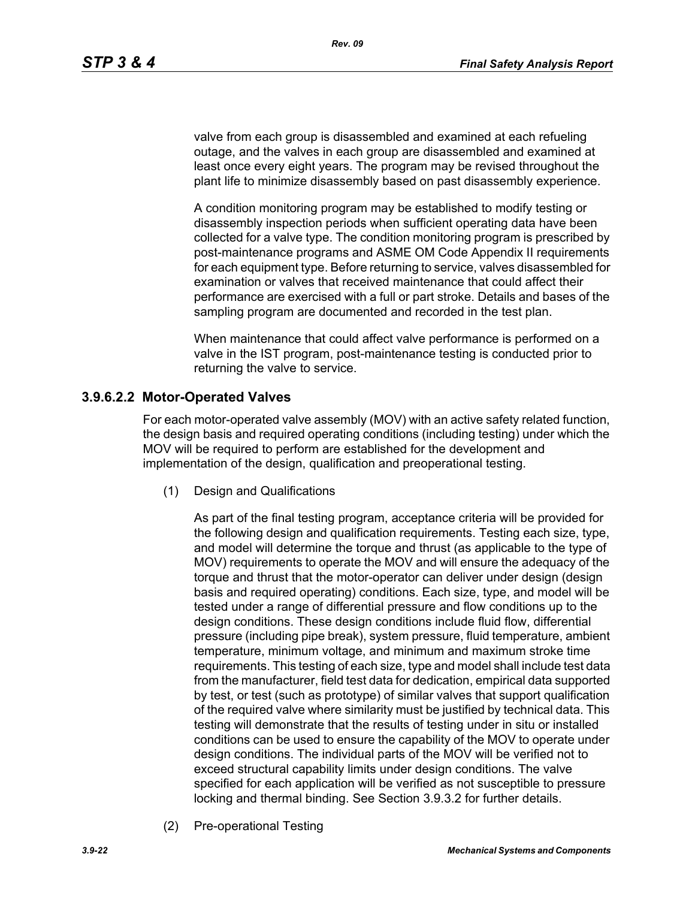valve from each group is disassembled and examined at each refueling outage, and the valves in each group are disassembled and examined at least once every eight years. The program may be revised throughout the plant life to minimize disassembly based on past disassembly experience.

A condition monitoring program may be established to modify testing or disassembly inspection periods when sufficient operating data have been collected for a valve type. The condition monitoring program is prescribed by post-maintenance programs and ASME OM Code Appendix II requirements for each equipment type. Before returning to service, valves disassembled for examination or valves that received maintenance that could affect their performance are exercised with a full or part stroke. Details and bases of the sampling program are documented and recorded in the test plan.

When maintenance that could affect valve performance is performed on a valve in the IST program, post-maintenance testing is conducted prior to returning the valve to service.

#### 3.9.6.2.2 Motor-Operated Valves

For each motor-operated valve assembly (MOV) with an active safety related function, the design basis and required operating conditions (including testing) under which the MOV will be required to perform are established for the development and implementation of the design, qualification and preoperational testing.

(1) Design and Qualifications

As part of the final testing program, acceptance criteria will be provided for the following design and qualification requirements. Testing each size, type, and model will determine the torque and thrust (as applicable to the type of MOV) requirements to operate the MOV and will ensure the adequacy of the torque and thrust that the motor-operator can deliver under design (design basis and required operating) conditions. Each size, type, and model will be tested under a range of differential pressure and flow conditions up to the design conditions. These design conditions include fluid flow, differential pressure (including pipe break), system pressure, fluid temperature, ambient temperature, minimum voltage, and minimum and maximum stroke time requirements. This testing of each size, type and model shall include test data from the manufacturer, field test data for dedication, empirical data supported by test, or test (such as prototype) of similar valves that support qualification of the required valve where similarity must be justified by technical data. This testing will demonstrate that the results of testing under in situ or installed conditions can be used to ensure the capability of the MOV to operate under design conditions. The individual parts of the MOV will be verified not to exceed structural capability limits under design conditions. The valve specified for each application will be verified as not susceptible to pressure locking and thermal binding. See Section 3.9.3.2 for further details.

(2) Pre-operational Testing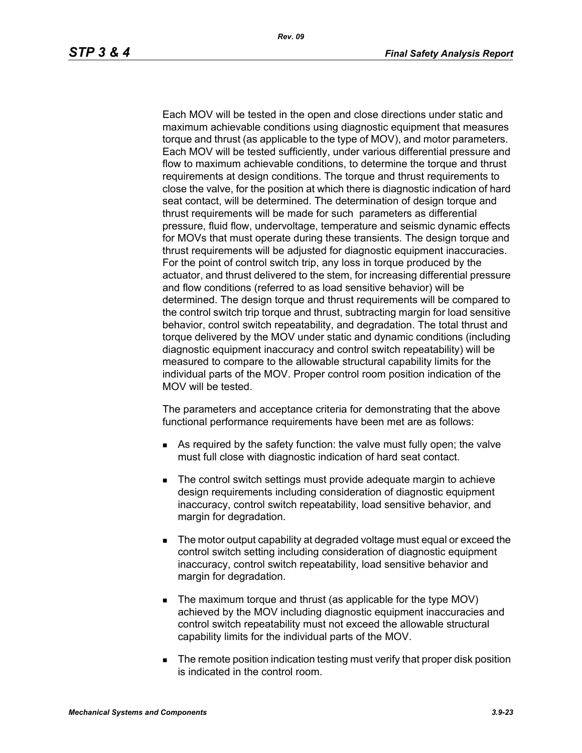Each MOV will be tested in the open and close directions under static and maximum achievable conditions using diagnostic equipment that measures torque and thrust (as applicable to the type of MOV), and motor parameters. Each MOV will be tested sufficiently, under various differential pressure and flow to maximum achievable conditions, to determine the torque and thrust requirements at design conditions. The torque and thrust requirements to close the valve, for the position at which there is diagnostic indication of hard seat contact, will be determined. The determination of design torque and thrust requirements will be made for such  parameters as differential pressure, fluid flow, undervoltage, temperature and seismic dynamic effects for MOVs that must operate during these transients. The design torque and thrust requirements will be adjusted for diagnostic equipment inaccuracies. For the point of control switch trip, any loss in torque produced by the actuator, and thrust delivered to the stem, for increasing differential pressure and flow conditions (referred to as load sensitive behavior) will be determined. The design torque and thrust requirements will be compared to the control switch trip torque and thrust, subtracting margin for load sensitive behavior, control switch repeatability, and degradation. The total thrust and torque delivered by the MOV under static and dynamic conditions (including diagnostic equipment inaccuracy and control switch repeatability) will be measured to compare to the allowable structural capability limits for the individual parts of the MOV. Proper control room position indication of the MOV will be tested.

The parameters and acceptance criteria for demonstrating that the above functional performance requirements have been met are as follows:

- As required by the safety function: the valve must fully open; the valve must full close with diagnostic indication of hard seat contact.
- The control switch settings must provide adequate margin to achieve design requirements including consideration of diagnostic equipment inaccuracy, control switch repeatability, load sensitive behavior, and margin for degradation.
- The motor output capability at degraded voltage must equal or exceed the control switch setting including consideration of diagnostic equipment inaccuracy, control switch repeatability, load sensitive behavior and margin for degradation.
- The maximum torque and thrust (as applicable for the type MOV) achieved by the MOV including diagnostic equipment inaccuracies and control switch repeatability must not exceed the allowable structural capability limits for the individual parts of the MOV.
- The remote position indication testing must verify that proper disk position is indicated in the control room.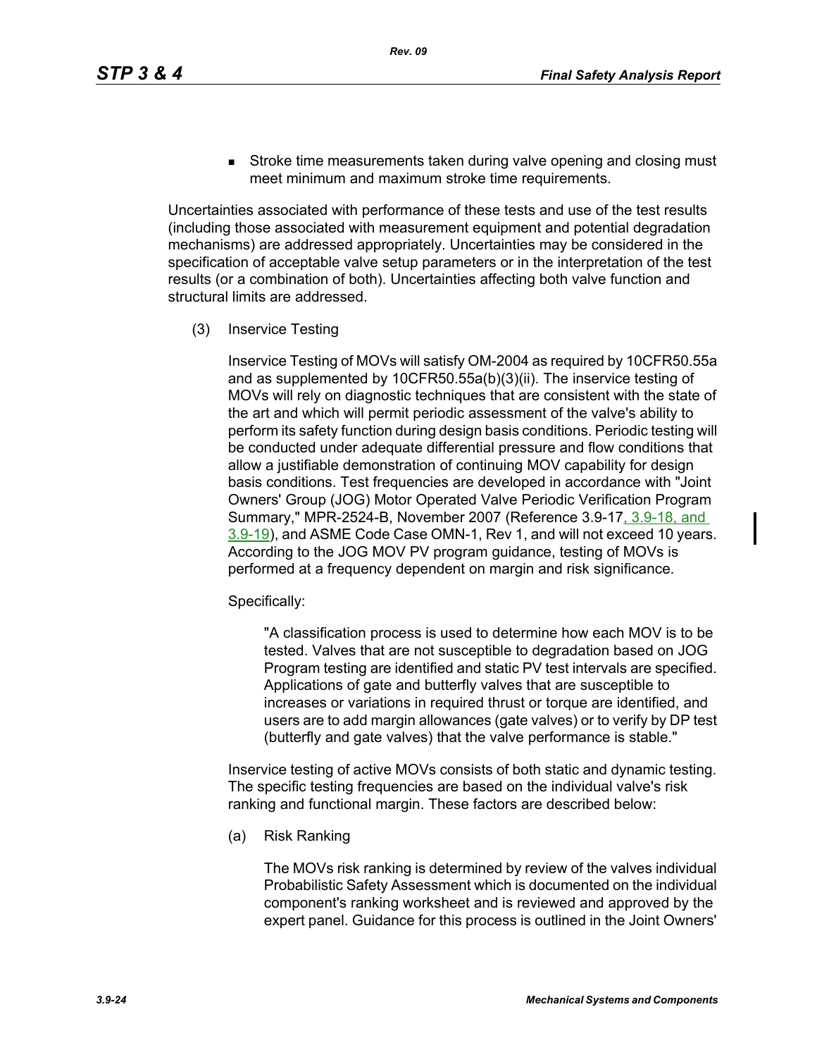- Stroke time measurements taken during valve opening and closing must meet minimum and maximum stroke time requirements.

Uncertainties associated with performance of these tests and use of the test results (including those associated with measurement equipment and potential degradation mechanisms) are addressed appropriately. Uncertainties may be considered in the specification of acceptable valve setup parameters or in the interpretation of the test results (or a combination of both). Uncertainties affecting both valve function and structural limits are addressed.

(3) Inservice Testing

Inservice Testing of MOVs will satisfy OM-2004 as required by 10CFR50.55a and as supplemented by 10CFR50.55a(b)(3)(ii). The inservice testing of MOVs will rely on diagnostic techniques that are consistent with the state of the art and which will permit periodic assessment of the valve's ability to perform its safety function during design basis conditions. Periodic testing will be conducted under adequate differential pressure and flow conditions that allow a justifiable demonstration of continuing MOV capability for design basis conditions. Test frequencies are developed in accordance with "Joint Owners' Group (JOG) Motor Operated Valve Periodic Verification Program Summary," MPR-2524-B, November 2007 (Reference 3.9-17, 3.9-18, and 3.9-19), and ASME Code Case OMN-1, Rev 1, and will not exceed 10 years. According to the JOG MOV PV program guidance, testing of MOVs is performed at a frequency dependent on margin and risk significance.

Specifically:

> "A classification process is used to determine how each MOV is to be tested. Valves that are not susceptible to degradation based on JOG Program testing are identified and static PV test intervals are specified. Applications of gate and butterfly valves that are susceptible to increases or variations in required thrust or torque are identified, and users are to add margin allowances (gate valves) or to verify by DP test (butterfly and gate valves) that the valve performance is stable."

Inservice testing of active MOVs consists of both static and dynamic testing. The specific testing frequencies are based on the individual valve's risk ranking and functional margin. These factors are described below:

(a) Risk Ranking

The MOVs risk ranking is determined by review of the valves individual Probabilistic Safety Assessment which is documented on the individual component's ranking worksheet and is reviewed and approved by the expert panel. Guidance for this process is outlined in the Joint Owners'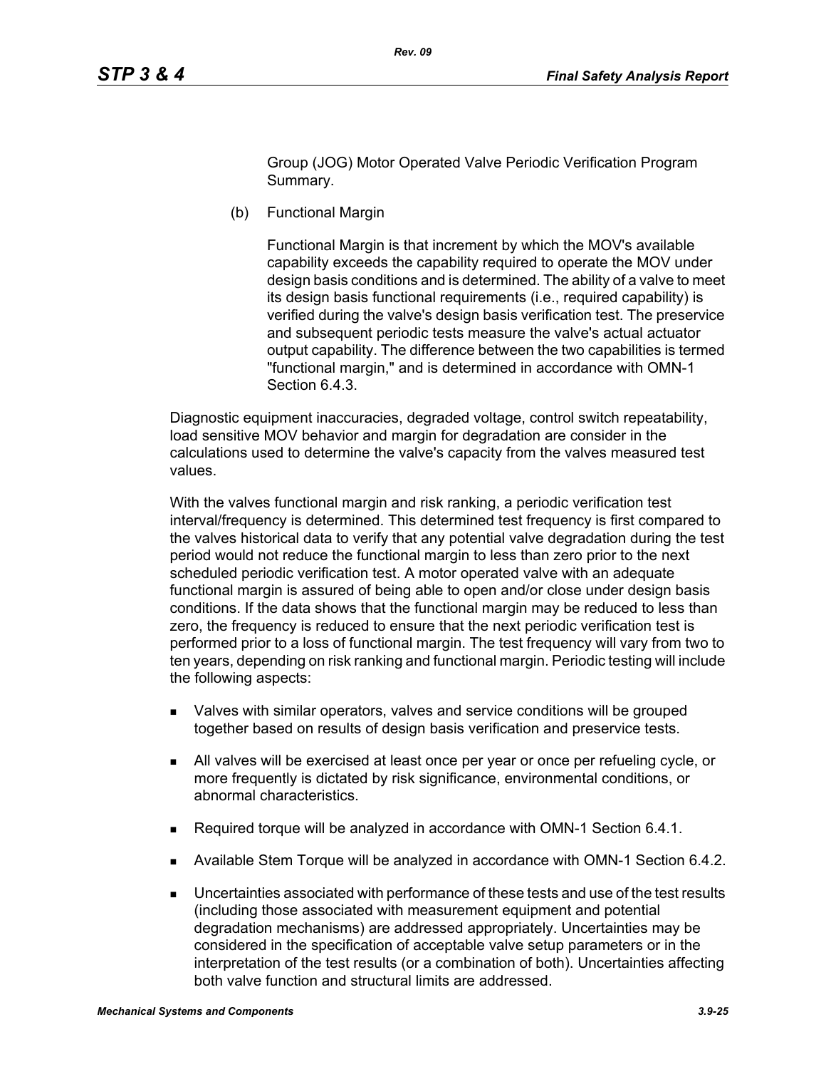Group (JOG) Motor Operated Valve Periodic Verification Program Summary.

(b) Functional Margin

Functional Margin is that increment by which the MOV's available capability exceeds the capability required to operate the MOV under design basis conditions and is determined. The ability of a valve to meet its design basis functional requirements (i.e., required capability) is verified during the valve's design basis verification test. The preservice and subsequent periodic tests measure the valve's actual actuator output capability. The difference between the two capabilities is termed "functional margin," and is determined in accordance with OMN-1 Section 6.4.3.

Diagnostic equipment inaccuracies, degraded voltage, control switch repeatability, load sensitive MOV behavior and margin for degradation are consider in the calculations used to determine the valve's capacity from the valves measured test values.

With the valves functional margin and risk ranking, a periodic verification test interval/frequency is determined. This determined test frequency is first compared to the valves historical data to verify that any potential valve degradation during the test period would not reduce the functional margin to less than zero prior to the next scheduled periodic verification test. A motor operated valve with an adequate functional margin is assured of being able to open and/or close under design basis conditions. If the data shows that the functional margin may be reduced to less than zero, the frequency is reduced to ensure that the next periodic verification test is performed prior to a loss of functional margin. The test frequency will vary from two to ten years, depending on risk ranking and functional margin. Periodic testing will include the following aspects:

- Valves with similar operators, valves and service conditions will be grouped together based on results of design basis verification and preservice tests.
- All valves will be exercised at least once per year or once per refueling cycle, or more frequently is dictated by risk significance, environmental conditions, or abnormal characteristics.
- Required torque will be analyzed in accordance with OMN-1 Section 6.4.1.
- Available Stem Torque will be analyzed in accordance with OMN-1 Section 6.4.2.
- Uncertainties associated with performance of these tests and use of the test results (including those associated with measurement equipment and potential degradation mechanisms) are addressed appropriately. Uncertainties may be considered in the specification of acceptable valve setup parameters or in the interpretation of the test results (or a combination of both). Uncertainties affecting both valve function and structural limits are addressed.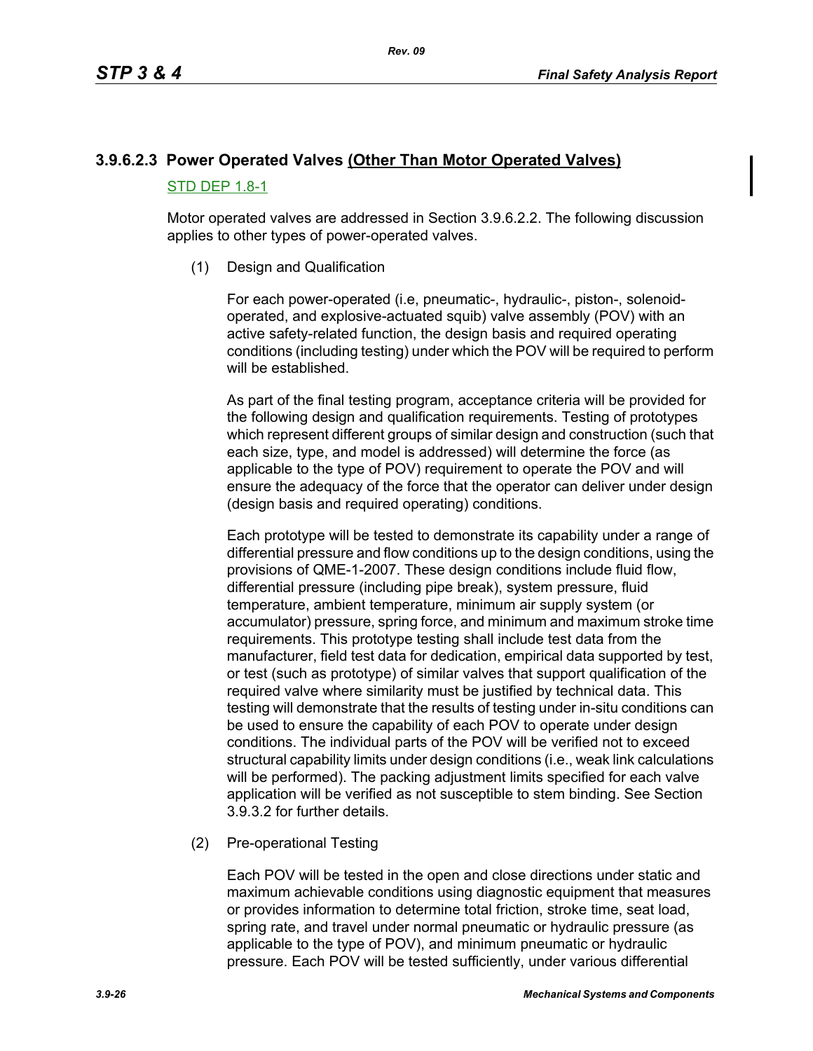### 3.9.6.2.3 Power Operated Valves <u>(Other Than Motor Operated Valves)</u>

<u>STD DEP 1.8-1</u>

Motor operated valves are addressed in Section 3.9.6.2.2. The following discussion applies to other types of power-operated valves.

(1) Design and Qualification

For each power-operated (i.e, pneumatic-, hydraulic-, piston-, solenoid-operated, and explosive-actuated squib) valve assembly (POV) with an active safety-related function, the design basis and required operating conditions (including testing) under which the POV will be required to perform will be established.

As part of the final testing program, acceptance criteria will be provided for the following design and qualification requirements. Testing of prototypes which represent different groups of similar design and construction (such that each size, type, and model is addressed) will determine the force (as applicable to the type of POV) requirement to operate the POV and will ensure the adequacy of the force that the operator can deliver under design (design basis and required operating) conditions.

Each prototype will be tested to demonstrate its capability under a range of differential pressure and flow conditions up to the design conditions, using the provisions of QME-1-2007. These design conditions include fluid flow, differential pressure (including pipe break), system pressure, fluid temperature, ambient temperature, minimum air supply system (or accumulator) pressure, spring force, and minimum and maximum stroke time requirements. This prototype testing shall include test data from the manufacturer, field test data for dedication, empirical data supported by test, or test (such as prototype) of similar valves that support qualification of the required valve where similarity must be justified by technical data. This testing will demonstrate that the results of testing under in-situ conditions can be used to ensure the capability of each POV to operate under design conditions. The individual parts of the POV will be verified not to exceed structural capability limits under design conditions (i.e., weak link calculations will be performed). The packing adjustment limits specified for each valve application will be verified as not susceptible to stem binding. See Section 3.9.3.2 for further details.

(2) Pre-operational Testing

Each POV will be tested in the open and close directions under static and maximum achievable conditions using diagnostic equipment that measures or provides information to determine total friction, stroke time, seat load, spring rate, and travel under normal pneumatic or hydraulic pressure (as applicable to the type of POV), and minimum pneumatic or hydraulic pressure. Each POV will be tested sufficiently, under various differential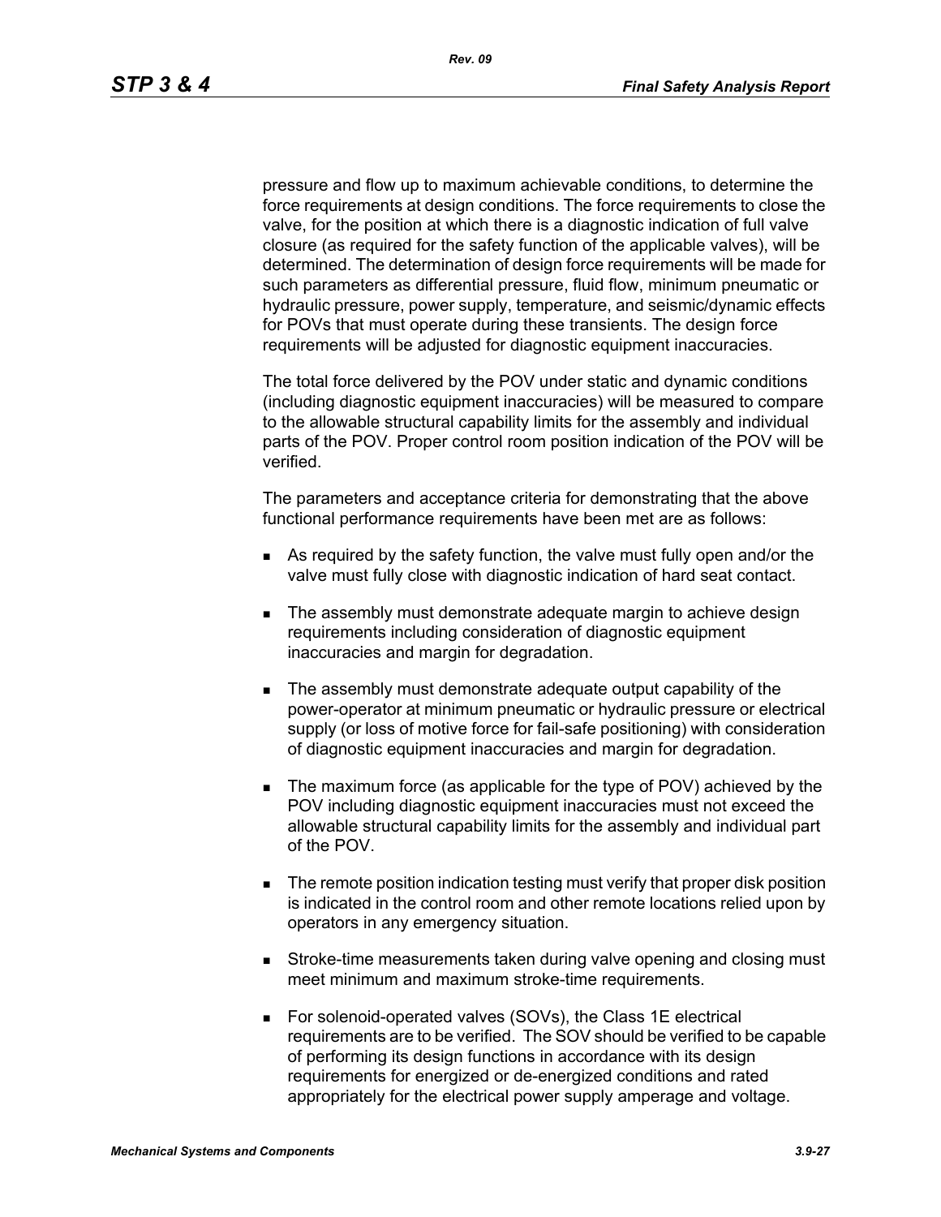pressure and flow up to maximum achievable conditions, to determine the force requirements at design conditions. The force requirements to close the valve, for the position at which there is a diagnostic indication of full valve closure (as required for the safety function of the applicable valves), will be determined. The determination of design force requirements will be made for such parameters as differential pressure, fluid flow, minimum pneumatic or hydraulic pressure, power supply, temperature, and seismic/dynamic effects for POVs that must operate during these transients. The design force requirements will be adjusted for diagnostic equipment inaccuracies.

The total force delivered by the POV under static and dynamic conditions (including diagnostic equipment inaccuracies) will be measured to compare to the allowable structural capability limits for the assembly and individual parts of the POV. Proper control room position indication of the POV will be verified.

The parameters and acceptance criteria for demonstrating that the above functional performance requirements have been met are as follows:

- As required by the safety function, the valve must fully open and/or the valve must fully close with diagnostic indication of hard seat contact.
- The assembly must demonstrate adequate margin to achieve design requirements including consideration of diagnostic equipment inaccuracies and margin for degradation.
- The assembly must demonstrate adequate output capability of the power-operator at minimum pneumatic or hydraulic pressure or electrical supply (or loss of motive force for fail-safe positioning) with consideration of diagnostic equipment inaccuracies and margin for degradation.
- The maximum force (as applicable for the type of POV) achieved by the POV including diagnostic equipment inaccuracies must not exceed the allowable structural capability limits for the assembly and individual part of the POV.
- The remote position indication testing must verify that proper disk position is indicated in the control room and other remote locations relied upon by operators in any emergency situation.
- Stroke-time measurements taken during valve opening and closing must meet minimum and maximum stroke-time requirements.
- For solenoid-operated valves (SOVs), the Class 1E electrical requirements are to be verified. The SOV should be verified to be capable of performing its design functions in accordance with its design requirements for energized or de-energized conditions and rated appropriately for the electrical power supply amperage and voltage.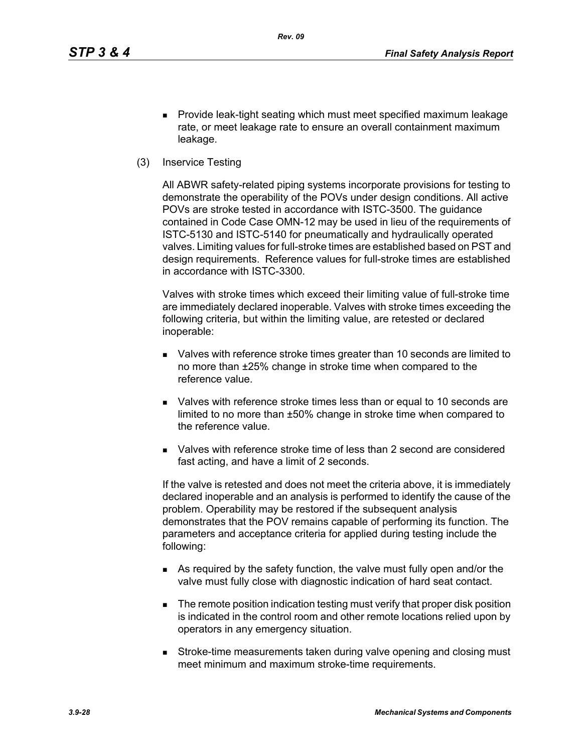- Provide leak-tight seating which must meet specified maximum leakage rate, or meet leakage rate to ensure an overall containment maximum leakage.

(3) Inservice Testing

All ABWR safety-related piping systems incorporate provisions for testing to demonstrate the operability of the POVs under design conditions. All active POVs are stroke tested in accordance with ISTC-3500. The guidance contained in Code Case OMN-12 may be used in lieu of the requirements of ISTC-5130 and ISTC-5140 for pneumatically and hydraulically operated valves. Limiting values for full-stroke times are established based on PST and design requirements. Reference values for full-stroke times are established in accordance with ISTC-3300.

Valves with stroke times which exceed their limiting value of full-stroke time are immediately declared inoperable. Valves with stroke times exceeding the following criteria, but within the limiting value, are retested or declared inoperable:

- Valves with reference stroke times greater than 10 seconds are limited to no more than ±25% change in stroke time when compared to the reference value.
- Valves with reference stroke times less than or equal to 10 seconds are limited to no more than ±50% change in stroke time when compared to the reference value.
- Valves with reference stroke time of less than 2 second are considered fast acting, and have a limit of 2 seconds.

If the valve is retested and does not meet the criteria above, it is immediately declared inoperable and an analysis is performed to identify the cause of the problem. Operability may be restored if the subsequent analysis demonstrates that the POV remains capable of performing its function. The parameters and acceptance criteria for applied during testing include the following:

- As required by the safety function, the valve must fully open and/or the valve must fully close with diagnostic indication of hard seat contact.
- The remote position indication testing must verify that proper disk position is indicated in the control room and other remote locations relied upon by operators in any emergency situation.
- Stroke-time measurements taken during valve opening and closing must meet minimum and maximum stroke-time requirements.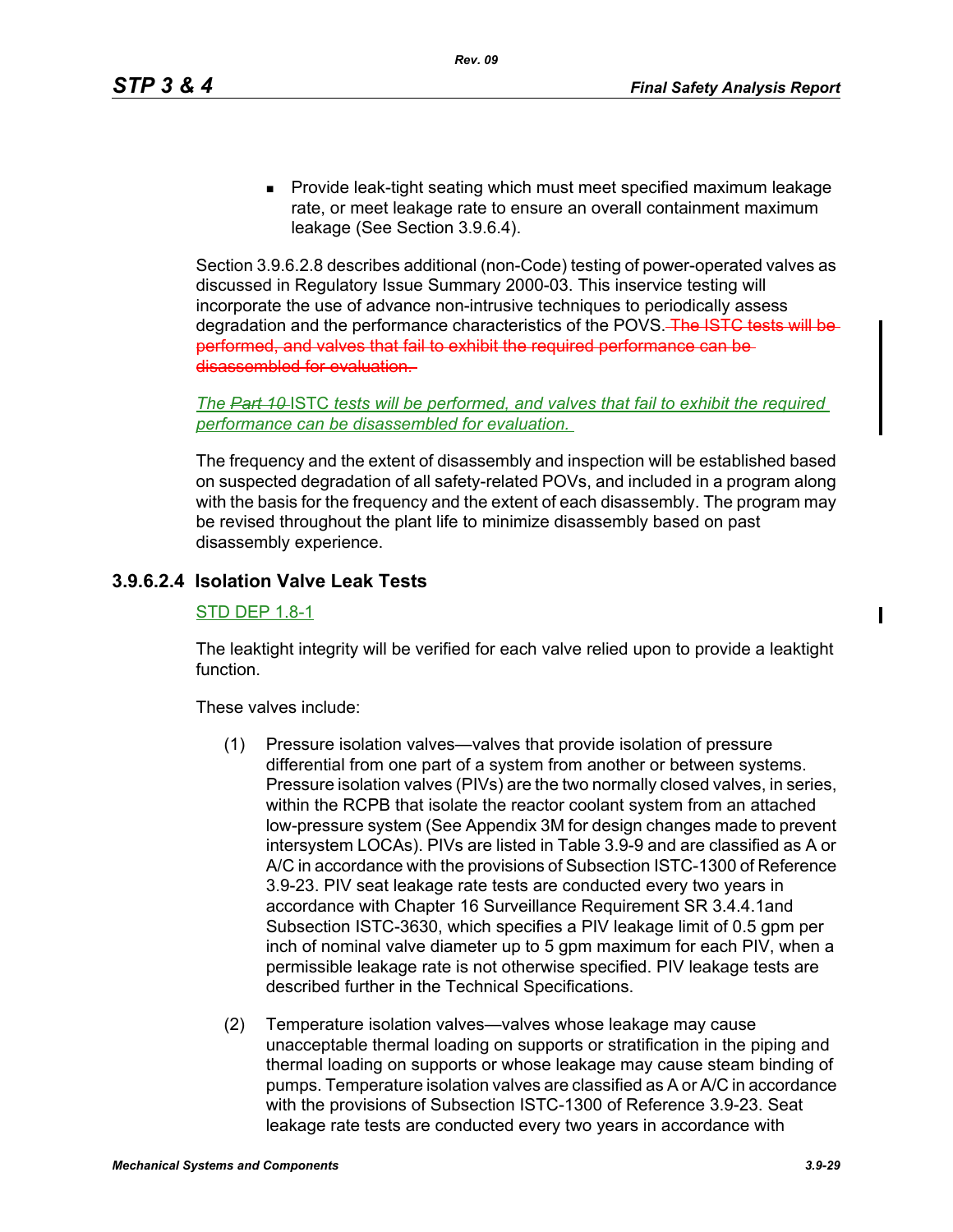- Provide leak-tight seating which must meet specified maximum leakage rate, or meet leakage rate to ensure an overall containment maximum leakage (See Section 3.9.6.4).

Section 3.9.6.2.8 describes additional (non-Code) testing of power-operated valves as discussed in Regulatory Issue Summary 2000-03. This inservice testing will incorporate the use of advance non-intrusive techniques to periodically assess degradation and the performance characteristics of the POVS. ~~The ISTC tests will be performed, and valves that fail to exhibit the required performance can be disassembled for evaluation.~~

*The ~~Part 10~~ ISTC tests will be performed, and valves that fail to exhibit the required performance can be disassembled for evaluation.*

The frequency and the extent of disassembly and inspection will be established based on suspected degradation of all safety-related POVs, and included in a program along with the basis for the frequency and the extent of each disassembly. The program may be revised throughout the plant life to minimize disassembly based on past disassembly experience.

### 3.9.6.2.4 Isolation Valve Leak Tests

STD DEP 1.8-1

The leaktight integrity will be verified for each valve relied upon to provide a leaktight function.

These valves include:

(1) Pressure isolation valves—valves that provide isolation of pressure differential from one part of a system from another or between systems. Pressure isolation valves (PIVs) are the two normally closed valves, in series, within the RCPB that isolate the reactor coolant system from an attached low-pressure system (See Appendix 3M for design changes made to prevent intersystem LOCAs). PIVs are listed in Table 3.9-9 and are classified as A or A/C in accordance with the provisions of Subsection ISTC-1300 of Reference 3.9-23. PIV seat leakage rate tests are conducted every two years in accordance with Chapter 16 Surveillance Requirement SR 3.4.4.1and Subsection ISTC-3630, which specifies a PIV leakage limit of 0.5 gpm per inch of nominal valve diameter up to 5 gpm maximum for each PIV, when a permissible leakage rate is not otherwise specified. PIV leakage tests are described further in the Technical Specifications.

(2) Temperature isolation valves—valves whose leakage may cause unacceptable thermal loading on supports or stratification in the piping and thermal loading on supports or whose leakage may cause steam binding of pumps. Temperature isolation valves are classified as A or A/C in accordance with the provisions of Subsection ISTC-1300 of Reference 3.9-23. Seat leakage rate tests are conducted every two years in accordance with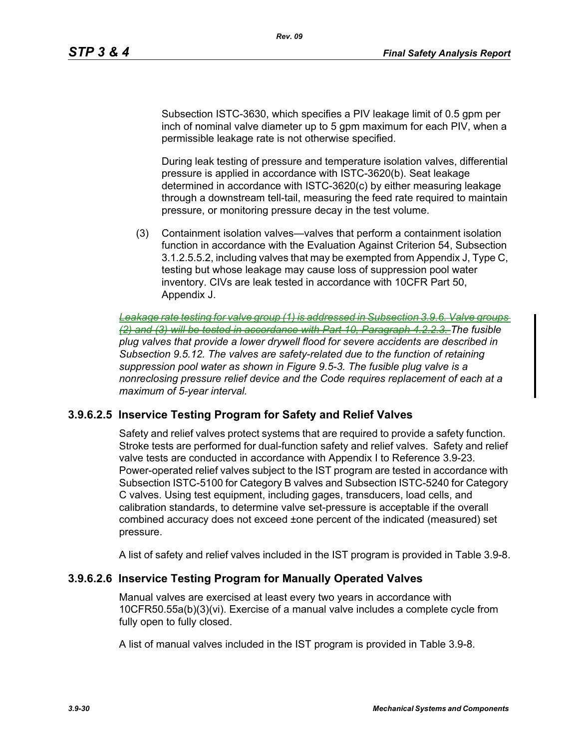Subsection ISTC-3630, which specifies a PIV leakage limit of 0.5 gpm per inch of nominal valve diameter up to 5 gpm maximum for each PIV, when a permissible leakage rate is not otherwise specified.

During leak testing of pressure and temperature isolation valves, differential pressure is applied in accordance with ISTC-3620(b). Seat leakage determined in accordance with ISTC-3620(c) by either measuring leakage through a downstream tell-tail, measuring the feed rate required to maintain pressure, or monitoring pressure decay in the test volume.

(3) Containment isolation valves—valves that perform a containment isolation function in accordance with the Evaluation Against Criterion 54, Subsection 3.1.2.5.5.2, including valves that may be exempted from Appendix J, Type C, testing but whose leakage may cause loss of suppression pool water inventory. CIVs are leak tested in accordance with 10CFR Part 50, Appendix J.

~~*Leakage rate testing for valve group (1) is addressed in Subsection 3.9.6. Valve groups (2) and (3) will be tested in accordance with Part 10, Paragraph 4.2.2.3.*~~ *The fusible plug valves that provide a lower drywell flood for severe accidents are described in Subsection 9.5.12. The valves are safety-related due to the function of retaining suppression pool water as shown in Figure 9.5-3. The fusible plug valve is a nonreclosing pressure relief device and the Code requires replacement of each at a maximum of 5-year interval.*

### 3.9.6.2.5 Inservice Testing Program for Safety and Relief Valves

Safety and relief valves protect systems that are required to provide a safety function. Stroke tests are performed for dual-function safety and relief valves. Safety and relief valve tests are conducted in accordance with Appendix I to Reference 3.9-23. Power-operated relief valves subject to the IST program are tested in accordance with Subsection ISTC-5100 for Category B valves and Subsection ISTC-5240 for Category C valves. Using test equipment, including gages, transducers, load cells, and calibration standards, to determine valve set-pressure is acceptable if the overall combined accuracy does not exceed ±one percent of the indicated (measured) set pressure.

A list of safety and relief valves included in the IST program is provided in Table 3.9-8.

### 3.9.6.2.6 Inservice Testing Program for Manually Operated Valves

Manual valves are exercised at least every two years in accordance with 10CFR50.55a(b)(3)(vi). Exercise of a manual valve includes a complete cycle from fully open to fully closed.

A list of manual valves included in the IST program is provided in Table 3.9-8.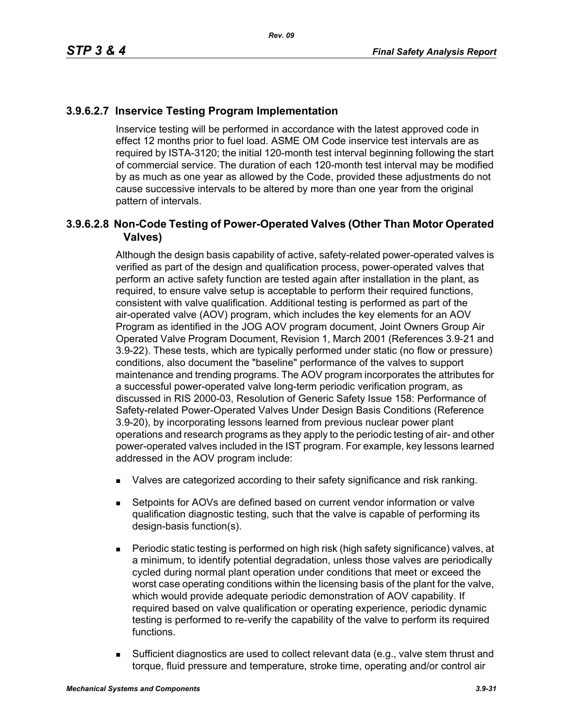### 3.9.6.2.7 Inservice Testing Program Implementation

Inservice testing will be performed in accordance with the latest approved code in effect 12 months prior to fuel load. ASME OM Code inservice test intervals are as required by ISTA-3120; the initial 120-month test interval beginning following the start of commercial service. The duration of each 120-month test interval may be modified by as much as one year as allowed by the Code, provided these adjustments do not cause successive intervals to be altered by more than one year from the original pattern of intervals.

### 3.9.6.2.8 Non-Code Testing of Power-Operated Valves (Other Than Motor Operated Valves)

Although the design basis capability of active, safety-related power-operated valves is verified as part of the design and qualification process, power-operated valves that perform an active safety function are tested again after installation in the plant, as required, to ensure valve setup is acceptable to perform their required functions, consistent with valve qualification. Additional testing is performed as part of the air-operated valve (AOV) program, which includes the key elements for an AOV Program as identified in the JOG AOV program document, Joint Owners Group Air Operated Valve Program Document, Revision 1, March 2001 (References 3.9-21 and 3.9-22). These tests, which are typically performed under static (no flow or pressure) conditions, also document the "baseline" performance of the valves to support maintenance and trending programs. The AOV program incorporates the attributes for a successful power-operated valve long-term periodic verification program, as discussed in RIS 2000-03, Resolution of Generic Safety Issue 158: Performance of Safety-related Power-Operated Valves Under Design Basis Conditions (Reference 3.9-20), by incorporating lessons learned from previous nuclear power plant operations and research programs as they apply to the periodic testing of air- and other power-operated valves included in the IST program. For example, key lessons learned addressed in the AOV program include:

- Valves are categorized according to their safety significance and risk ranking.
- Setpoints for AOVs are defined based on current vendor information or valve qualification diagnostic testing, such that the valve is capable of performing its design-basis function(s).
- Periodic static testing is performed on high risk (high safety significance) valves, at a minimum, to identify potential degradation, unless those valves are periodically cycled during normal plant operation under conditions that meet or exceed the worst case operating conditions within the licensing basis of the plant for the valve, which would provide adequate periodic demonstration of AOV capability. If required based on valve qualification or operating experience, periodic dynamic testing is performed to re-verify the capability of the valve to perform its required functions.
- Sufficient diagnostics are used to collect relevant data (e.g., valve stem thrust and torque, fluid pressure and temperature, stroke time, operating and/or control air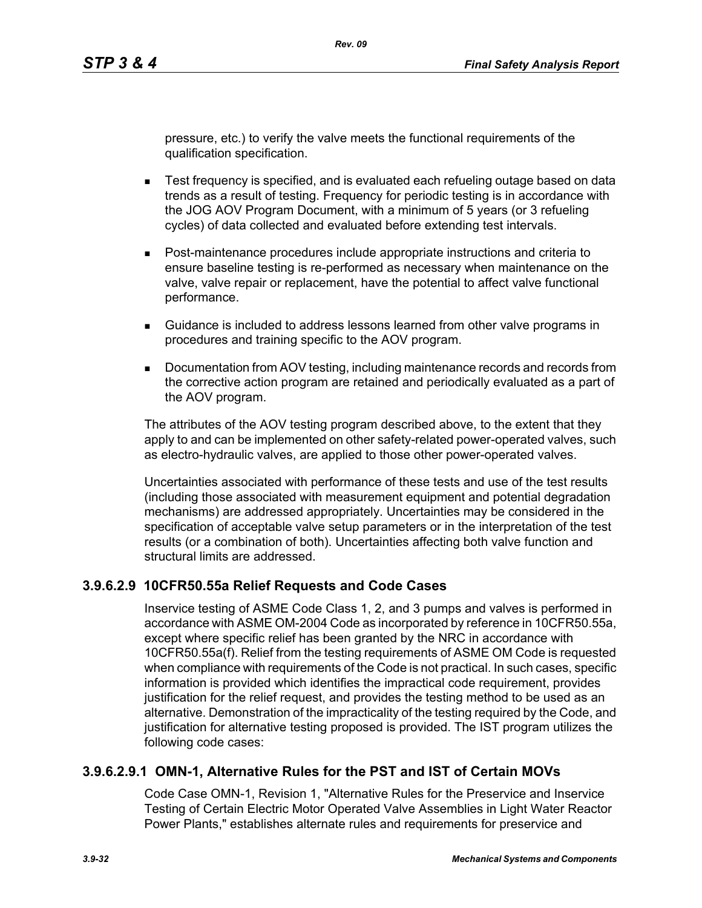pressure, etc.) to verify the valve meets the functional requirements of the qualification specification.

- Test frequency is specified, and is evaluated each refueling outage based on data trends as a result of testing. Frequency for periodic testing is in accordance with the JOG AOV Program Document, with a minimum of 5 years (or 3 refueling cycles) of data collected and evaluated before extending test intervals.
- Post-maintenance procedures include appropriate instructions and criteria to ensure baseline testing is re-performed as necessary when maintenance on the valve, valve repair or replacement, have the potential to affect valve functional performance.
- Guidance is included to address lessons learned from other valve programs in procedures and training specific to the AOV program.
- Documentation from AOV testing, including maintenance records and records from the corrective action program are retained and periodically evaluated as a part of the AOV program.

The attributes of the AOV testing program described above, to the extent that they apply to and can be implemented on other safety-related power-operated valves, such as electro-hydraulic valves, are applied to those other power-operated valves.

Uncertainties associated with performance of these tests and use of the test results (including those associated with measurement equipment and potential degradation mechanisms) are addressed appropriately. Uncertainties may be considered in the specification of acceptable valve setup parameters or in the interpretation of the test results (or a combination of both). Uncertainties affecting both valve function and structural limits are addressed.

### 3.9.6.2.9 10CFR50.55a Relief Requests and Code Cases

Inservice testing of ASME Code Class 1, 2, and 3 pumps and valves is performed in accordance with ASME OM-2004 Code as incorporated by reference in 10CFR50.55a, except where specific relief has been granted by the NRC in accordance with 10CFR50.55a(f). Relief from the testing requirements of ASME OM Code is requested when compliance with requirements of the Code is not practical. In such cases, specific information is provided which identifies the impractical code requirement, provides justification for the relief request, and provides the testing method to be used as an alternative. Demonstration of the impracticality of the testing required by the Code, and justification for alternative testing proposed is provided. The IST program utilizes the following code cases:

#### 3.9.6.2.9.1 OMN-1, Alternative Rules for the PST and IST of Certain MOVs

Code Case OMN-1, Revision 1, "Alternative Rules for the Preservice and Inservice Testing of Certain Electric Motor Operated Valve Assemblies in Light Water Reactor Power Plants," establishes alternate rules and requirements for preservice and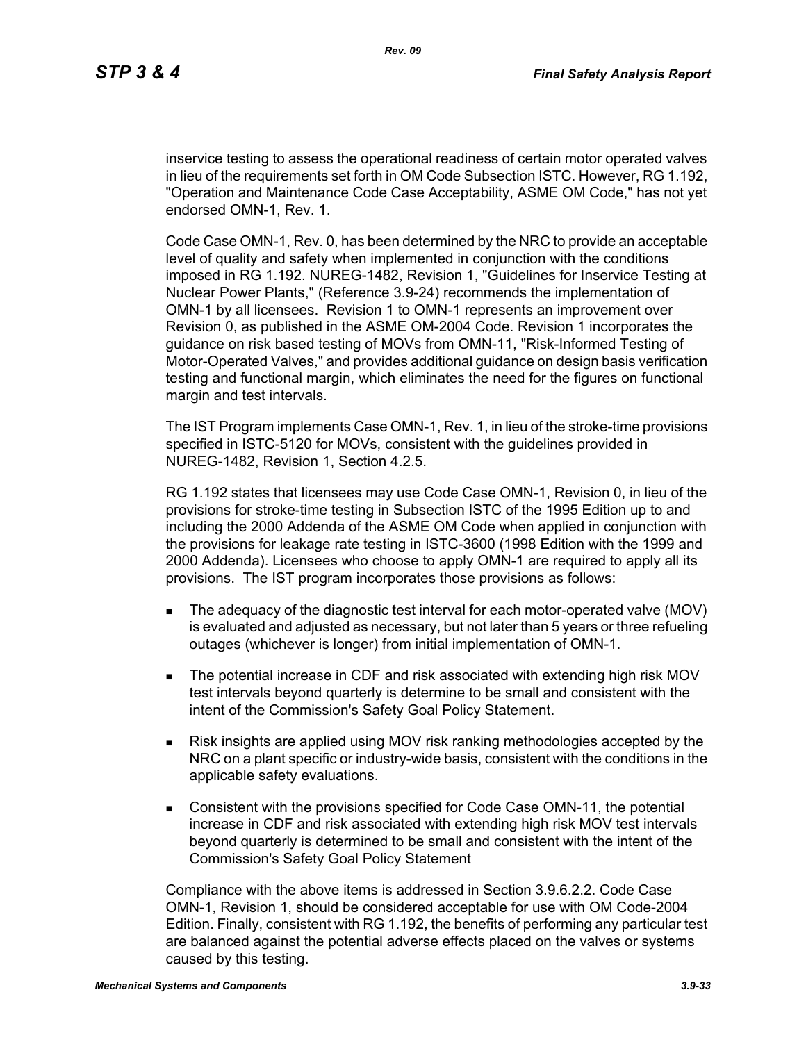inservice testing to assess the operational readiness of certain motor operated valves in lieu of the requirements set forth in OM Code Subsection ISTC. However, RG 1.192, "Operation and Maintenance Code Case Acceptability, ASME OM Code," has not yet endorsed OMN-1, Rev. 1.

Code Case OMN-1, Rev. 0, has been determined by the NRC to provide an acceptable level of quality and safety when implemented in conjunction with the conditions imposed in RG 1.192. NUREG-1482, Revision 1, "Guidelines for Inservice Testing at Nuclear Power Plants," (Reference 3.9-24) recommends the implementation of OMN-1 by all licensees. Revision 1 to OMN-1 represents an improvement over Revision 0, as published in the ASME OM-2004 Code. Revision 1 incorporates the guidance on risk based testing of MOVs from OMN-11, "Risk-Informed Testing of Motor-Operated Valves," and provides additional guidance on design basis verification testing and functional margin, which eliminates the need for the figures on functional margin and test intervals.

The IST Program implements Case OMN-1, Rev. 1, in lieu of the stroke-time provisions specified in ISTC-5120 for MOVs, consistent with the guidelines provided in NUREG-1482, Revision 1, Section 4.2.5.

RG 1.192 states that licensees may use Code Case OMN-1, Revision 0, in lieu of the provisions for stroke-time testing in Subsection ISTC of the 1995 Edition up to and including the 2000 Addenda of the ASME OM Code when applied in conjunction with the provisions for leakage rate testing in ISTC-3600 (1998 Edition with the 1999 and 2000 Addenda). Licensees who choose to apply OMN-1 are required to apply all its provisions. The IST program incorporates those provisions as follows:

- The adequacy of the diagnostic test interval for each motor-operated valve (MOV) is evaluated and adjusted as necessary, but not later than 5 years or three refueling outages (whichever is longer) from initial implementation of OMN-1.
- The potential increase in CDF and risk associated with extending high risk MOV test intervals beyond quarterly is determine to be small and consistent with the intent of the Commission's Safety Goal Policy Statement.
- Risk insights are applied using MOV risk ranking methodologies accepted by the NRC on a plant specific or industry-wide basis, consistent with the conditions in the applicable safety evaluations.
- Consistent with the provisions specified for Code Case OMN-11, the potential increase in CDF and risk associated with extending high risk MOV test intervals beyond quarterly is determined to be small and consistent with the intent of the Commission's Safety Goal Policy Statement

Compliance with the above items is addressed in Section 3.9.6.2.2. Code Case OMN-1, Revision 1, should be considered acceptable for use with OM Code-2004 Edition. Finally, consistent with RG 1.192, the benefits of performing any particular test are balanced against the potential adverse effects placed on the valves or systems caused by this testing.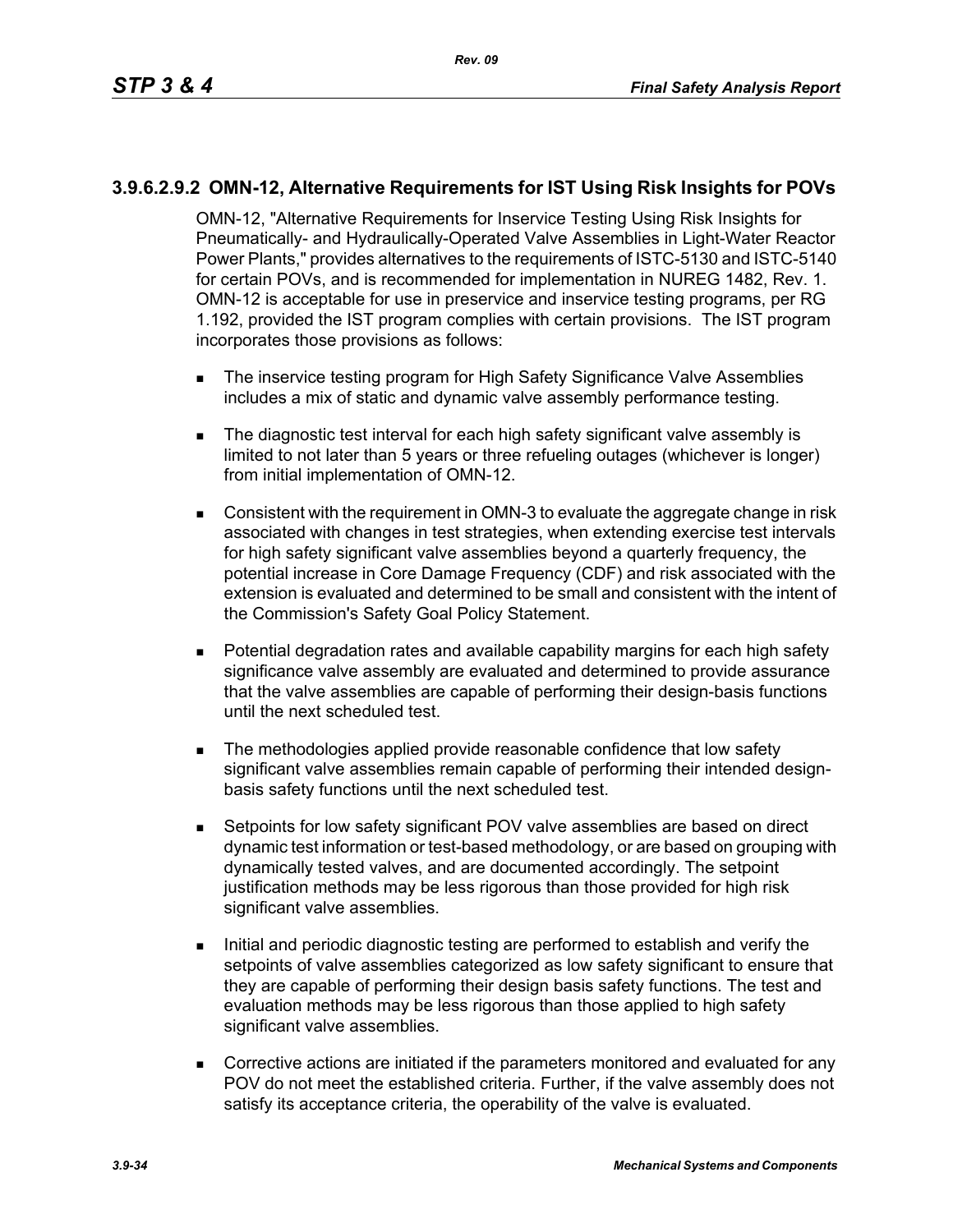### 3.9.6.2.9.2 OMN-12, Alternative Requirements for IST Using Risk Insights for POVs

OMN-12, "Alternative Requirements for Inservice Testing Using Risk Insights for Pneumatically- and Hydraulically-Operated Valve Assemblies in Light-Water Reactor Power Plants," provides alternatives to the requirements of ISTC-5130 and ISTC-5140 for certain POVs, and is recommended for implementation in NUREG 1482, Rev. 1. OMN-12 is acceptable for use in preservice and inservice testing programs, per RG 1.192, provided the IST program complies with certain provisions. The IST program incorporates those provisions as follows:

- The inservice testing program for High Safety Significance Valve Assemblies includes a mix of static and dynamic valve assembly performance testing.
- The diagnostic test interval for each high safety significant valve assembly is limited to not later than 5 years or three refueling outages (whichever is longer) from initial implementation of OMN-12.
- Consistent with the requirement in OMN-3 to evaluate the aggregate change in risk associated with changes in test strategies, when extending exercise test intervals for high safety significant valve assemblies beyond a quarterly frequency, the potential increase in Core Damage Frequency (CDF) and risk associated with the extension is evaluated and determined to be small and consistent with the intent of the Commission's Safety Goal Policy Statement.
- Potential degradation rates and available capability margins for each high safety significance valve assembly are evaluated and determined to provide assurance that the valve assemblies are capable of performing their design-basis functions until the next scheduled test.
- The methodologies applied provide reasonable confidence that low safety significant valve assemblies remain capable of performing their intended design-basis safety functions until the next scheduled test.
- Setpoints for low safety significant POV valve assemblies are based on direct dynamic test information or test-based methodology, or are based on grouping with dynamically tested valves, and are documented accordingly. The setpoint justification methods may be less rigorous than those provided for high risk significant valve assemblies.
- Initial and periodic diagnostic testing are performed to establish and verify the setpoints of valve assemblies categorized as low safety significant to ensure that they are capable of performing their design basis safety functions. The test and evaluation methods may be less rigorous than those applied to high safety significant valve assemblies.
- Corrective actions are initiated if the parameters monitored and evaluated for any POV do not meet the established criteria. Further, if the valve assembly does not satisfy its acceptance criteria, the operability of the valve is evaluated.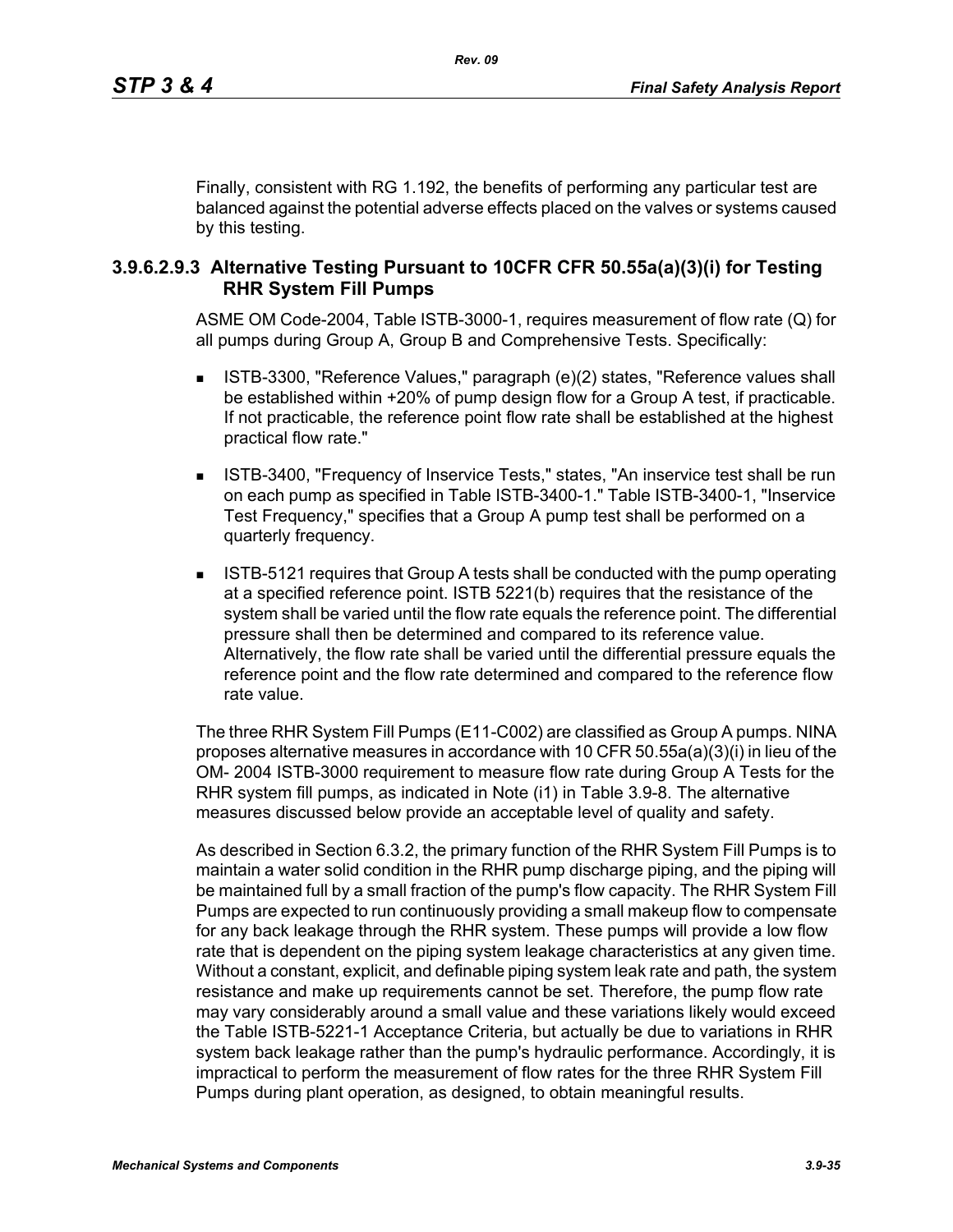Finally, consistent with RG 1.192, the benefits of performing any particular test are balanced against the potential adverse effects placed on the valves or systems caused by this testing.

### 3.9.6.2.9.3 Alternative Testing Pursuant to 10CFR CFR 50.55a(a)(3)(i) for Testing RHR System Fill Pumps

ASME OM Code-2004, Table ISTB-3000-1, requires measurement of flow rate (Q) for all pumps during Group A, Group B and Comprehensive Tests. Specifically:

- ISTB-3300, "Reference Values," paragraph (e)(2) states, "Reference values shall be established within +20% of pump design flow for a Group A test, if practicable. If not practicable, the reference point flow rate shall be established at the highest practical flow rate."
- ISTB-3400, "Frequency of Inservice Tests," states, "An inservice test shall be run on each pump as specified in Table ISTB-3400-1." Table ISTB-3400-1, "Inservice Test Frequency," specifies that a Group A pump test shall be performed on a quarterly frequency.
- ISTB-5121 requires that Group A tests shall be conducted with the pump operating at a specified reference point. ISTB 5221(b) requires that the resistance of the system shall be varied until the flow rate equals the reference point. The differential pressure shall then be determined and compared to its reference value. Alternatively, the flow rate shall be varied until the differential pressure equals the reference point and the flow rate determined and compared to the reference flow rate value.

The three RHR System Fill Pumps (E11-C002) are classified as Group A pumps. NINA proposes alternative measures in accordance with 10 CFR 50.55a(a)(3)(i) in lieu of the OM- 2004 ISTB-3000 requirement to measure flow rate during Group A Tests for the RHR system fill pumps, as indicated in Note (i1) in Table 3.9-8. The alternative measures discussed below provide an acceptable level of quality and safety.

As described in Section 6.3.2, the primary function of the RHR System Fill Pumps is to maintain a water solid condition in the RHR pump discharge piping, and the piping will be maintained full by a small fraction of the pump's flow capacity. The RHR System Fill Pumps are expected to run continuously providing a small makeup flow to compensate for any back leakage through the RHR system. These pumps will provide a low flow rate that is dependent on the piping system leakage characteristics at any given time. Without a constant, explicit, and definable piping system leak rate and path, the system resistance and make up requirements cannot be set. Therefore, the pump flow rate may vary considerably around a small value and these variations likely would exceed the Table ISTB-5221-1 Acceptance Criteria, but actually be due to variations in RHR system back leakage rather than the pump's hydraulic performance. Accordingly, it is impractical to perform the measurement of flow rates for the three RHR System Fill Pumps during plant operation, as designed, to obtain meaningful results.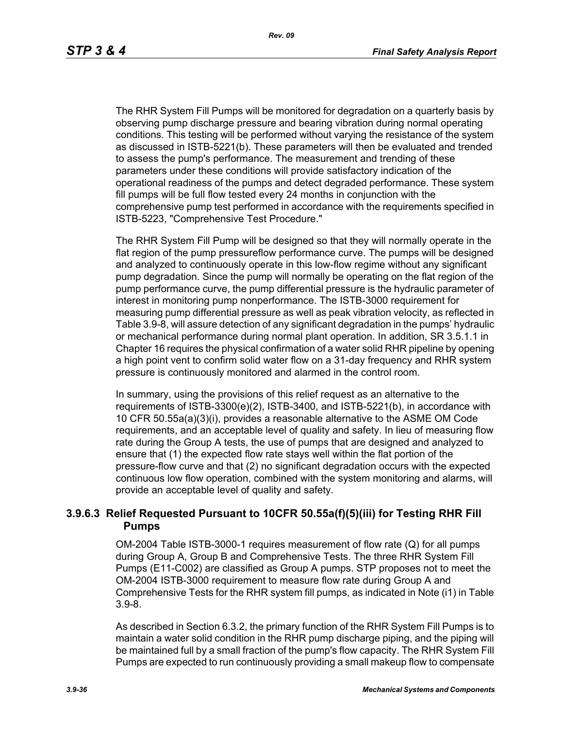The RHR System Fill Pumps will be monitored for degradation on a quarterly basis by observing pump discharge pressure and bearing vibration during normal operating conditions. This testing will be performed without varying the resistance of the system as discussed in ISTB-5221(b). These parameters will then be evaluated and trended to assess the pump's performance. The measurement and trending of these parameters under these conditions will provide satisfactory indication of the operational readiness of the pumps and detect degraded performance. These system fill pumps will be full flow tested every 24 months in conjunction with the comprehensive pump test performed in accordance with the requirements specified in ISTB-5223, "Comprehensive Test Procedure."

The RHR System Fill Pump will be designed so that they will normally operate in the flat region of the pump pressureflow performance curve. The pumps will be designed and analyzed to continuously operate in this low-flow regime without any significant pump degradation. Since the pump will normally be operating on the flat region of the pump performance curve, the pump differential pressure is the hydraulic parameter of interest in monitoring pump nonperformance. The ISTB-3000 requirement for measuring pump differential pressure as well as peak vibration velocity, as reflected in Table 3.9-8, will assure detection of any significant degradation in the pumps' hydraulic or mechanical performance during normal plant operation. In addition, SR 3.5.1.1 in Chapter 16 requires the physical confirmation of a water solid RHR pipeline by opening a high point vent to confirm solid water flow on a 31-day frequency and RHR system pressure is continuously monitored and alarmed in the control room.

In summary, using the provisions of this relief request as an alternative to the requirements of ISTB-3300(e)(2), ISTB-3400, and ISTB-5221(b), in accordance with 10 CFR 50.55a(a)(3)(i), provides a reasonable alternative to the ASME OM Code requirements, and an acceptable level of quality and safety. In lieu of measuring flow rate during the Group A tests, the use of pumps that are designed and analyzed to ensure that (1) the expected flow rate stays well within the flat portion of the pressure-flow curve and that (2) no significant degradation occurs with the expected continuous low flow operation, combined with the system monitoring and alarms, will provide an acceptable level of quality and safety.

### 3.9.6.3 Relief Requested Pursuant to 10CFR 50.55a(f)(5)(iii) for Testing RHR Fill Pumps

OM-2004 Table ISTB-3000-1 requires measurement of flow rate (Q) for all pumps during Group A, Group B and Comprehensive Tests. The three RHR System Fill Pumps (E11-C002) are classified as Group A pumps. STP proposes not to meet the OM-2004 ISTB-3000 requirement to measure flow rate during Group A and Comprehensive Tests for the RHR system fill pumps, as indicated in Note (i1) in Table 3.9-8.

As described in Section 6.3.2, the primary function of the RHR System Fill Pumps is to maintain a water solid condition in the RHR pump discharge piping, and the piping will be maintained full by a small fraction of the pump's flow capacity. The RHR System Fill Pumps are expected to run continuously providing a small makeup flow to compensate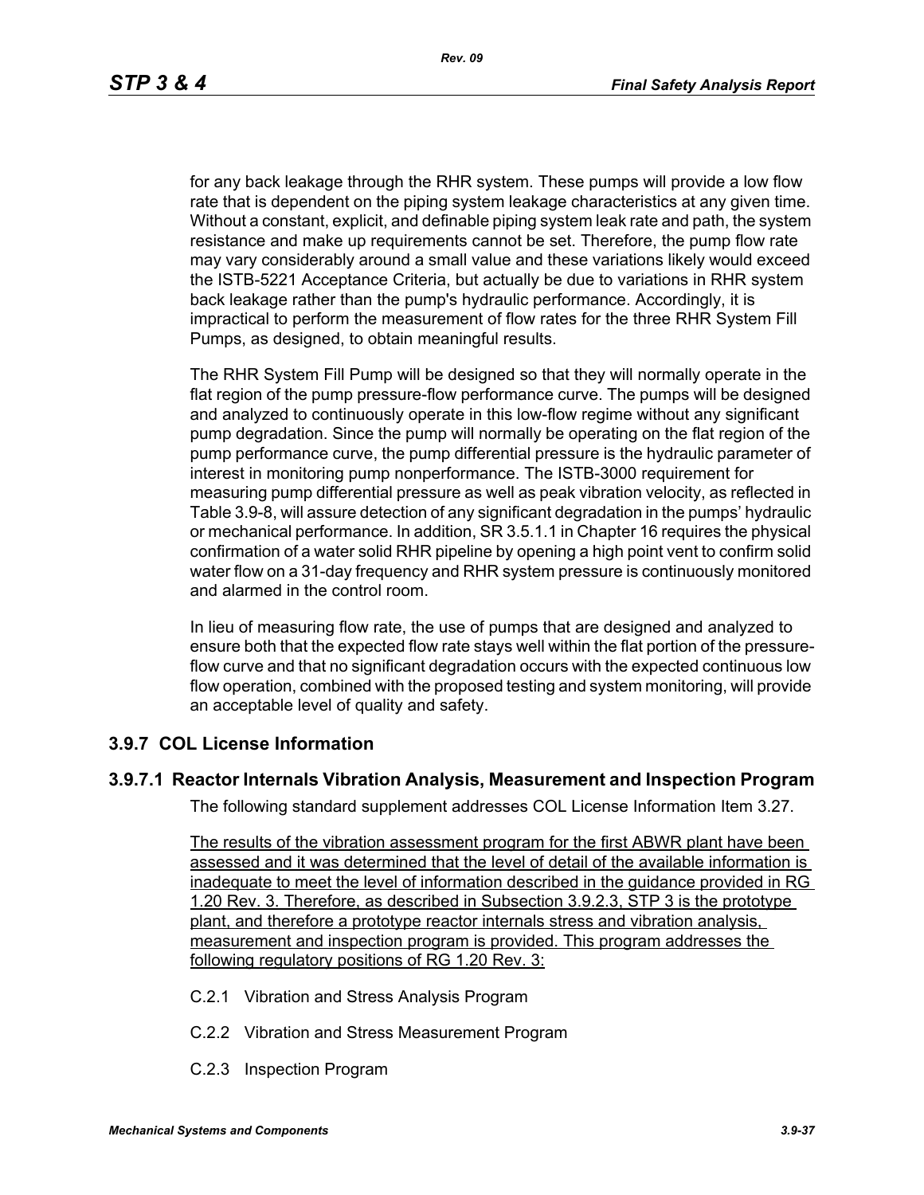for any back leakage through the RHR system. These pumps will provide a low flow rate that is dependent on the piping system leakage characteristics at any given time. Without a constant, explicit, and definable piping system leak rate and path, the system resistance and make up requirements cannot be set. Therefore, the pump flow rate may vary considerably around a small value and these variations likely would exceed the ISTB-5221 Acceptance Criteria, but actually be due to variations in RHR system back leakage rather than the pump's hydraulic performance. Accordingly, it is impractical to perform the measurement of flow rates for the three RHR System Fill Pumps, as designed, to obtain meaningful results.

The RHR System Fill Pump will be designed so that they will normally operate in the flat region of the pump pressure-flow performance curve. The pumps will be designed and analyzed to continuously operate in this low-flow regime without any significant pump degradation. Since the pump will normally be operating on the flat region of the pump performance curve, the pump differential pressure is the hydraulic parameter of interest in monitoring pump nonperformance. The ISTB-3000 requirement for measuring pump differential pressure as well as peak vibration velocity, as reflected in Table 3.9-8, will assure detection of any significant degradation in the pumps' hydraulic or mechanical performance. In addition, SR 3.5.1.1 in Chapter 16 requires the physical confirmation of a water solid RHR pipeline by opening a high point vent to confirm solid water flow on a 31-day frequency and RHR system pressure is continuously monitored and alarmed in the control room.

In lieu of measuring flow rate, the use of pumps that are designed and analyzed to ensure both that the expected flow rate stays well within the flat portion of the pressure-flow curve and that no significant degradation occurs with the expected continuous low flow operation, combined with the proposed testing and system monitoring, will provide an acceptable level of quality and safety.

## 3.9.7 COL License Information

### 3.9.7.1 Reactor Internals Vibration Analysis, Measurement and Inspection Program

The following standard supplement addresses COL License Information Item 3.27.

The results of the vibration assessment program for the first ABWR plant have been assessed and it was determined that the level of detail of the available information is inadequate to meet the level of information described in the guidance provided in RG 1.20 Rev. 3. Therefore, as described in Subsection 3.9.2.3, STP 3 is the prototype plant, and therefore a prototype reactor internals stress and vibration analysis, measurement and inspection program is provided. This program addresses the following regulatory positions of RG 1.20 Rev. 3:

- C.2.1 Vibration and Stress Analysis Program
- C.2.2 Vibration and Stress Measurement Program
- C.2.3 Inspection Program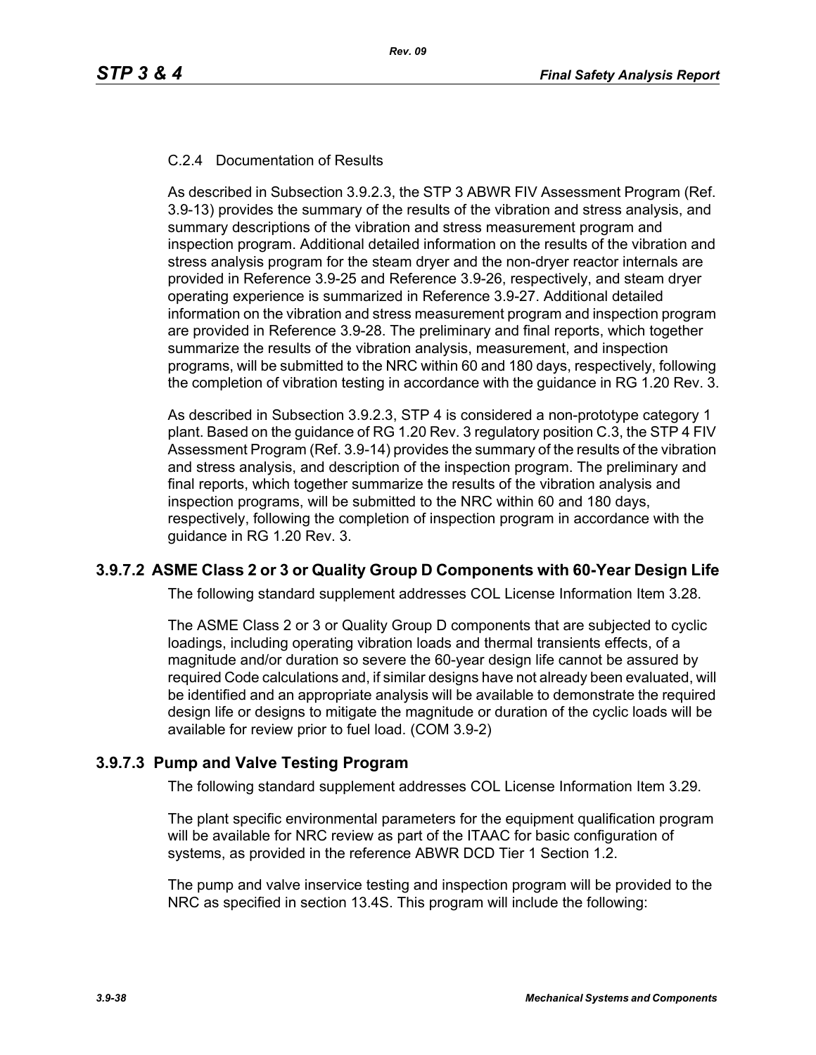#### C.2.4 Documentation of Results

As described in Subsection 3.9.2.3, the STP 3 ABWR FIV Assessment Program (Ref. 3.9-13) provides the summary of the results of the vibration and stress analysis, and summary descriptions of the vibration and stress measurement program and inspection program. Additional detailed information on the results of the vibration and stress analysis program for the steam dryer and the non-dryer reactor internals are provided in Reference 3.9-25 and Reference 3.9-26, respectively, and steam dryer operating experience is summarized in Reference 3.9-27. Additional detailed information on the vibration and stress measurement program and inspection program are provided in Reference 3.9-28. The preliminary and final reports, which together summarize the results of the vibration analysis, measurement, and inspection programs, will be submitted to the NRC within 60 and 180 days, respectively, following the completion of vibration testing in accordance with the guidance in RG 1.20 Rev. 3.

As described in Subsection 3.9.2.3, STP 4 is considered a non-prototype category 1 plant. Based on the guidance of RG 1.20 Rev. 3 regulatory position C.3, the STP 4 FIV Assessment Program (Ref. 3.9-14) provides the summary of the results of the vibration and stress analysis, and description of the inspection program. The preliminary and final reports, which together summarize the results of the vibration analysis and inspection programs, will be submitted to the NRC within 60 and 180 days, respectively, following the completion of inspection program in accordance with the guidance in RG 1.20 Rev. 3.

### 3.9.7.2 ASME Class 2 or 3 or Quality Group D Components with 60-Year Design Life

The following standard supplement addresses COL License Information Item 3.28.

The ASME Class 2 or 3 or Quality Group D components that are subjected to cyclic loadings, including operating vibration loads and thermal transients effects, of a magnitude and/or duration so severe the 60-year design life cannot be assured by required Code calculations and, if similar designs have not already been evaluated, will be identified and an appropriate analysis will be available to demonstrate the required design life or designs to mitigate the magnitude or duration of the cyclic loads will be available for review prior to fuel load. (COM 3.9-2)

### 3.9.7.3 Pump and Valve Testing Program

The following standard supplement addresses COL License Information Item 3.29.

The plant specific environmental parameters for the equipment qualification program will be available for NRC review as part of the ITAAC for basic configuration of systems, as provided in the reference ABWR DCD Tier 1 Section 1.2.

The pump and valve inservice testing and inspection program will be provided to the NRC as specified in section 13.4S. This program will include the following: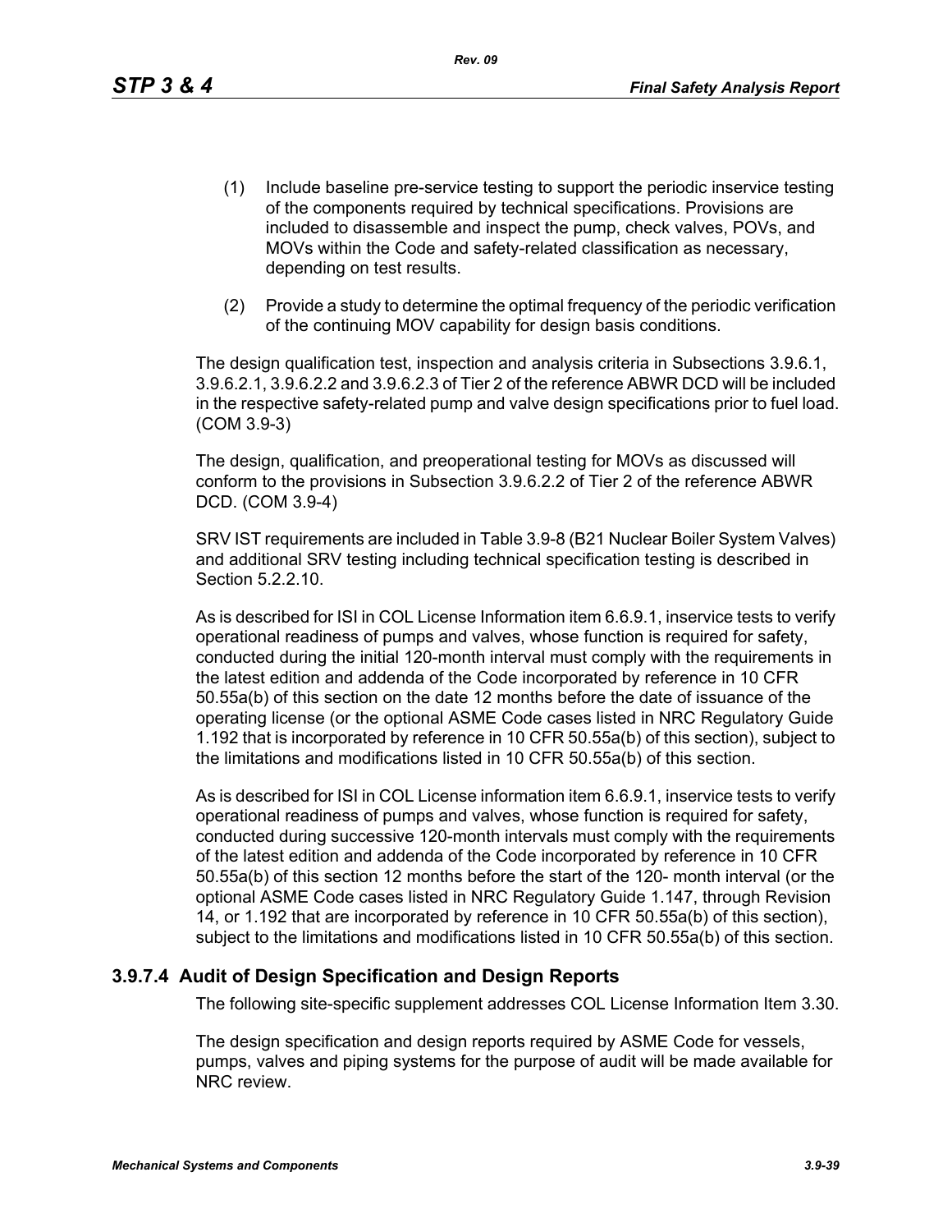(1) Include baseline pre-service testing to support the periodic inservice testing of the components required by technical specifications. Provisions are included to disassemble and inspect the pump, check valves, POVs, and MOVs within the Code and safety-related classification as necessary, depending on test results.

(2) Provide a study to determine the optimal frequency of the periodic verification of the continuing MOV capability for design basis conditions.

The design qualification test, inspection and analysis criteria in Subsections 3.9.6.1, 3.9.6.2.1, 3.9.6.2.2 and 3.9.6.2.3 of Tier 2 of the reference ABWR DCD will be included in the respective safety-related pump and valve design specifications prior to fuel load. (COM 3.9-3)

The design, qualification, and preoperational testing for MOVs as discussed will conform to the provisions in Subsection 3.9.6.2.2 of Tier 2 of the reference ABWR DCD. (COM 3.9-4)

SRV IST requirements are included in Table 3.9-8 (B21 Nuclear Boiler System Valves) and additional SRV testing including technical specification testing is described in Section 5.2.2.10.

As is described for ISI in COL License Information item 6.6.9.1, inservice tests to verify operational readiness of pumps and valves, whose function is required for safety, conducted during the initial 120-month interval must comply with the requirements in the latest edition and addenda of the Code incorporated by reference in 10 CFR 50.55a(b) of this section on the date 12 months before the date of issuance of the operating license (or the optional ASME Code cases listed in NRC Regulatory Guide 1.192 that is incorporated by reference in 10 CFR 50.55a(b) of this section), subject to the limitations and modifications listed in 10 CFR 50.55a(b) of this section.

As is described for ISI in COL License information item 6.6.9.1, inservice tests to verify operational readiness of pumps and valves, whose function is required for safety, conducted during successive 120-month intervals must comply with the requirements of the latest edition and addenda of the Code incorporated by reference in 10 CFR 50.55a(b) of this section 12 months before the start of the 120- month interval (or the optional ASME Code cases listed in NRC Regulatory Guide 1.147, through Revision 14, or 1.192 that are incorporated by reference in 10 CFR 50.55a(b) of this section), subject to the limitations and modifications listed in 10 CFR 50.55a(b) of this section.

### 3.9.7.4 Audit of Design Specification and Design Reports

The following site-specific supplement addresses COL License Information Item 3.30.

The design specification and design reports required by ASME Code for vessels, pumps, valves and piping systems for the purpose of audit will be made available for NRC review.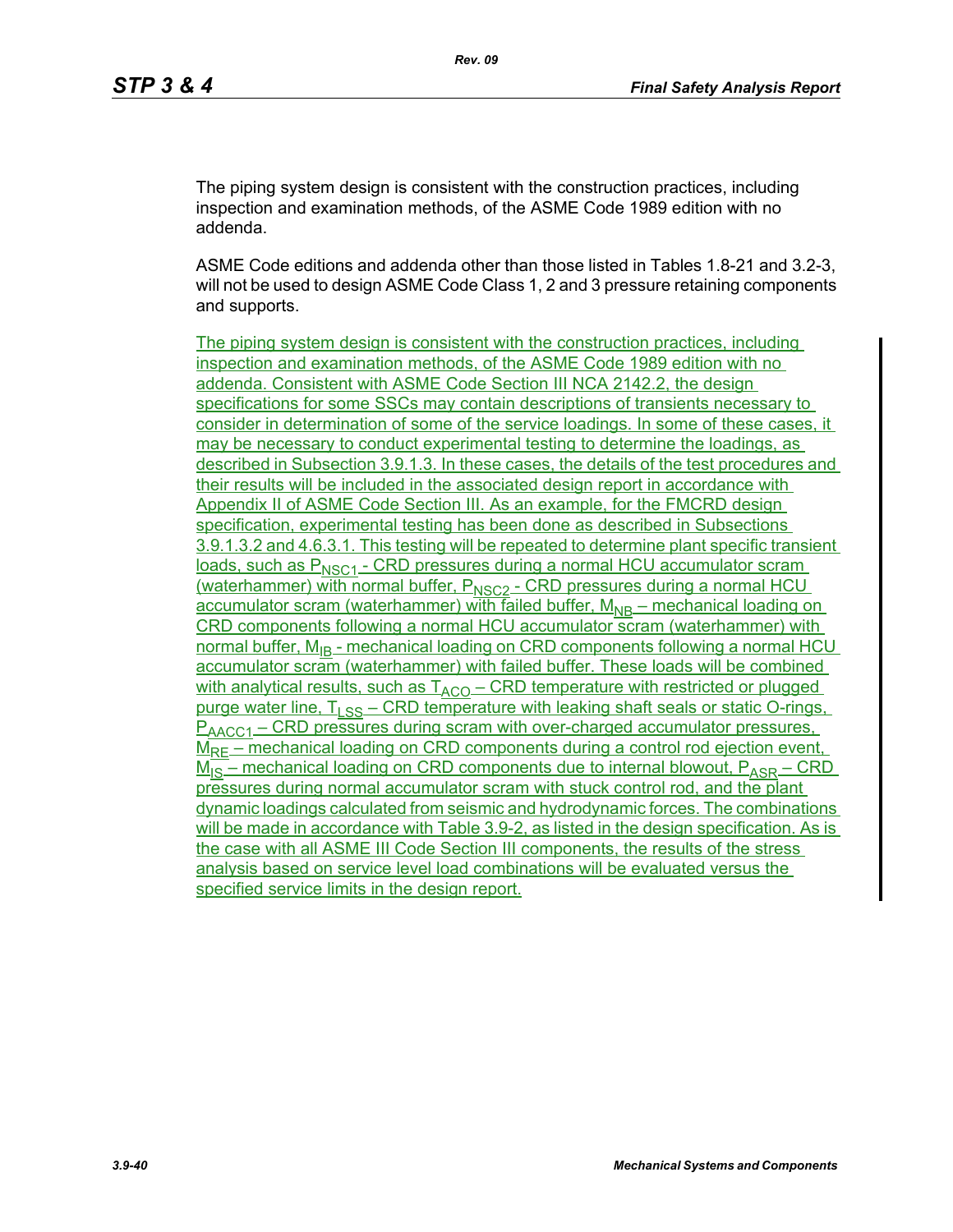The piping system design is consistent with the construction practices, including inspection and examination methods, of the ASME Code 1989 edition with no addenda.

ASME Code editions and addenda other than those listed in Tables 1.8-21 and 3.2-3, will not be used to design ASME Code Class 1, 2 and 3 pressure retaining components and supports.

The piping system design is consistent with the construction practices, including inspection and examination methods, of the ASME Code 1989 edition with no addenda. Consistent with ASME Code Section III NCA 2142.2, the design specifications for some SSCs may contain descriptions of transients necessary to consider in determination of some of the service loadings. In some of these cases, it may be necessary to conduct experimental testing to determine the loadings, as described in Subsection 3.9.1.3. In these cases, the details of the test procedures and their results will be included in the associated design report in accordance with Appendix II of ASME Code Section III. As an example, for the FMCRD design specification, experimental testing has been done as described in Subsections 3.9.1.3.2 and 4.6.3.1. This testing will be repeated to determine plant specific transient loads, such as $P_{NSC1}$ - CRD pressures during a normal HCU accumulator scram (waterhammer) with normal buffer, $P_{NSC2}$ - CRD pressures during a normal HCU accumulator scram (waterhammer) with failed buffer, $M_{NB}$ – mechanical loading on CRD components following a normal HCU accumulator scram (waterhammer) with normal buffer, $M_{IB}$ - mechanical loading on CRD components following a normal HCU accumulator scram (waterhammer) with failed buffer. These loads will be combined with analytical results, such as $T_{ACO}$ – CRD temperature with restricted or plugged purge water line, $T_{LSS}$ – CRD temperature with leaking shaft seals or static O-rings, $P_{AACC1}$ – CRD pressures during scram with over-charged accumulator pressures, $M_{RE}$ – mechanical loading on CRD components during a control rod ejection event, $M_{IS}$ – mechanical loading on CRD components due to internal blowout, $P_{ASR}$ – CRD pressures during normal accumulator scram with stuck control rod, and the plant dynamic loadings calculated from seismic and hydrodynamic forces. The combinations will be made in accordance with Table 3.9-2, as listed in the design specification. As is the case with all ASME III Code Section III components, the results of the stress analysis based on service level load combinations will be evaluated versus the specified service limits in the design report.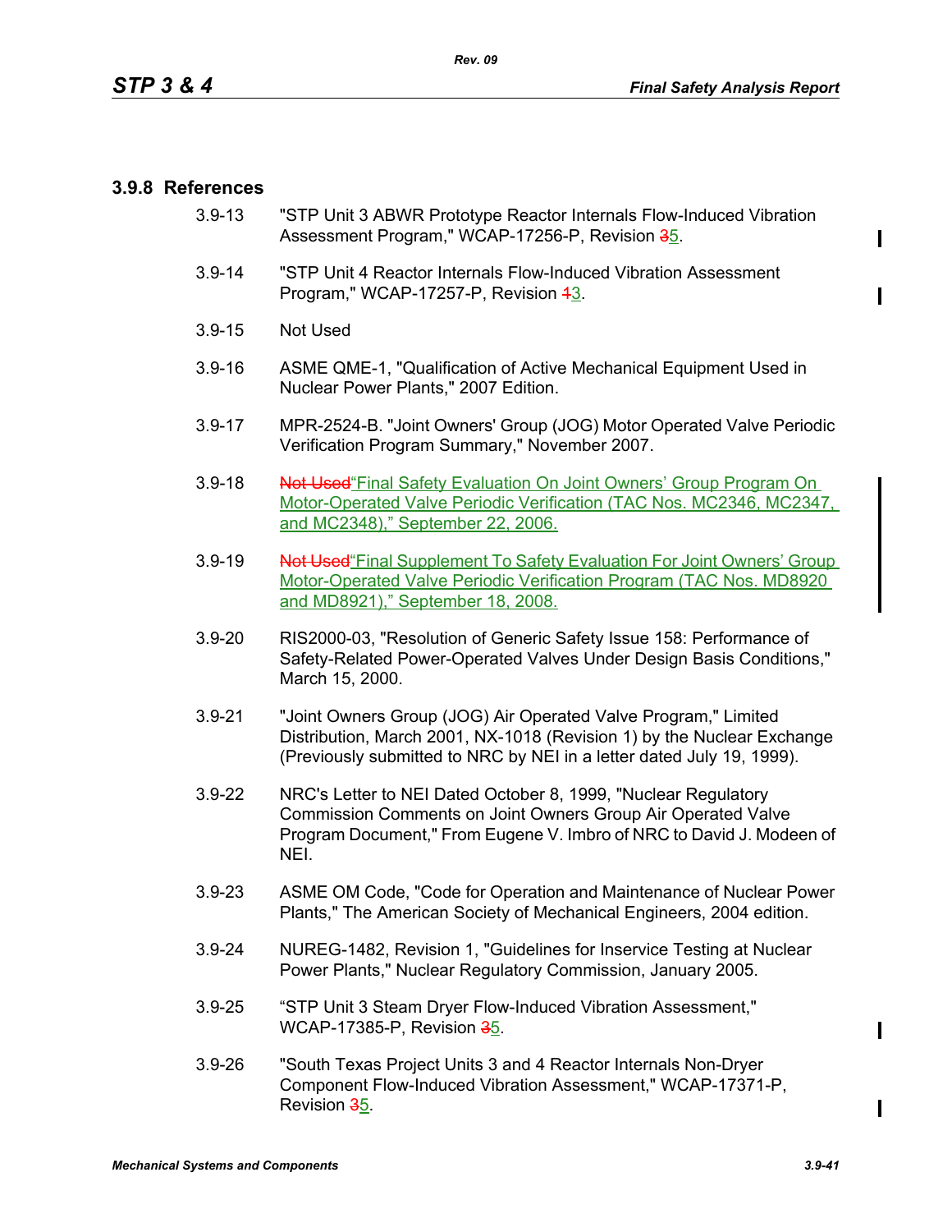### 3.9.8 References

3.9-13 "STP Unit 3 ABWR Prototype Reactor Internals Flow-Induced Vibration Assessment Program," WCAP-17256-P, Revision ~~3~~5.

3.9-14 "STP Unit 4 Reactor Internals Flow-Induced Vibration Assessment Program," WCAP-17257-P, Revision ~~1~~3.

3.9-15 Not Used

3.9-16 ASME QME-1, "Qualification of Active Mechanical Equipment Used in Nuclear Power Plants," 2007 Edition.

3.9-17 MPR-2524-B. "Joint Owners' Group (JOG) Motor Operated Valve Periodic Verification Program Summary," November 2007.

3.9-18 ~~Not Used~~"Final Safety Evaluation On Joint Owners' Group Program On Motor-Operated Valve Periodic Verification (TAC Nos. MC2346, MC2347, and MC2348)," September 22, 2006.

3.9-19 ~~Not Used~~"Final Supplement To Safety Evaluation For Joint Owners' Group Motor-Operated Valve Periodic Verification Program (TAC Nos. MD8920 and MD8921)," September 18, 2008.

3.9-20 RIS2000-03, "Resolution of Generic Safety Issue 158: Performance of Safety-Related Power-Operated Valves Under Design Basis Conditions," March 15, 2000.

3.9-21 "Joint Owners Group (JOG) Air Operated Valve Program," Limited Distribution, March 2001, NX-1018 (Revision 1) by the Nuclear Exchange (Previously submitted to NRC by NEI in a letter dated July 19, 1999).

3.9-22 NRC's Letter to NEI Dated October 8, 1999, "Nuclear Regulatory Commission Comments on Joint Owners Group Air Operated Valve Program Document," From Eugene V. Imbro of NRC to David J. Modeen of NEI.

3.9-23 ASME OM Code, "Code for Operation and Maintenance of Nuclear Power Plants," The American Society of Mechanical Engineers, 2004 edition.

3.9-24 NUREG-1482, Revision 1, "Guidelines for Inservice Testing at Nuclear Power Plants," Nuclear Regulatory Commission, January 2005.

3.9-25 "STP Unit 3 Steam Dryer Flow-Induced Vibration Assessment," WCAP-17385-P, Revision ~~3~~5.

3.9-26 "South Texas Project Units 3 and 4 Reactor Internals Non-Dryer Component Flow-Induced Vibration Assessment," WCAP-17371-P, Revision ~~3~~5.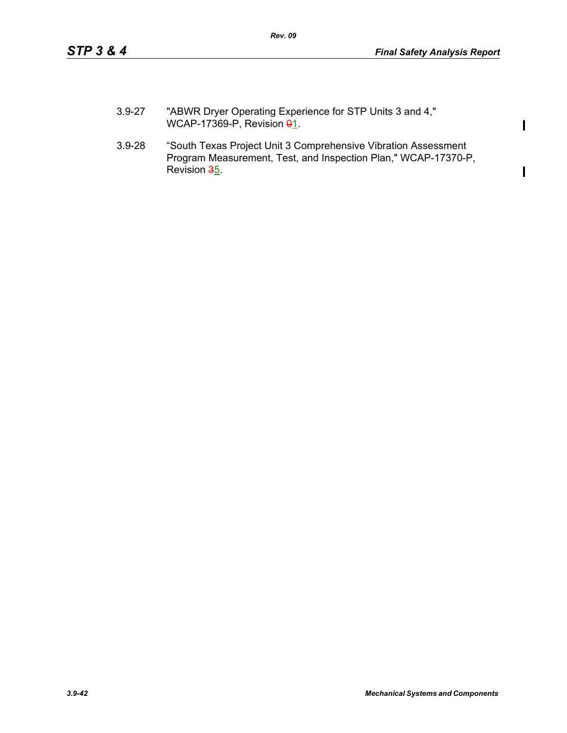3.9-27 "ABWR Dryer Operating Experience for STP Units 3 and 4," WCAP-17369-P, Revision ~~0~~1.

3.9-28 "South Texas Project Unit 3 Comprehensive Vibration Assessment Program Measurement, Test, and Inspection Plan," WCAP-17370-P, Revision ~~3~~5.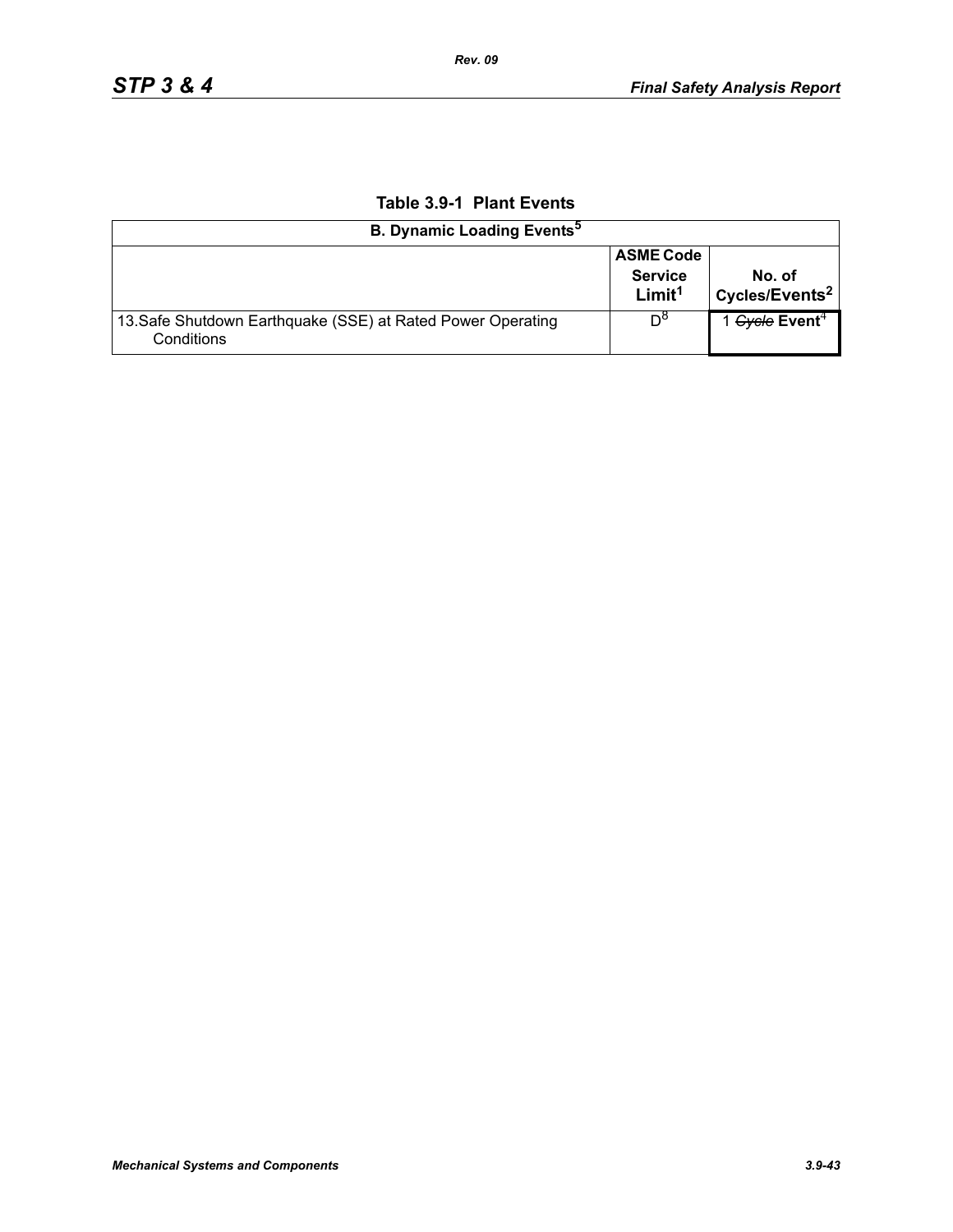**Table 3.9-1 Plant Events**

| B. Dynamic Loading Events[5] | | |
|---|---|---|
| | ASME Code Service Limit[1] | No. of Cycles/Events[2] |
| 13. Safe Shutdown Earthquake (SSE) at Rated Power Operating Conditions | D[8] | 1 ~~Cycle~~ **Event**[4] |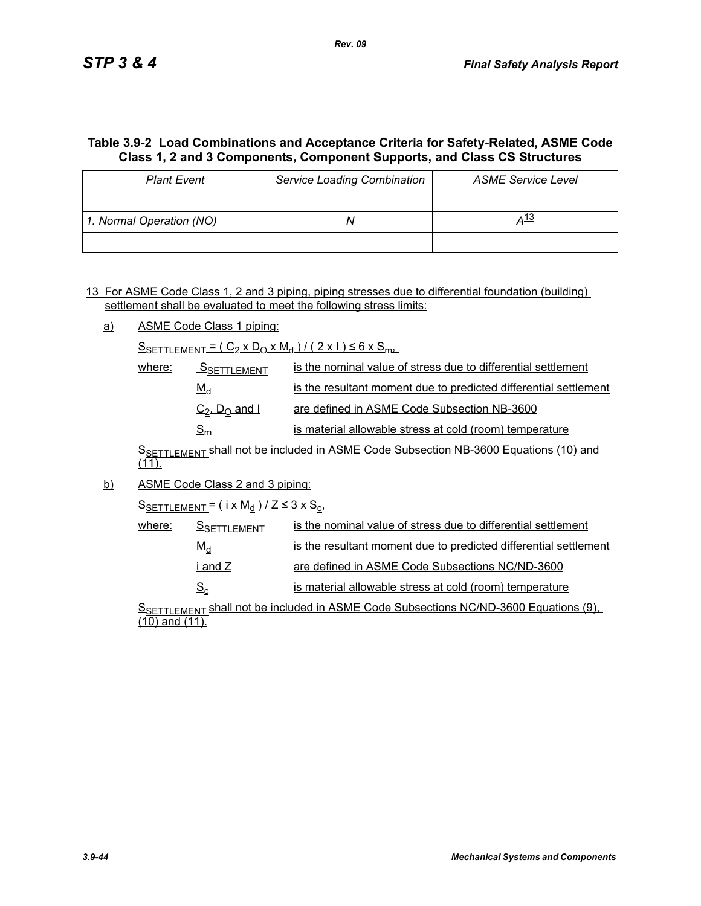**Table 3.9-2 Load Combinations and Acceptance Criteria for Safety-Related, ASME Code Class 1, 2 and 3 Components, Component Supports, and Class CS Structures**

| *Plant Event* | *Service Loading Combination* | *ASME Service Level* |
|---|---|---|
| | | |
| *1. Normal Operation (NO)* | *N* | *A*[13] |
| | | |

13 For ASME Code Class 1, 2 and 3 piping, piping stresses due to differential foundation (building) settlement shall be evaluated to meet the following stress limits:

a) ASME Code Class 1 piping:

$S_{SETTLEMENT} = ( C_2 \times D_O \times M_d ) / ( 2 \times I ) \leq 6 \times S_m$,

where:

| | |
|---|---|
| $S_{SETTLEMENT}$ | is the nominal value of stress due to differential settlement |
| $M_d$ | is the resultant moment due to predicted differential settlement |
| $C_2$, $D_O$ and $I$ | are defined in ASME Code Subsection NB-3600 |
| $S_m$ | is material allowable stress at cold (room) temperature |

$S_{SETTLEMENT}$ shall not be included in ASME Code Subsection NB-3600 Equations (10) and (11).

b) ASME Code Class 2 and 3 piping:

$S_{SETTLEMENT} = ( i \times M_d ) / Z \leq 3 \times S_c$,

where:

| | |
|---|---|
| $S_{SETTLEMENT}$ | is the nominal value of stress due to differential settlement |
| $M_d$ | is the resultant moment due to predicted differential settlement |
| $i$ and $Z$ | are defined in ASME Code Subsections NC/ND-3600 |
| $S_c$ | is material allowable stress at cold (room) temperature |

$S_{SETTLEMENT}$ shall not be included in ASME Code Subsections NC/ND-3600 Equations (9), (10) and (11).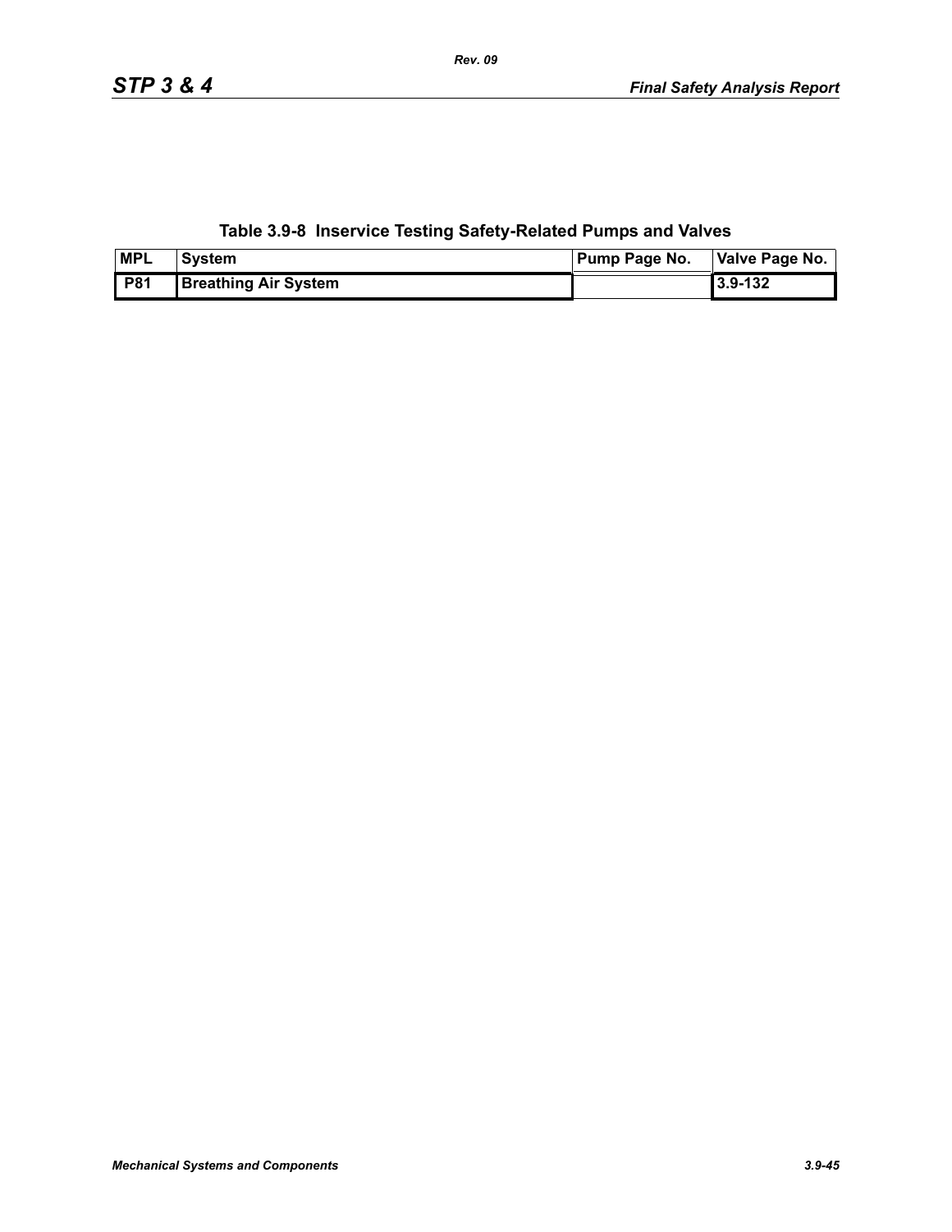**Table 3.9-8  Inservice Testing Safety-Related Pumps and Valves**

| MPL | System | Pump Page No. | Valve Page No. |
|---|---|---|---|
| P81 | Breathing Air System | | 3.9-132 |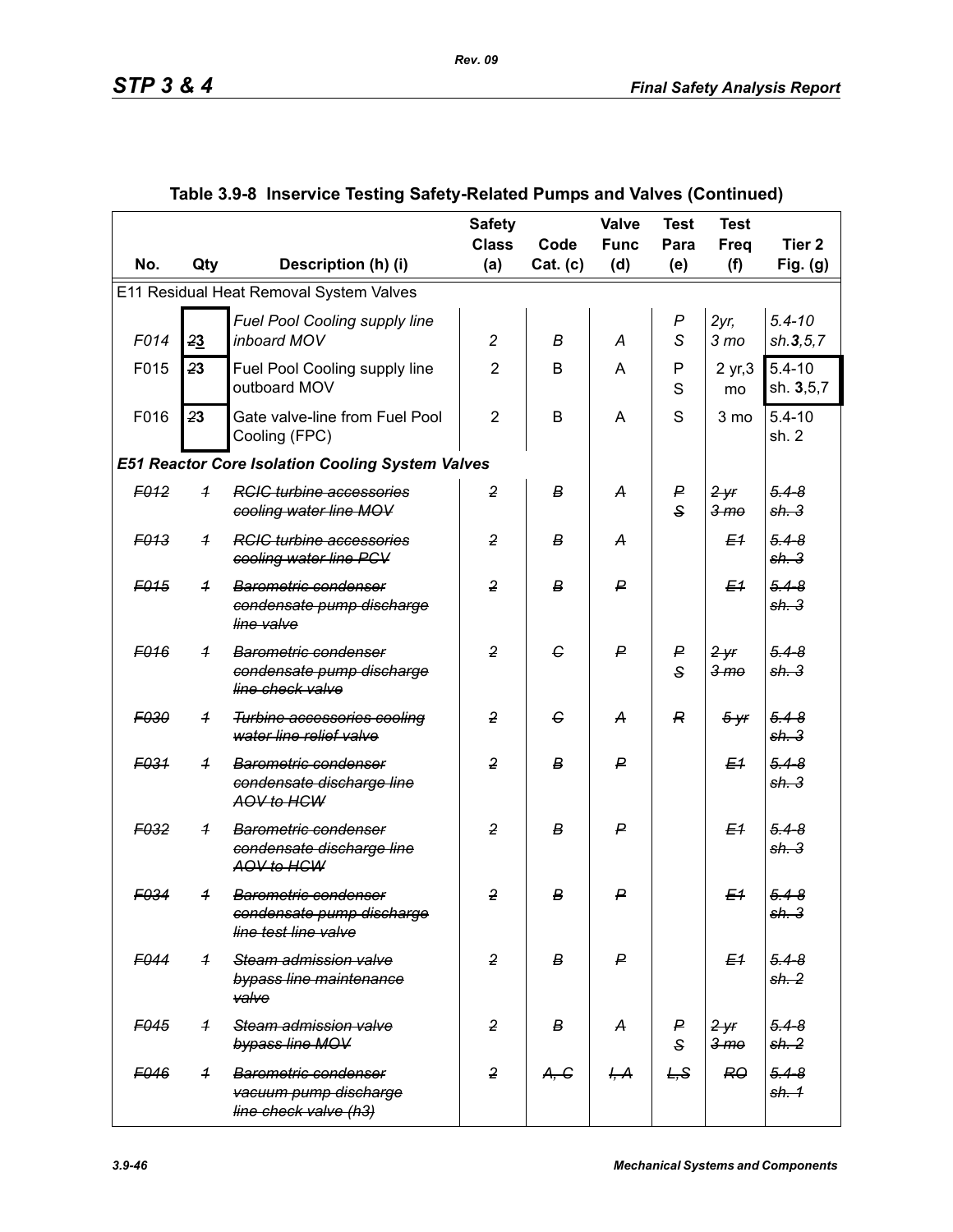## Table 3.9-8 Inservice Testing Safety-Related Pumps and Valves (Continued)

| No. | Qty | Description (h) (i) | Safety Class (a) | Code Cat. (c) | Valve Func (d) | Test Para (e) | Test Freq (f) | Tier 2 Fig. (g) |
|---|---|---|---|---|---|---|---|---|
| E11 Residual Heat Removal System Valves | | | | | | | | |
| *F014* | ~~2~~**3** | *Fuel Pool Cooling supply line inboard MOV* | *2* | *B* | *A* | *P S* | *2yr, 3 mo* | *5.4-10 sh.**3**,5,7* |
| F015 | ~~2~~**3** | Fuel Pool Cooling supply line outboard MOV | 2 | B | A | P S | 2 yr,3 mo | 5.4-10 sh. **3**,5,7 |
| F016 | ~~2~~**3** | Gate valve-line from Fuel Pool Cooling (FPC) | 2 | B | A | S | 3 mo | 5.4-10 sh. 2 |
| ***E51 Reactor Core Isolation Cooling System Valves*** | | | | | | | | |
| ~~*F012*~~ | ~~*1*~~ | ~~*RCIC turbine accessories cooling water line MOV*~~ | ~~*2*~~ | ~~*B*~~ | ~~*A*~~ | ~~*P S*~~ | ~~*2 yr 3 mo*~~ | ~~*5.4-8 sh. 3*~~ |
| ~~*F013*~~ | ~~*1*~~ | ~~*RCIC turbine accessories cooling water line PCV*~~ | ~~*2*~~ | ~~*B*~~ | ~~*A*~~ | | ~~*E1*~~ | ~~*5.4-8 sh. 3*~~ |
| ~~*F015*~~ | ~~*1*~~ | ~~*Barometric condenser condensate pump discharge line valve*~~ | ~~*2*~~ | ~~*B*~~ | ~~*P*~~ | | ~~*E1*~~ | ~~*5.4-8 sh. 3*~~ |
| ~~*F016*~~ | ~~*1*~~ | ~~*Barometric condenser condensate pump discharge line check valve*~~ | ~~*2*~~ | ~~*C*~~ | ~~*P*~~ | ~~*P S*~~ | ~~*2 yr 3 mo*~~ | ~~*5.4-8 sh. 3*~~ |
| ~~*F030*~~ | ~~*1*~~ | ~~*Turbine accessories cooling water line relief valve*~~ | ~~*2*~~ | ~~*C*~~ | ~~*A*~~ | ~~*R*~~ | ~~*5 yr*~~ | ~~*5.4-8 sh. 3*~~ |
| ~~*F031*~~ | ~~*1*~~ | ~~*Barometric condenser condensate discharge line AOV to HCW*~~ | ~~*2*~~ | ~~*B*~~ | ~~*P*~~ | | ~~*E1*~~ | ~~*5.4-8 sh. 3*~~ |
| ~~*F032*~~ | ~~*1*~~ | ~~*Barometric condenser condensate discharge line AOV to HCW*~~ | ~~*2*~~ | ~~*B*~~ | ~~*P*~~ | | ~~*E1*~~ | ~~*5.4-8 sh. 3*~~ |
| ~~*F034*~~ | ~~*1*~~ | ~~*Barometric condenser condensate pump discharge line test line valve*~~ | ~~*2*~~ | ~~*B*~~ | ~~*P*~~ | | ~~*E1*~~ | ~~*5.4-8 sh. 3*~~ |
| ~~*F044*~~ | ~~*1*~~ | ~~*Steam admission valve bypass line maintenance valve*~~ | ~~*2*~~ | ~~*B*~~ | ~~*P*~~ | | ~~*E1*~~ | ~~*5.4-8 sh. 2*~~ |
| ~~*F045*~~ | ~~*1*~~ | ~~*Steam admission valve bypass line MOV*~~ | ~~*2*~~ | ~~*B*~~ | ~~*A*~~ | ~~*P S*~~ | ~~*2 yr 3 mo*~~ | ~~*5.4-8 sh. 2*~~ |
| ~~*F046*~~ | ~~*1*~~ | ~~*Barometric condenser vacuum pump discharge line check valve (h3)*~~ | ~~*2*~~ | ~~*A, C*~~ | ~~*I, A*~~ | ~~*L,S*~~ | ~~*RO*~~ | ~~*5.4-8 sh. 1*~~ |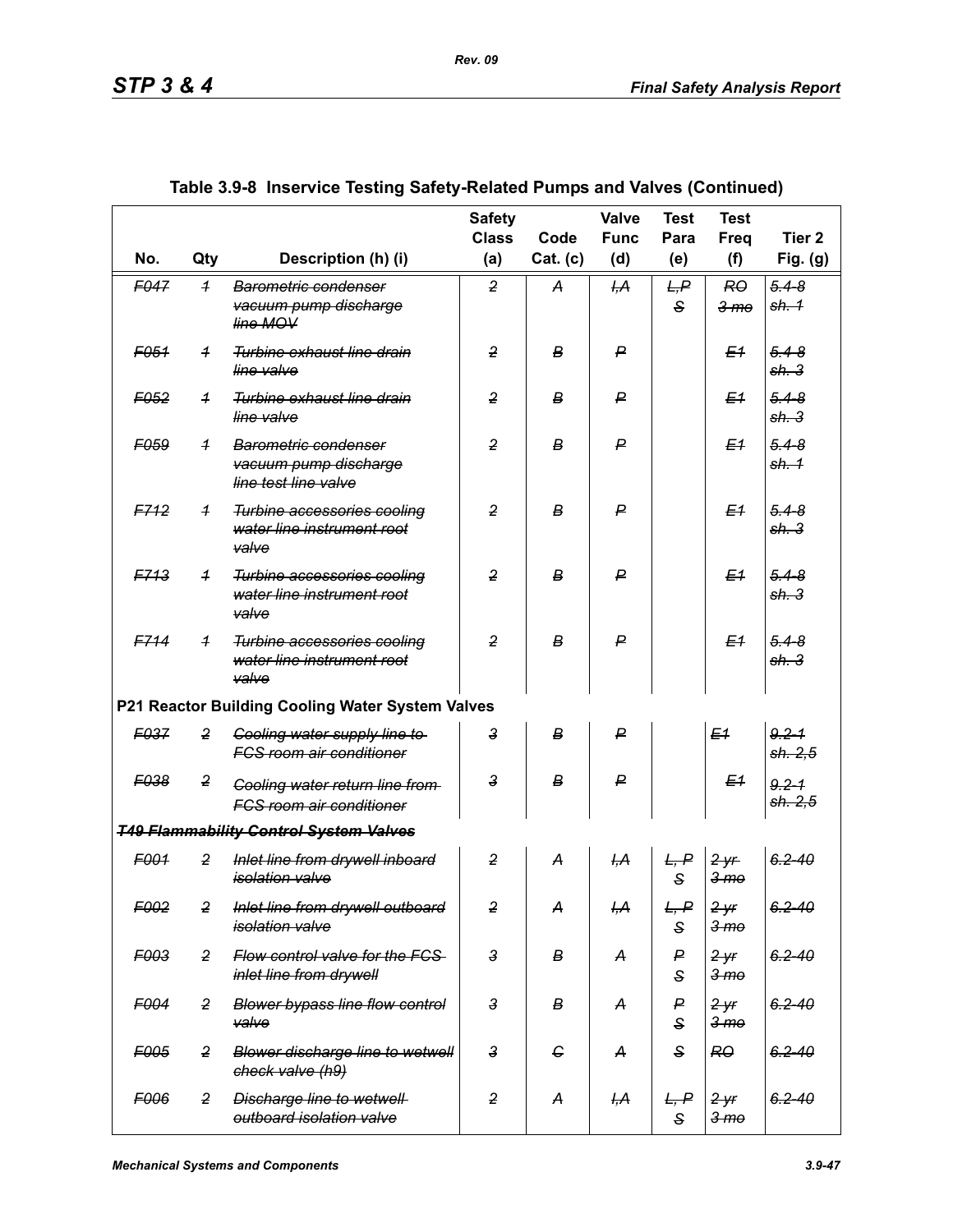## Table 3.9-8 Inservice Testing Safety-Related Pumps and Valves (Continued)

| No. | Qty | Description (h) (i) | Safety Class (a) | Code Cat. (c) | Valve Func (d) | Test Para (e) | Test Freq (f) | Tier 2 Fig. (g) |
|---|---|---|---|---|---|---|---|---|
| ~~F047~~ | ~~1~~ | ~~Barometric condenser vacuum pump discharge line MOV~~ | ~~2~~ | ~~A~~ | ~~I,A~~ | ~~L,P S~~ | ~~RO 3 mo~~ | ~~5.4-8 sh. 1~~ |
| ~~F051~~ | ~~1~~ | ~~Turbine exhaust line drain line valve~~ | ~~2~~ | ~~B~~ | ~~P~~ | | ~~E1~~ | ~~5.4-8 sh. 3~~ |
| ~~F052~~ | ~~1~~ | ~~Turbine exhaust line drain line valve~~ | ~~2~~ | ~~B~~ | ~~P~~ | | ~~E1~~ | ~~5.4-8 sh. 3~~ |
| ~~F059~~ | ~~1~~ | ~~Barometric condenser vacuum pump discharge line test line valve~~ | ~~2~~ | ~~B~~ | ~~P~~ | | ~~E1~~ | ~~5.4-8 sh. 1~~ |
| ~~F712~~ | ~~1~~ | ~~Turbine accessories cooling water line instrument root valve~~ | ~~2~~ | ~~B~~ | ~~P~~ | | ~~E1~~ | ~~5.4-8 sh. 3~~ |
| ~~F713~~ | ~~1~~ | ~~Turbine accessories cooling water line instrument root valve~~ | ~~2~~ | ~~B~~ | ~~P~~ | | ~~E1~~ | ~~5.4-8 sh. 3~~ |
| ~~F714~~ | ~~1~~ | ~~Turbine accessories cooling water line instrument root valve~~ | ~~2~~ | ~~B~~ | ~~P~~ | | ~~E1~~ | ~~5.4-8 sh. 3~~ |
| **P21 Reactor Building Cooling Water System Valves** | | | | | | | | |
| ~~F037~~ | ~~2~~ | ~~Cooling water supply line to FCS room air conditioner~~ | ~~3~~ | ~~B~~ | ~~P~~ | | ~~E1~~ | ~~9.2-1 sh. 2,5~~ |
| ~~F038~~ | ~~2~~ | ~~Cooling water return line from FCS room air conditioner~~ | ~~3~~ | ~~B~~ | ~~P~~ | | ~~E1~~ | ~~9.2-1 sh. 2,5~~ |
| ***~~T49 Flammability Control System Valves~~*** | | | | | | | | |
| ~~F001~~ | ~~2~~ | ~~Inlet line from drywell inboard isolation valve~~ | ~~2~~ | ~~A~~ | ~~I,A~~ | ~~L, P S~~ | ~~2 yr 3 mo~~ | ~~6.2-40~~ |
| ~~F002~~ | ~~2~~ | ~~Inlet line from drywell outboard isolation valve~~ | ~~2~~ | ~~A~~ | ~~I,A~~ | ~~L, P S~~ | ~~2 yr 3 mo~~ | ~~6.2-40~~ |
| ~~F003~~ | ~~2~~ | ~~Flow control valve for the FCS inlet line from drywell~~ | ~~3~~ | ~~B~~ | ~~A~~ | ~~P S~~ | ~~2 yr 3 mo~~ | ~~6.2-40~~ |
| ~~F004~~ | ~~2~~ | ~~Blower bypass line flow control valve~~ | ~~3~~ | ~~B~~ | ~~A~~ | ~~P S~~ | ~~2 yr 3 mo~~ | ~~6.2-40~~ |
| ~~F005~~ | ~~2~~ | ~~Blower discharge line to wetwell check valve (h9)~~ | ~~3~~ | ~~C~~ | ~~A~~ | ~~S~~ | ~~RO~~ | ~~6.2-40~~ |
| ~~F006~~ | ~~2~~ | ~~Discharge line to wetwell outboard isolation valve~~ | ~~2~~ | ~~A~~ | ~~I,A~~ | ~~L, P S~~ | ~~2 yr 3 mo~~ | ~~6.2-40~~ |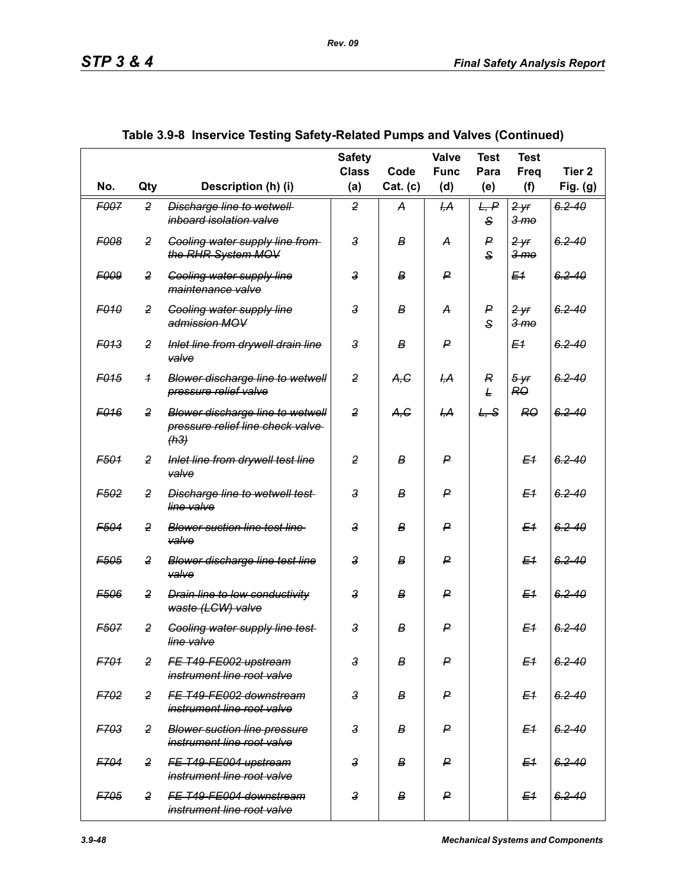## Table 3.9-8 Inservice Testing Safety-Related Pumps and Valves (Continued)

| No. | Qty | Description (h) (i) | Safety Class (a) | Code Cat. (c) | Valve Func (d) | Test Para (e) | Test Freq (f) | Tier 2 Fig. (g) |
|---|---|---|---|---|---|---|---|---|
| ~~F007~~ | ~~2~~ | ~~Discharge line to wetwell inboard isolation valve~~ | ~~2~~ | ~~A~~ | ~~I,A~~ | ~~L, P S~~ | ~~2 yr 3 mo~~ | ~~6.2-40~~ |
| ~~F008~~ | ~~2~~ | ~~Cooling water supply line from the RHR System MOV~~ | ~~3~~ | ~~B~~ | ~~A~~ | ~~P S~~ | ~~2 yr 3 mo~~ | ~~6.2-40~~ |
| ~~F009~~ | ~~2~~ | ~~Cooling water supply line maintenance valve~~ | ~~3~~ | ~~B~~ | ~~P~~ | | ~~E1~~ | ~~6.2-40~~ |
| ~~F010~~ | ~~2~~ | ~~Cooling water supply line admission MOV~~ | ~~3~~ | ~~B~~ | ~~A~~ | ~~P S~~ | ~~2 yr 3 mo~~ | ~~6.2-40~~ |
| ~~F013~~ | ~~2~~ | ~~Inlet line from drywell drain line valve~~ | ~~3~~ | ~~B~~ | ~~P~~ | | ~~E1~~ | ~~6.2-40~~ |
| ~~F015~~ | ~~1~~ | ~~Blower discharge line to wetwell pressure relief valve~~ | ~~2~~ | ~~A,C~~ | ~~I,A~~ | ~~R L~~ | ~~5 yr RO~~ | ~~6.2-40~~ |
| ~~F016~~ | ~~2~~ | ~~Blower discharge line to wetwell pressure relief line check valve (h3)~~ | ~~2~~ | ~~A,C~~ | ~~I,A~~ | ~~L, S~~ | ~~RO~~ | ~~6.2-40~~ |
| ~~F501~~ | ~~2~~ | ~~Inlet line from drywell test line valve~~ | ~~2~~ | ~~B~~ | ~~P~~ | | ~~E1~~ | ~~6.2-40~~ |
| ~~F502~~ | ~~2~~ | ~~Discharge line to wetwell test line valve~~ | ~~3~~ | ~~B~~ | ~~P~~ | | ~~E1~~ | ~~6.2-40~~ |
| ~~F504~~ | ~~2~~ | ~~Blower suction line test line valve~~ | ~~3~~ | ~~B~~ | ~~P~~ | | ~~E1~~ | ~~6.2-40~~ |
| ~~F505~~ | ~~2~~ | ~~Blower discharge line test line valve~~ | ~~3~~ | ~~B~~ | ~~P~~ | | ~~E1~~ | ~~6.2-40~~ |
| ~~F506~~ | ~~2~~ | ~~Drain line to low conductivity waste (LCW) valve~~ | ~~3~~ | ~~B~~ | ~~P~~ | | ~~E1~~ | ~~6.2-40~~ |
| ~~F507~~ | ~~2~~ | ~~Cooling water supply line test line valve~~ | ~~3~~ | ~~B~~ | ~~P~~ | | ~~E1~~ | ~~6.2-40~~ |
| ~~F701~~ | ~~2~~ | ~~FE T49-FE002 upstream instrument line root valve~~ | ~~3~~ | ~~B~~ | ~~P~~ | | ~~E1~~ | ~~6.2-40~~ |
| ~~F702~~ | ~~2~~ | ~~FE T49-FE002 downstream instrument line root valve~~ | ~~3~~ | ~~B~~ | ~~P~~ | | ~~E1~~ | ~~6.2-40~~ |
| ~~F703~~ | ~~2~~ | ~~Blower suction line pressure instrument line root valve~~ | ~~3~~ | ~~B~~ | ~~P~~ | | ~~E1~~ | ~~6.2-40~~ |
| ~~F704~~ | ~~2~~ | ~~FE T49-FE004 upstream instrument line root valve~~ | ~~3~~ | ~~B~~ | ~~P~~ | | ~~E1~~ | ~~6.2-40~~ |
| ~~F705~~ | ~~2~~ | ~~FE T49-FE004 downstream instrument line root valve~~ | ~~3~~ | ~~B~~ | ~~P~~ | | ~~E1~~ | ~~6.2-40~~ |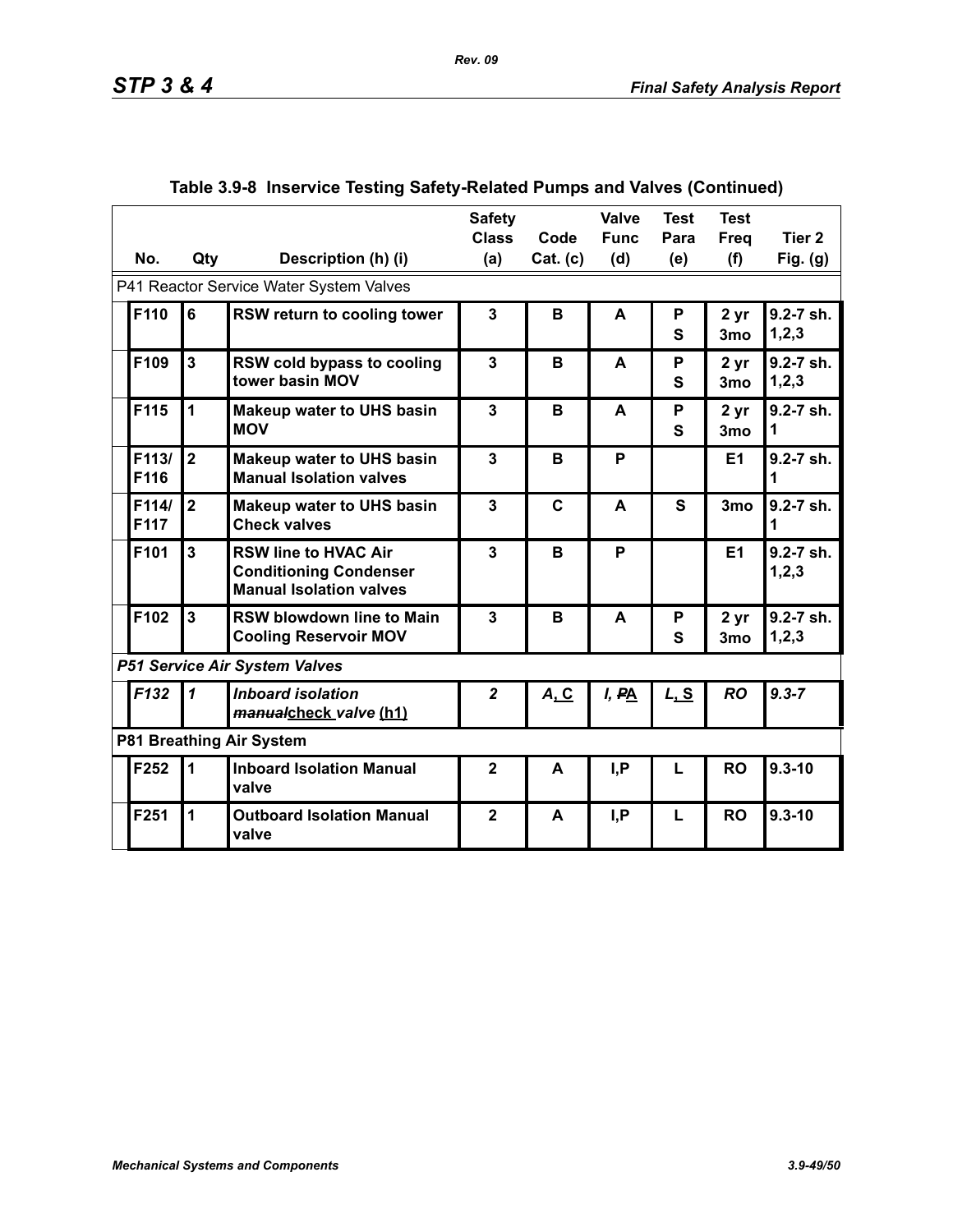## Table 3.9-8 Inservice Testing Safety-Related Pumps and Valves (Continued)

| No. | Qty | Description (h) (i) | Safety Class (a) | Code Cat. (c) | Valve Func (d) | Test Para (e) | Test Freq (f) | Tier 2 Fig. (g) |
|---|---|---|---|---|---|---|---|---|
| P41 Reactor Service Water System Valves | | | | | | | | |
| **F110** | **6** | **RSW return to cooling tower** | **3** | **B** | **A** | **P S** | **2 yr 3mo** | **9.2-7 sh. 1,2,3** |
| **F109** | **3** | **RSW cold bypass to cooling tower basin MOV** | **3** | **B** | **A** | **P S** | **2 yr 3mo** | **9.2-7 sh. 1,2,3** |
| **F115** | **1** | **Makeup water to UHS basin MOV** | **3** | **B** | **A** | **P S** | **2 yr 3mo** | **9.2-7 sh. 1** |
| **F113/ F116** | **2** | **Makeup water to UHS basin Manual Isolation valves** | **3** | **B** | **P** | | **E1** | **9.2-7 sh. 1** |
| **F114/ F117** | **2** | **Makeup water to UHS basin Check valves** | **3** | **C** | **A** | **S** | **3mo** | **9.2-7 sh. 1** |
| **F101** | **3** | **RSW line to HVAC Air Conditioning Condenser Manual Isolation valves** | **3** | **B** | **P** | | **E1** | **9.2-7 sh. 1,2,3** |
| **F102** | **3** | **RSW blowdown line to Main Cooling Reservoir MOV** | **3** | **B** | **A** | **P S** | **2 yr 3mo** | **9.2-7 sh. 1,2,3** |
| ***P51 Service Air System Valves*** | | | | | | | | |
| ***F132*** | ***1*** | ***Inboard isolation ~~manual~~check valve (h1)*** | ***2*** | ***A, C*** | ***I, ~~P~~A*** | ***L, S*** | ***RO*** | ***9.3-7*** |
| **P81 Breathing Air System** | | | | | | | | |
| **F252** | **1** | **Inboard Isolation Manual valve** | **2** | **A** | **I,P** | **L** | **RO** | **9.3-10** |
| **F251** | **1** | **Outboard Isolation Manual valve** | **2** | **A** | **I,P** | **L** | **RO** | **9.3-10** |